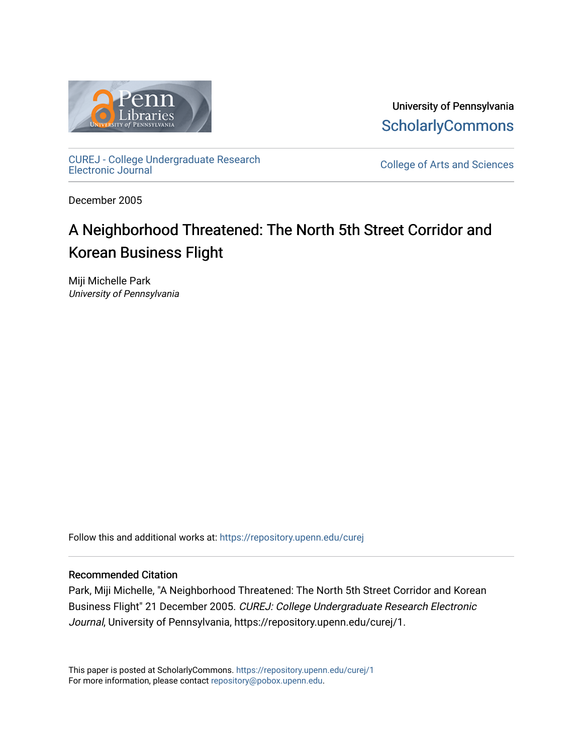University of Pennsylvania
ScholarlyCommons

CUREJ - College Undergraduate Research Electronic Journal

College of Arts and Sciences

December 2005

# A Neighborhood Threatened: The North 5th Street Corridor and Korean Business Flight

Miji Michelle Park
*University of Pennsylvania*

Follow this and additional works at: https://repository.upenn.edu/curej

### Recommended Citation

Park, Miji Michelle, "A Neighborhood Threatened: The North 5th Street Corridor and Korean Business Flight" 21 December 2005. *CUREJ: College Undergraduate Research Electronic Journal*, University of Pennsylvania, https://repository.upenn.edu/curej/1.

This paper is posted at ScholarlyCommons. https://repository.upenn.edu/curej/1
For more information, please contact repository@pobox.upenn.edu.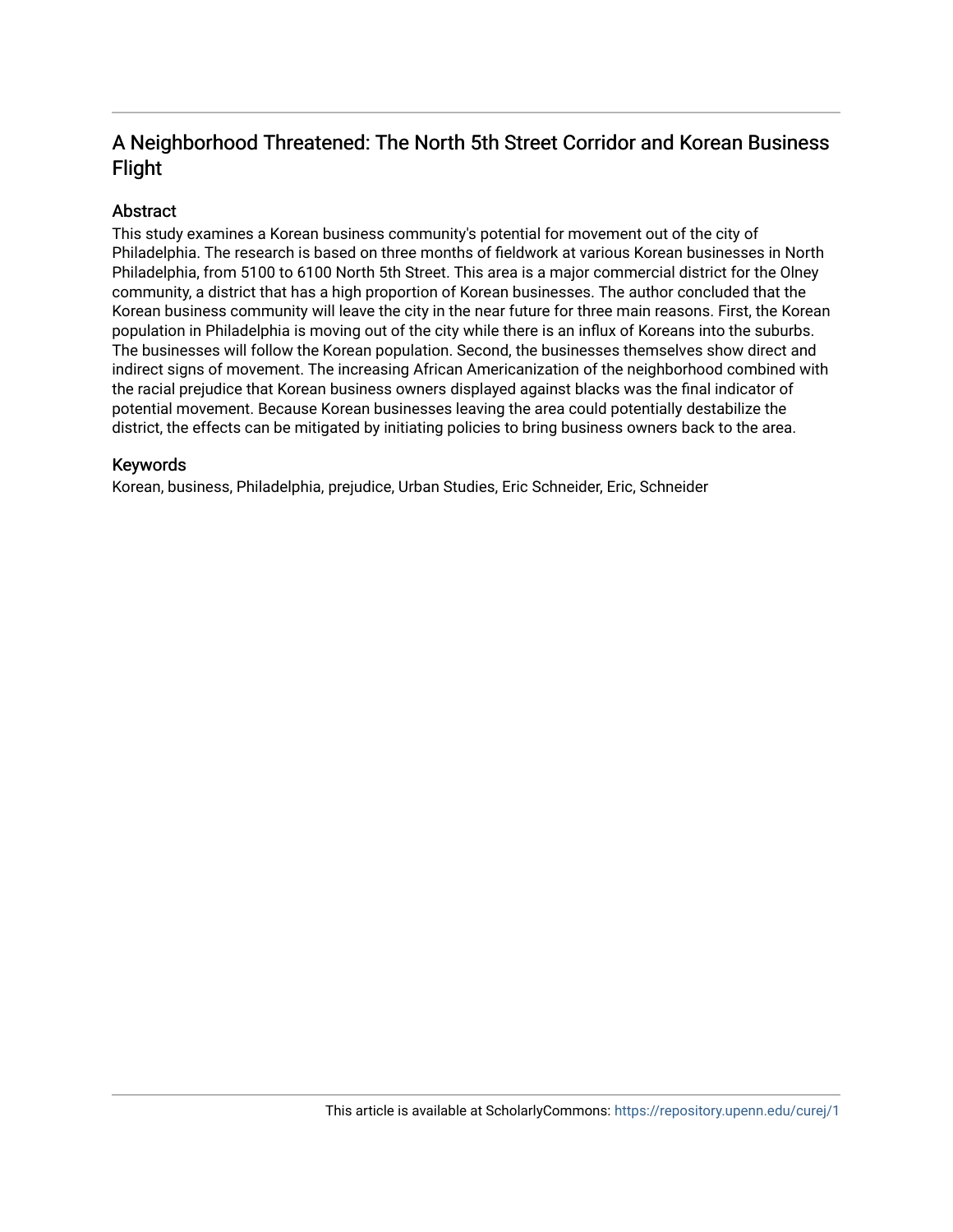# A Neighborhood Threatened: The North 5th Street Corridor and Korean Business Flight

## Abstract

This study examines a Korean business community's potential for movement out of the city of Philadelphia. The research is based on three months of fieldwork at various Korean businesses in North Philadelphia, from 5100 to 6100 North 5th Street. This area is a major commercial district for the Olney community, a district that has a high proportion of Korean businesses. The author concluded that the Korean business community will leave the city in the near future for three main reasons. First, the Korean population in Philadelphia is moving out of the city while there is an influx of Koreans into the suburbs. The businesses will follow the Korean population. Second, the businesses themselves show direct and indirect signs of movement. The increasing African Americanization of the neighborhood combined with the racial prejudice that Korean business owners displayed against blacks was the final indicator of potential movement. Because Korean businesses leaving the area could potentially destabilize the district, the effects can be mitigated by initiating policies to bring business owners back to the area.

## Keywords

Korean, business, Philadelphia, prejudice, Urban Studies, Eric Schneider, Eric, Schneider

This article is available at ScholarlyCommons: https://repository.upenn.edu/curej/1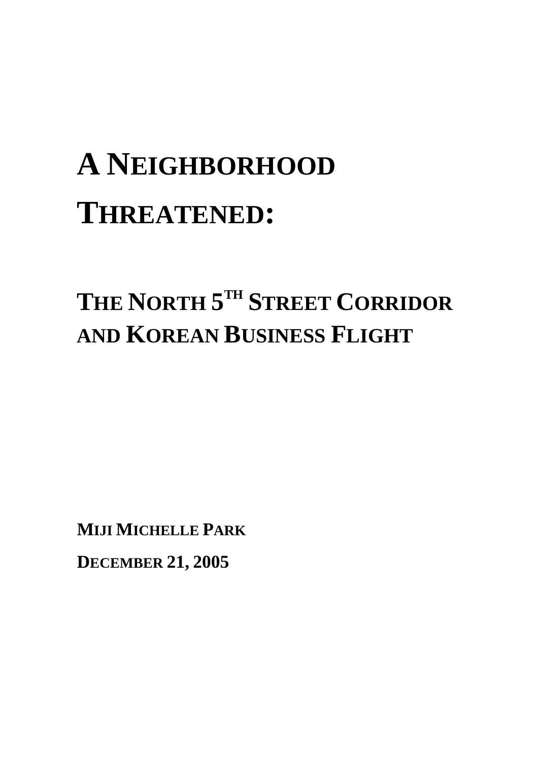# A Neighborhood Threatened:

## The North 5th Street Corridor and Korean Business Flight

**Miji Michelle Park**

**December 21, 2005**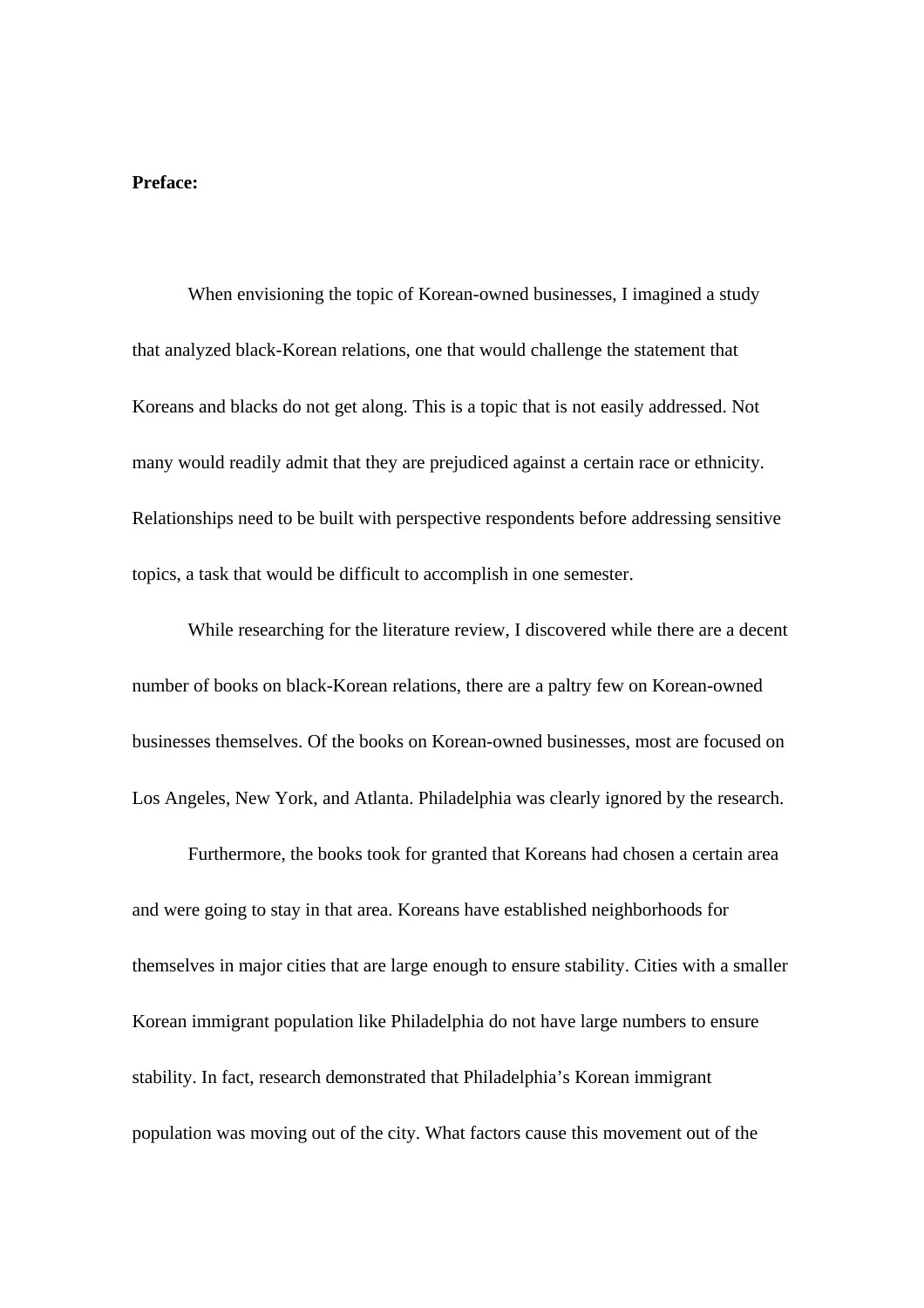**Preface:**

When envisioning the topic of Korean-owned businesses, I imagined a study that analyzed black-Korean relations, one that would challenge the statement that Koreans and blacks do not get along. This is a topic that is not easily addressed. Not many would readily admit that they are prejudiced against a certain race or ethnicity. Relationships need to be built with perspective respondents before addressing sensitive topics, a task that would be difficult to accomplish in one semester.

While researching for the literature review, I discovered while there are a decent number of books on black-Korean relations, there are a paltry few on Korean-owned businesses themselves. Of the books on Korean-owned businesses, most are focused on Los Angeles, New York, and Atlanta. Philadelphia was clearly ignored by the research.

Furthermore, the books took for granted that Koreans had chosen a certain area and were going to stay in that area. Koreans have established neighborhoods for themselves in major cities that are large enough to ensure stability. Cities with a smaller Korean immigrant population like Philadelphia do not have large numbers to ensure stability. In fact, research demonstrated that Philadelphia's Korean immigrant population was moving out of the city. What factors cause this movement out of the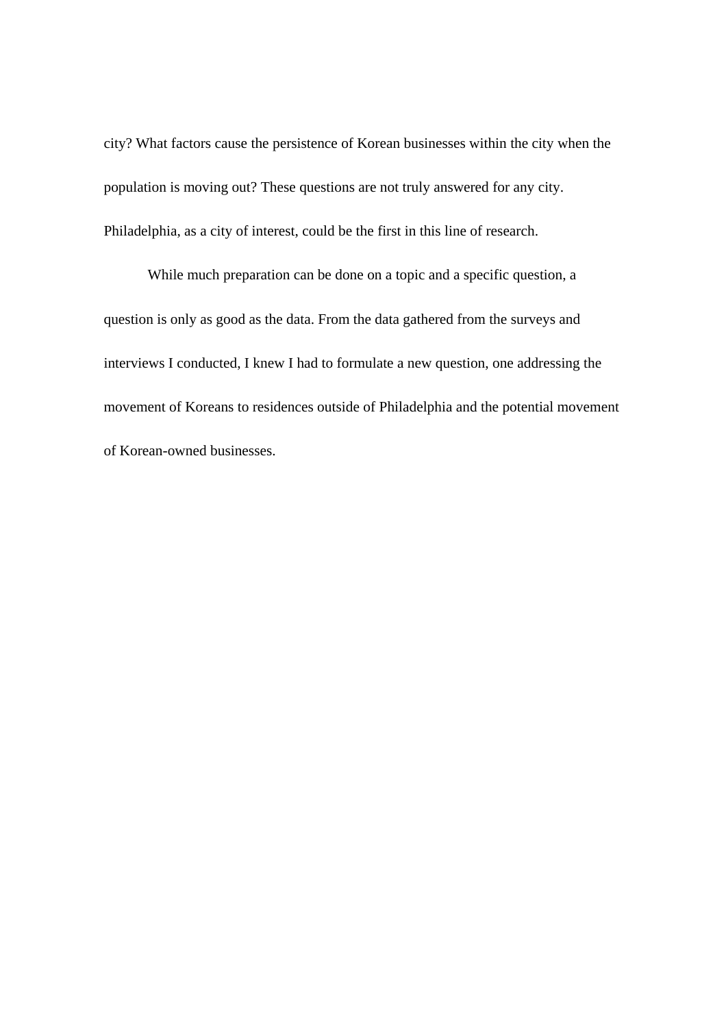city? What factors cause the persistence of Korean businesses within the city when the population is moving out? These questions are not truly answered for any city. Philadelphia, as a city of interest, could be the first in this line of research.

While much preparation can be done on a topic and a specific question, a question is only as good as the data. From the data gathered from the surveys and interviews I conducted, I knew I had to formulate a new question, one addressing the movement of Koreans to residences outside of Philadelphia and the potential movement of Korean-owned businesses.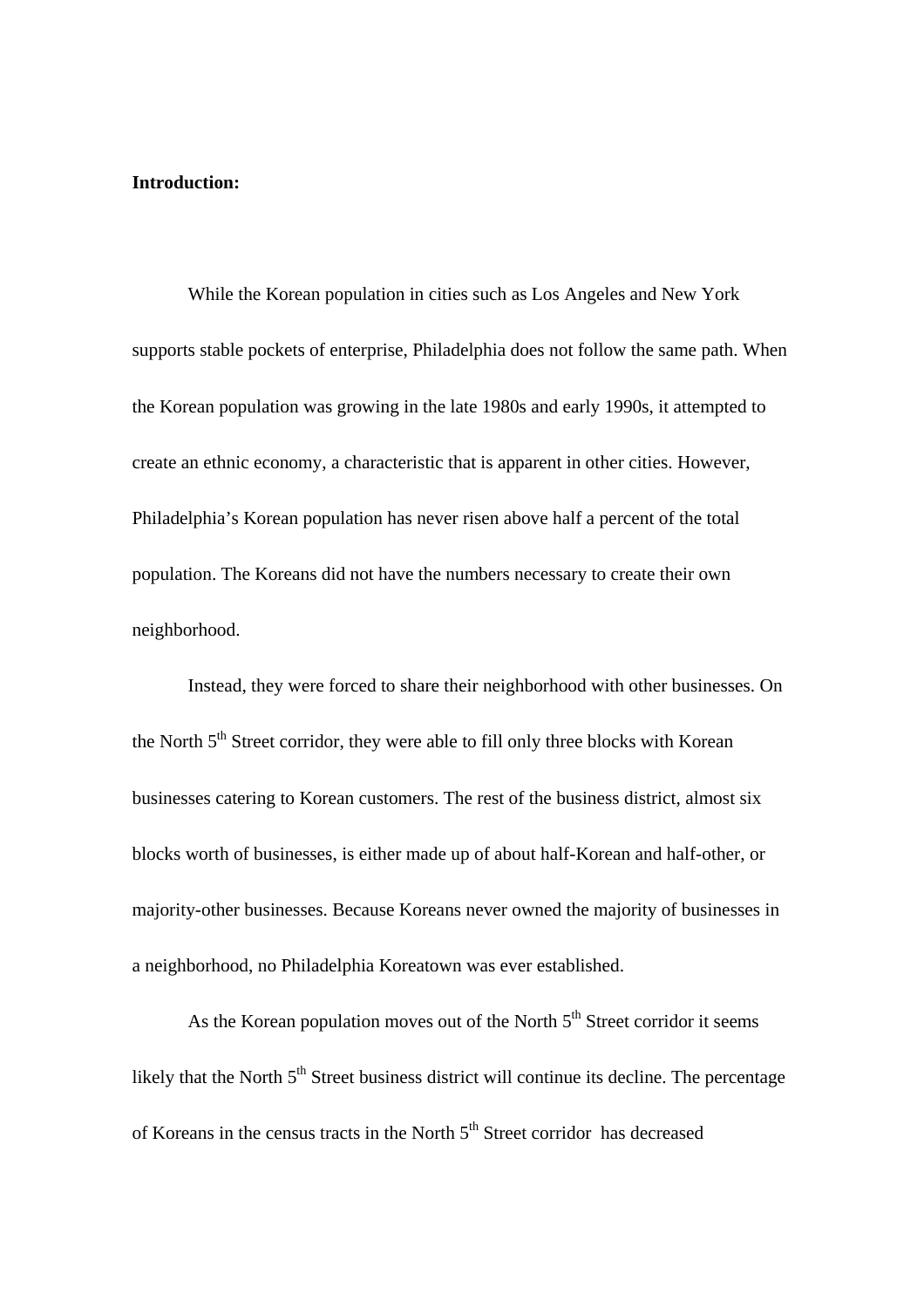**Introduction:**

While the Korean population in cities such as Los Angeles and New York supports stable pockets of enterprise, Philadelphia does not follow the same path. When the Korean population was growing in the late 1980s and early 1990s, it attempted to create an ethnic economy, a characteristic that is apparent in other cities. However, Philadelphia's Korean population has never risen above half a percent of the total population. The Koreans did not have the numbers necessary to create their own neighborhood.

Instead, they were forced to share their neighborhood with other businesses. On the North 5th Street corridor, they were able to fill only three blocks with Korean businesses catering to Korean customers. The rest of the business district, almost six blocks worth of businesses, is either made up of about half-Korean and half-other, or majority-other businesses. Because Koreans never owned the majority of businesses in a neighborhood, no Philadelphia Koreatown was ever established.

As the Korean population moves out of the North 5th Street corridor it seems likely that the North 5th Street business district will continue its decline. The percentage of Koreans in the census tracts in the North 5th Street corridor has decreased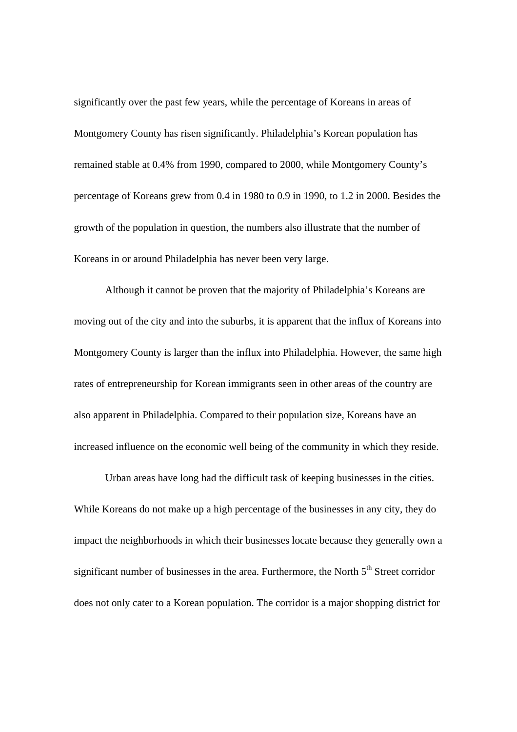significantly over the past few years, while the percentage of Koreans in areas of Montgomery County has risen significantly. Philadelphia's Korean population has remained stable at 0.4% from 1990, compared to 2000, while Montgomery County's percentage of Koreans grew from 0.4 in 1980 to 0.9 in 1990, to 1.2 in 2000. Besides the growth of the population in question, the numbers also illustrate that the number of Koreans in or around Philadelphia has never been very large.

Although it cannot be proven that the majority of Philadelphia's Koreans are moving out of the city and into the suburbs, it is apparent that the influx of Koreans into Montgomery County is larger than the influx into Philadelphia. However, the same high rates of entrepreneurship for Korean immigrants seen in other areas of the country are also apparent in Philadelphia. Compared to their population size, Koreans have an increased influence on the economic well being of the community in which they reside.

Urban areas have long had the difficult task of keeping businesses in the cities. While Koreans do not make up a high percentage of the businesses in any city, they do impact the neighborhoods in which their businesses locate because they generally own a significant number of businesses in the area. Furthermore, the North 5th Street corridor does not only cater to a Korean population. The corridor is a major shopping district for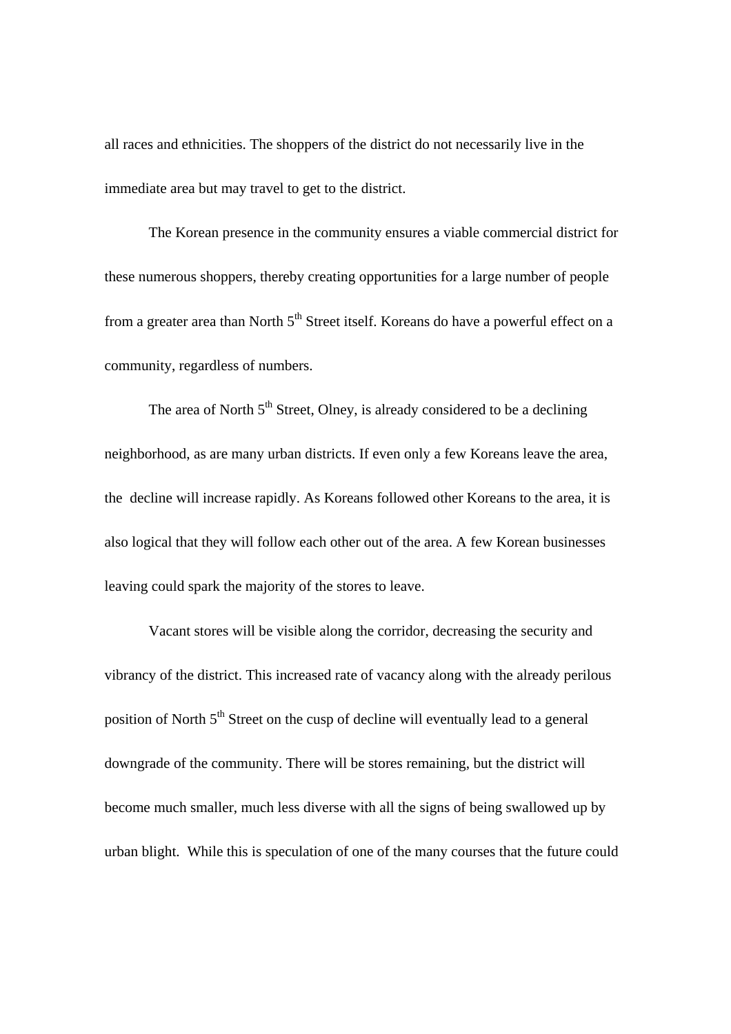all races and ethnicities. The shoppers of the district do not necessarily live in the immediate area but may travel to get to the district.

The Korean presence in the community ensures a viable commercial district for these numerous shoppers, thereby creating opportunities for a large number of people from a greater area than North 5th Street itself. Koreans do have a powerful effect on a community, regardless of numbers.

The area of North 5th Street, Olney, is already considered to be a declining neighborhood, as are many urban districts. If even only a few Koreans leave the area, the decline will increase rapidly. As Koreans followed other Koreans to the area, it is also logical that they will follow each other out of the area. A few Korean businesses leaving could spark the majority of the stores to leave.

Vacant stores will be visible along the corridor, decreasing the security and vibrancy of the district. This increased rate of vacancy along with the already perilous position of North 5th Street on the cusp of decline will eventually lead to a general downgrade of the community. There will be stores remaining, but the district will become much smaller, much less diverse with all the signs of being swallowed up by urban blight. While this is speculation of one of the many courses that the future could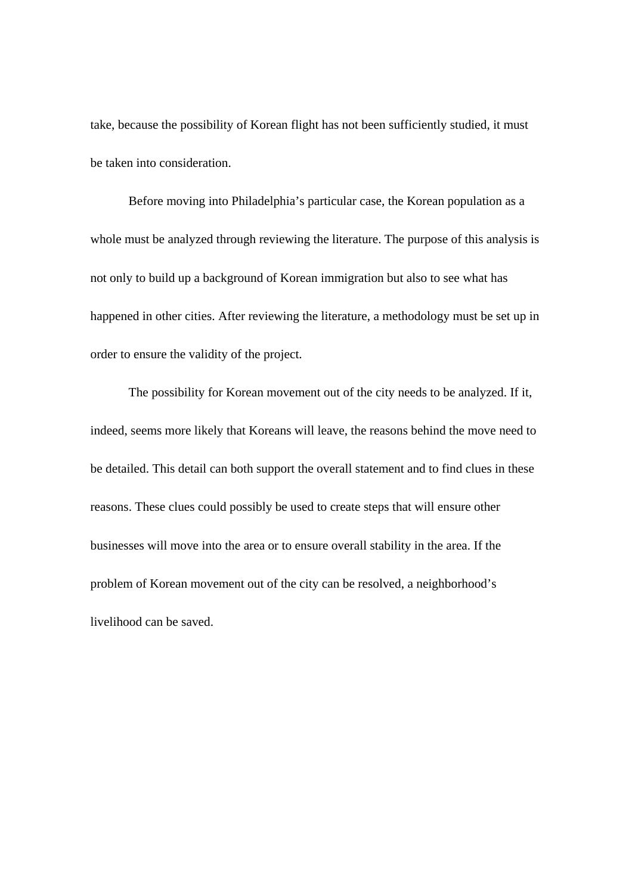take, because the possibility of Korean flight has not been sufficiently studied, it must be taken into consideration.

Before moving into Philadelphia's particular case, the Korean population as a whole must be analyzed through reviewing the literature. The purpose of this analysis is not only to build up a background of Korean immigration but also to see what has happened in other cities. After reviewing the literature, a methodology must be set up in order to ensure the validity of the project.

The possibility for Korean movement out of the city needs to be analyzed. If it, indeed, seems more likely that Koreans will leave, the reasons behind the move need to be detailed. This detail can both support the overall statement and to find clues in these reasons. These clues could possibly be used to create steps that will ensure other businesses will move into the area or to ensure overall stability in the area. If the problem of Korean movement out of the city can be resolved, a neighborhood's livelihood can be saved.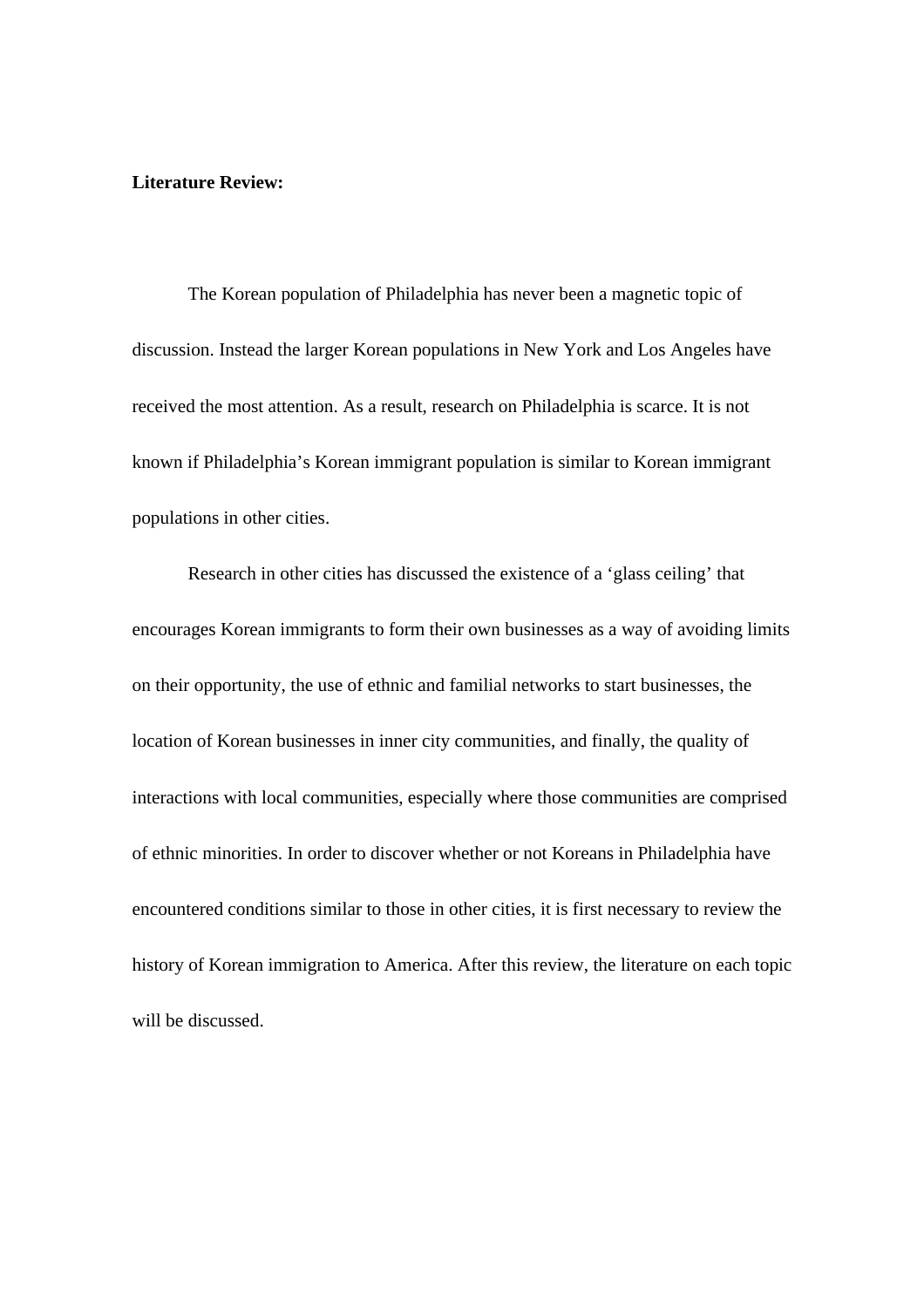**Literature Review:**

The Korean population of Philadelphia has never been a magnetic topic of discussion. Instead the larger Korean populations in New York and Los Angeles have received the most attention. As a result, research on Philadelphia is scarce. It is not known if Philadelphia's Korean immigrant population is similar to Korean immigrant populations in other cities.

Research in other cities has discussed the existence of a 'glass ceiling' that encourages Korean immigrants to form their own businesses as a way of avoiding limits on their opportunity, the use of ethnic and familial networks to start businesses, the location of Korean businesses in inner city communities, and finally, the quality of interactions with local communities, especially where those communities are comprised of ethnic minorities. In order to discover whether or not Koreans in Philadelphia have encountered conditions similar to those in other cities, it is first necessary to review the history of Korean immigration to America. After this review, the literature on each topic will be discussed.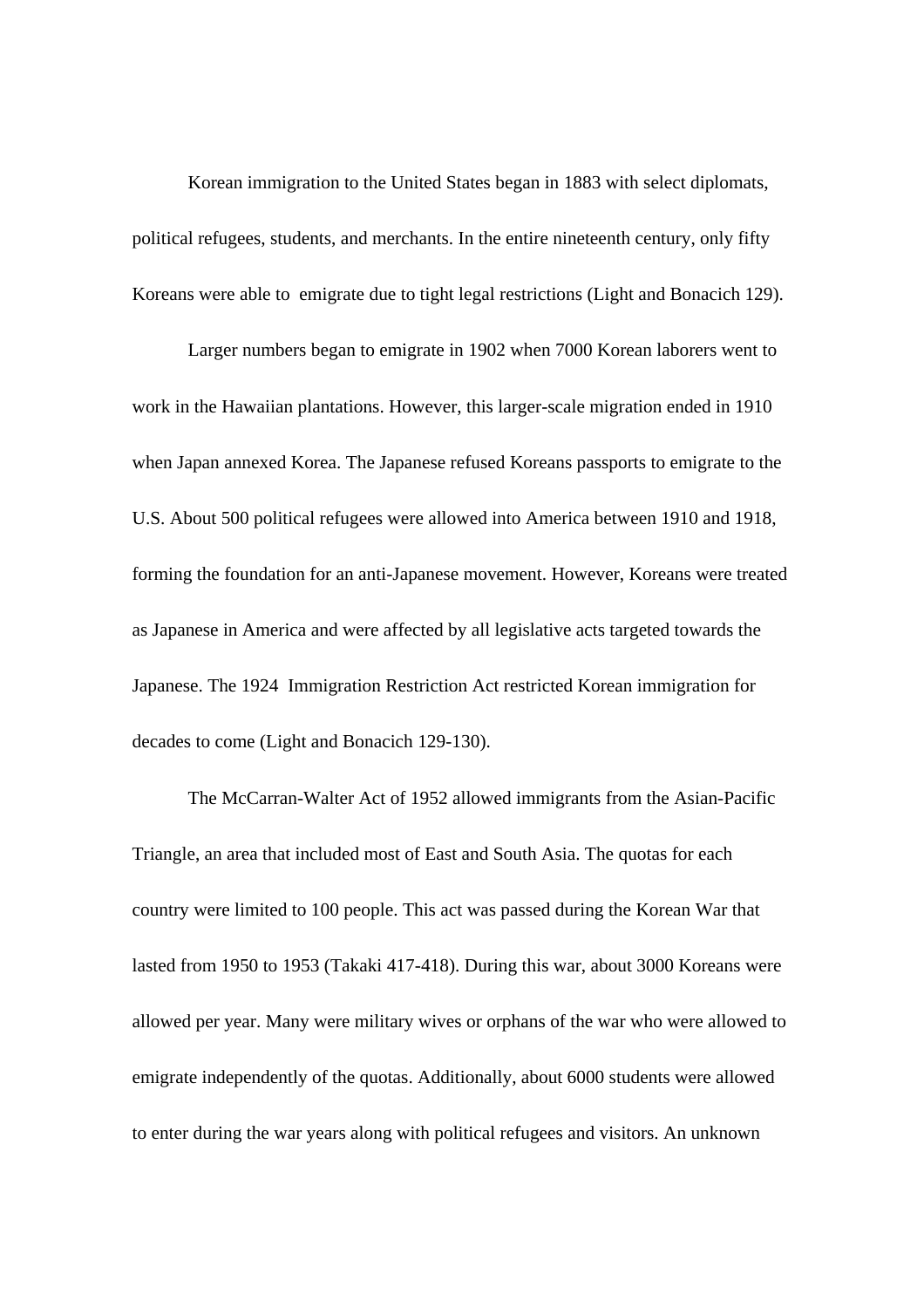Korean immigration to the United States began in 1883 with select diplomats, political refugees, students, and merchants. In the entire nineteenth century, only fifty Koreans were able to emigrate due to tight legal restrictions (Light and Bonacich 129).

Larger numbers began to emigrate in 1902 when 7000 Korean laborers went to work in the Hawaiian plantations. However, this larger-scale migration ended in 1910 when Japan annexed Korea. The Japanese refused Koreans passports to emigrate to the U.S. About 500 political refugees were allowed into America between 1910 and 1918, forming the foundation for an anti-Japanese movement. However, Koreans were treated as Japanese in America and were affected by all legislative acts targeted towards the Japanese. The 1924 Immigration Restriction Act restricted Korean immigration for decades to come (Light and Bonacich 129-130).

The McCarran-Walter Act of 1952 allowed immigrants from the Asian-Pacific Triangle, an area that included most of East and South Asia. The quotas for each country were limited to 100 people. This act was passed during the Korean War that lasted from 1950 to 1953 (Takaki 417-418). During this war, about 3000 Koreans were allowed per year. Many were military wives or orphans of the war who were allowed to emigrate independently of the quotas. Additionally, about 6000 students were allowed to enter during the war years along with political refugees and visitors. An unknown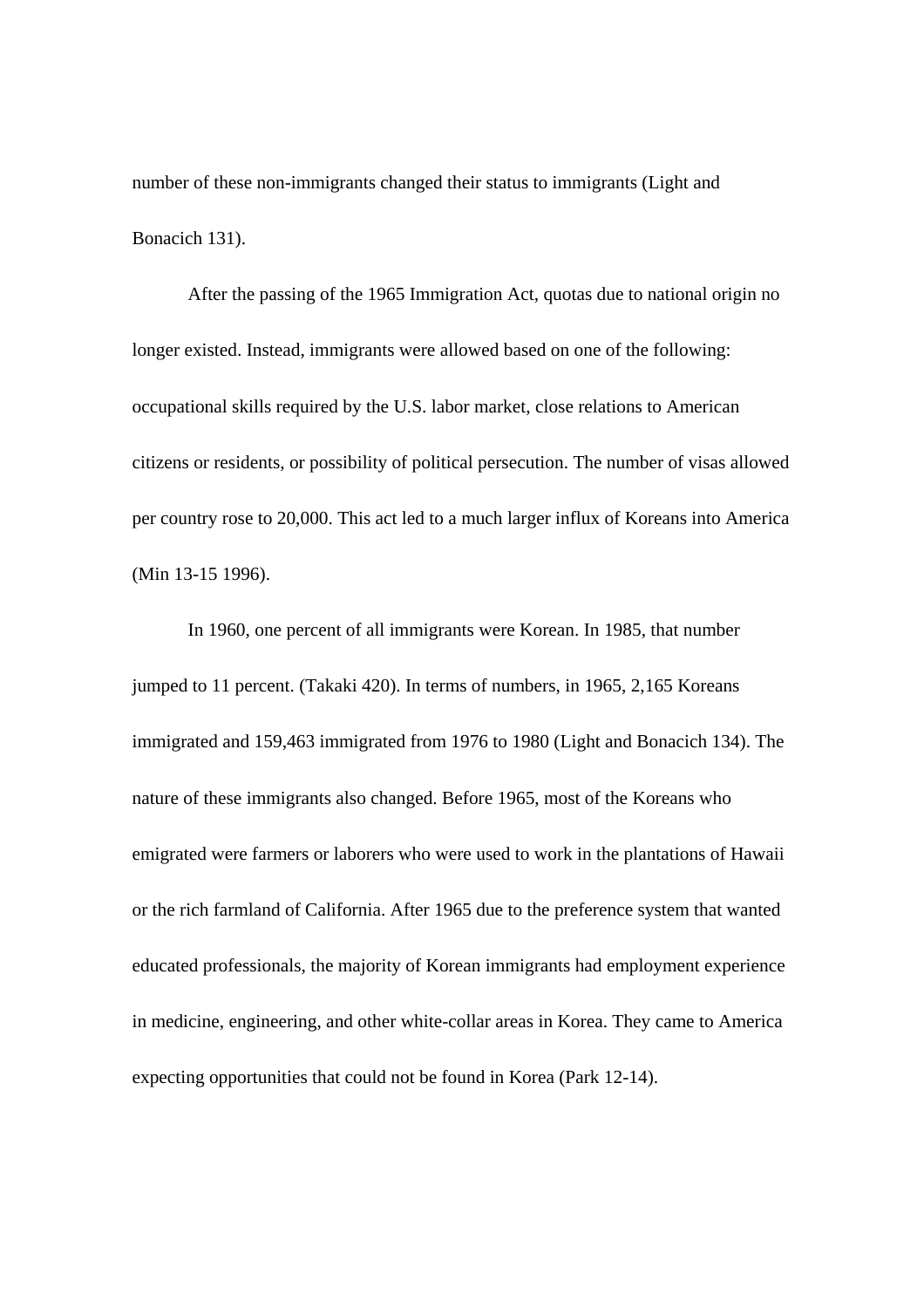number of these non-immigrants changed their status to immigrants (Light and Bonacich 131).

After the passing of the 1965 Immigration Act, quotas due to national origin no longer existed. Instead, immigrants were allowed based on one of the following: occupational skills required by the U.S. labor market, close relations to American citizens or residents, or possibility of political persecution. The number of visas allowed per country rose to 20,000. This act led to a much larger influx of Koreans into America (Min 13-15 1996).

In 1960, one percent of all immigrants were Korean. In 1985, that number jumped to 11 percent. (Takaki 420). In terms of numbers, in 1965, 2,165 Koreans immigrated and 159,463 immigrated from 1976 to 1980 (Light and Bonacich 134). The nature of these immigrants also changed. Before 1965, most of the Koreans who emigrated were farmers or laborers who were used to work in the plantations of Hawaii or the rich farmland of California. After 1965 due to the preference system that wanted educated professionals, the majority of Korean immigrants had employment experience in medicine, engineering, and other white-collar areas in Korea. They came to America expecting opportunities that could not be found in Korea (Park 12-14).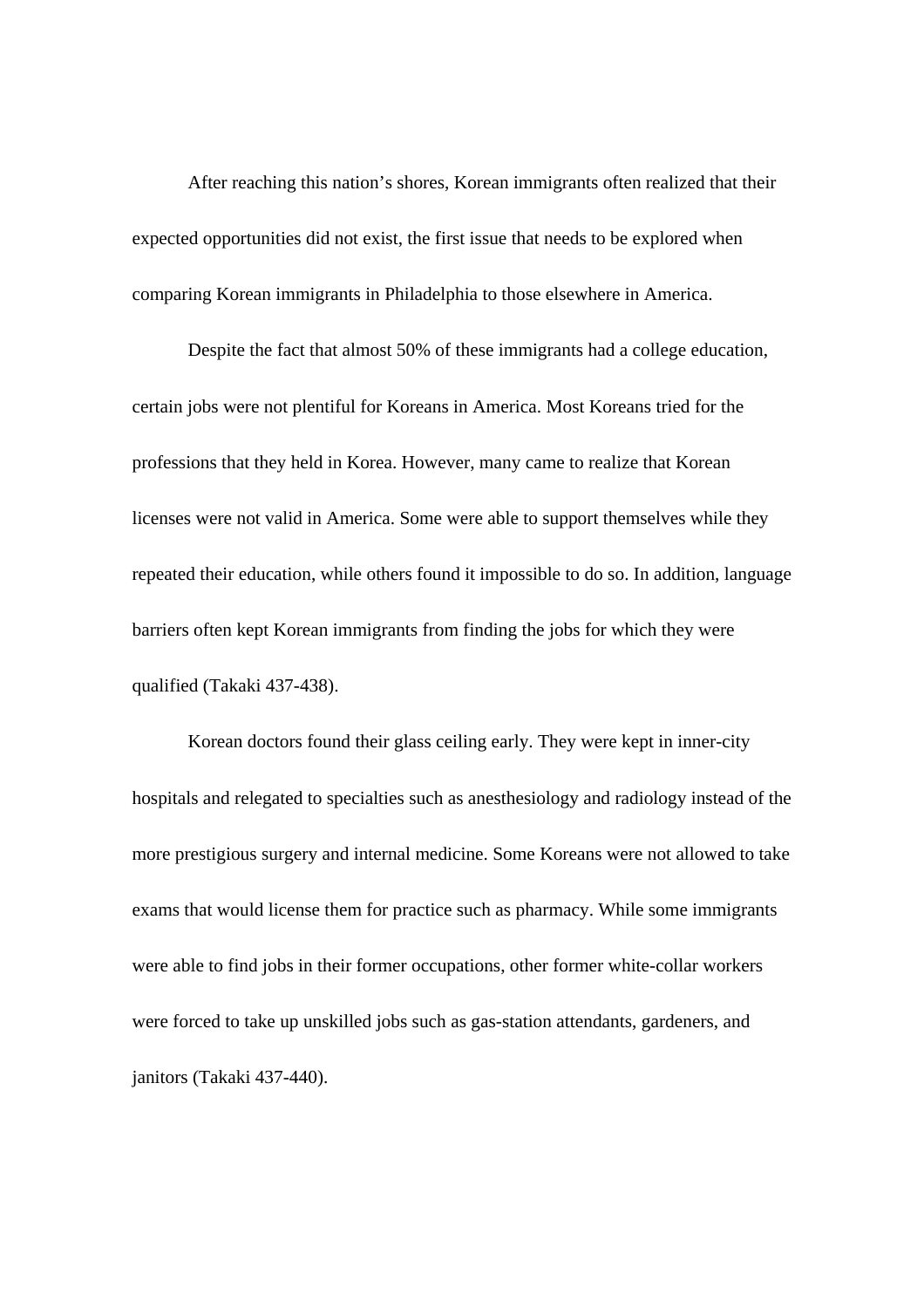After reaching this nation's shores, Korean immigrants often realized that their expected opportunities did not exist, the first issue that needs to be explored when comparing Korean immigrants in Philadelphia to those elsewhere in America.

Despite the fact that almost 50% of these immigrants had a college education, certain jobs were not plentiful for Koreans in America. Most Koreans tried for the professions that they held in Korea. However, many came to realize that Korean licenses were not valid in America. Some were able to support themselves while they repeated their education, while others found it impossible to do so. In addition, language barriers often kept Korean immigrants from finding the jobs for which they were qualified (Takaki 437-438).

Korean doctors found their glass ceiling early. They were kept in inner-city hospitals and relegated to specialties such as anesthesiology and radiology instead of the more prestigious surgery and internal medicine. Some Koreans were not allowed to take exams that would license them for practice such as pharmacy. While some immigrants were able to find jobs in their former occupations, other former white-collar workers were forced to take up unskilled jobs such as gas-station attendants, gardeners, and janitors (Takaki 437-440).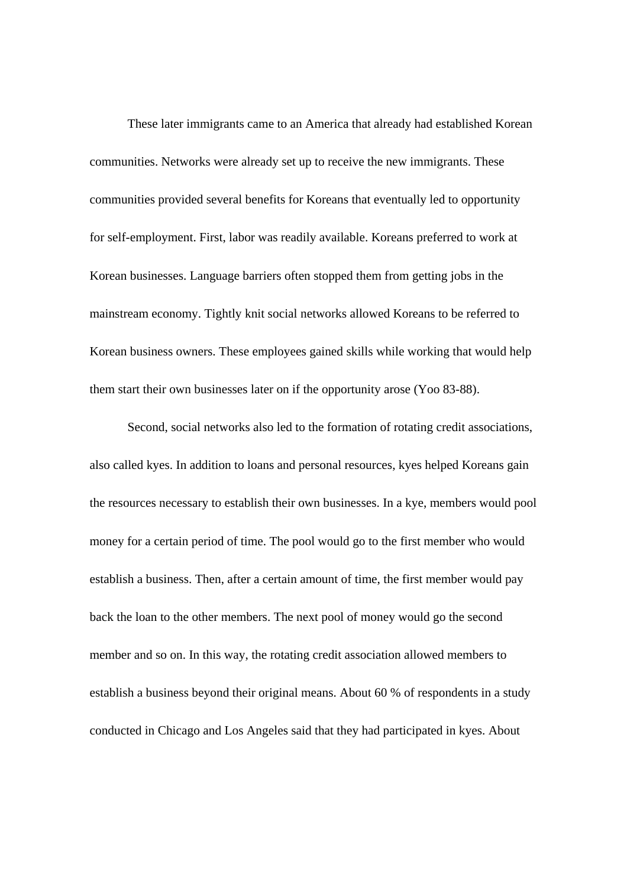These later immigrants came to an America that already had established Korean communities. Networks were already set up to receive the new immigrants. These communities provided several benefits for Koreans that eventually led to opportunity for self-employment. First, labor was readily available. Koreans preferred to work at Korean businesses. Language barriers often stopped them from getting jobs in the mainstream economy. Tightly knit social networks allowed Koreans to be referred to Korean business owners. These employees gained skills while working that would help them start their own businesses later on if the opportunity arose (Yoo 83-88).

Second, social networks also led to the formation of rotating credit associations, also called kyes. In addition to loans and personal resources, kyes helped Koreans gain the resources necessary to establish their own businesses. In a kye, members would pool money for a certain period of time. The pool would go to the first member who would establish a business. Then, after a certain amount of time, the first member would pay back the loan to the other members. The next pool of money would go the second member and so on. In this way, the rotating credit association allowed members to establish a business beyond their original means. About 60 % of respondents in a study conducted in Chicago and Los Angeles said that they had participated in kyes. About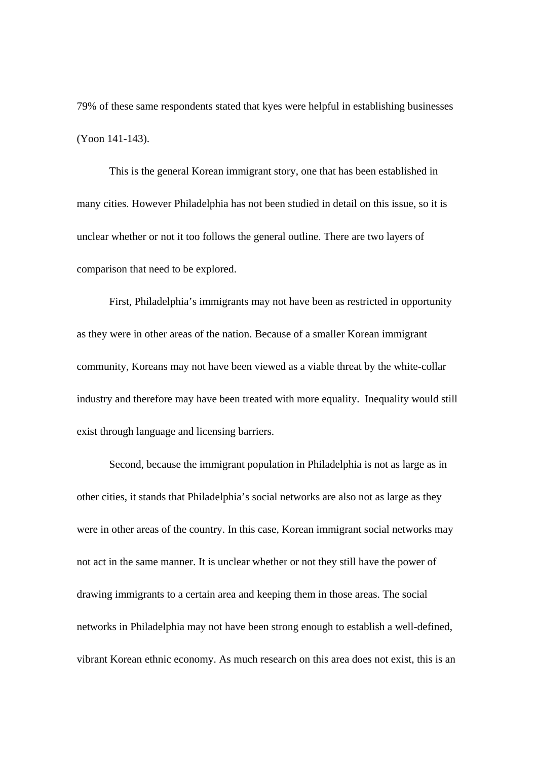79% of these same respondents stated that kyes were helpful in establishing businesses (Yoon 141-143).

This is the general Korean immigrant story, one that has been established in many cities. However Philadelphia has not been studied in detail on this issue, so it is unclear whether or not it too follows the general outline. There are two layers of comparison that need to be explored.

First, Philadelphia's immigrants may not have been as restricted in opportunity as they were in other areas of the nation. Because of a smaller Korean immigrant community, Koreans may not have been viewed as a viable threat by the white-collar industry and therefore may have been treated with more equality. Inequality would still exist through language and licensing barriers.

Second, because the immigrant population in Philadelphia is not as large as in other cities, it stands that Philadelphia's social networks are also not as large as they were in other areas of the country. In this case, Korean immigrant social networks may not act in the same manner. It is unclear whether or not they still have the power of drawing immigrants to a certain area and keeping them in those areas. The social networks in Philadelphia may not have been strong enough to establish a well-defined, vibrant Korean ethnic economy. As much research on this area does not exist, this is an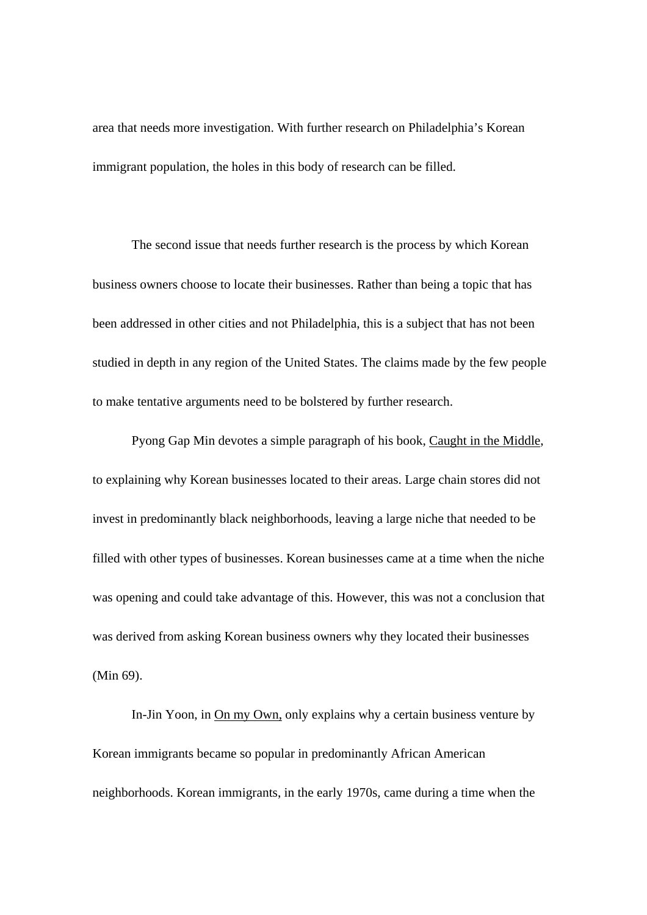area that needs more investigation. With further research on Philadelphia's Korean immigrant population, the holes in this body of research can be filled.

The second issue that needs further research is the process by which Korean business owners choose to locate their businesses. Rather than being a topic that has been addressed in other cities and not Philadelphia, this is a subject that has not been studied in depth in any region of the United States. The claims made by the few people to make tentative arguments need to be bolstered by further research.

Pyong Gap Min devotes a simple paragraph of his book, <u>Caught in the Middle</u>, to explaining why Korean businesses located to their areas. Large chain stores did not invest in predominantly black neighborhoods, leaving a large niche that needed to be filled with other types of businesses. Korean businesses came at a time when the niche was opening and could take advantage of this. However, this was not a conclusion that was derived from asking Korean business owners why they located their businesses (Min 69).

In-Jin Yoon, in <u>On my Own,</u> only explains why a certain business venture by Korean immigrants became so popular in predominantly African American neighborhoods. Korean immigrants, in the early 1970s, came during a time when the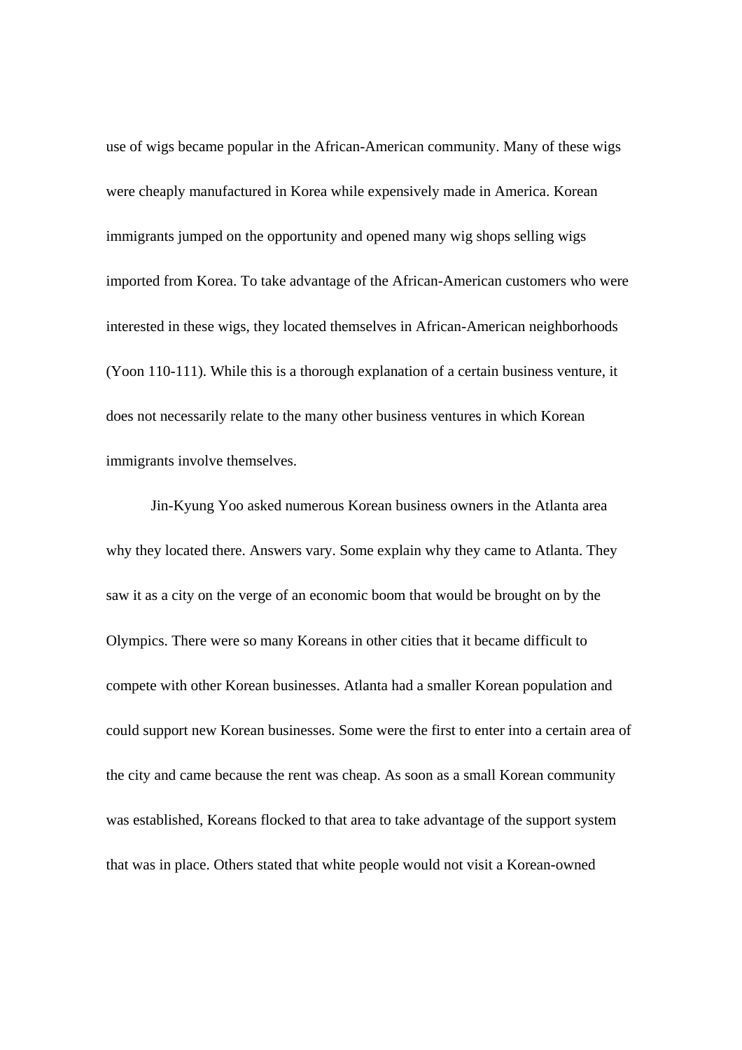use of wigs became popular in the African-American community. Many of these wigs were cheaply manufactured in Korea while expensively made in America. Korean immigrants jumped on the opportunity and opened many wig shops selling wigs imported from Korea. To take advantage of the African-American customers who were interested in these wigs, they located themselves in African-American neighborhoods (Yoon 110-111). While this is a thorough explanation of a certain business venture, it does not necessarily relate to the many other business ventures in which Korean immigrants involve themselves.

Jin-Kyung Yoo asked numerous Korean business owners in the Atlanta area why they located there. Answers vary. Some explain why they came to Atlanta. They saw it as a city on the verge of an economic boom that would be brought on by the Olympics. There were so many Koreans in other cities that it became difficult to compete with other Korean businesses. Atlanta had a smaller Korean population and could support new Korean businesses. Some were the first to enter into a certain area of the city and came because the rent was cheap. As soon as a small Korean community was established, Koreans flocked to that area to take advantage of the support system that was in place. Others stated that white people would not visit a Korean-owned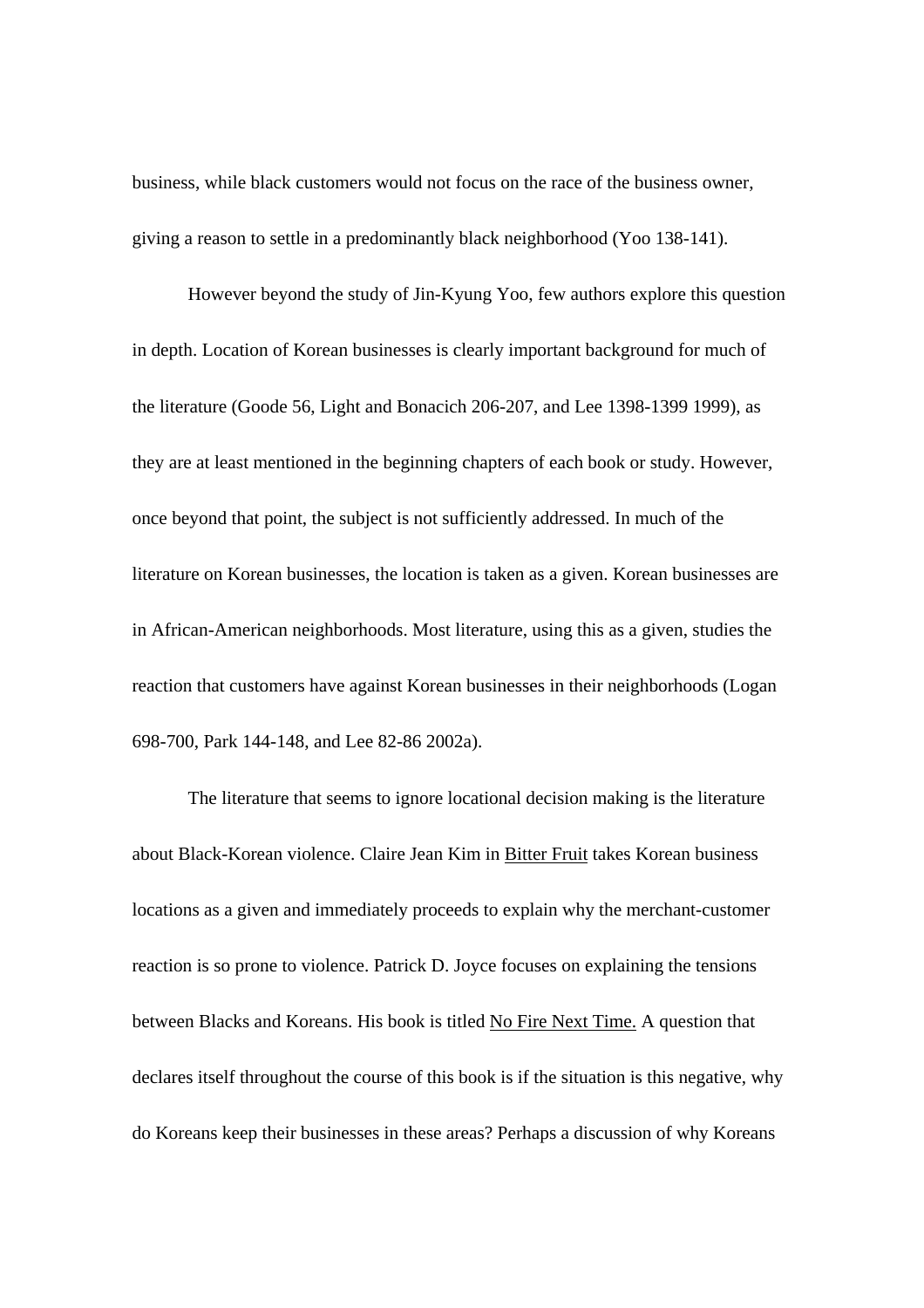business, while black customers would not focus on the race of the business owner, giving a reason to settle in a predominantly black neighborhood (Yoo 138-141).

However beyond the study of Jin-Kyung Yoo, few authors explore this question in depth. Location of Korean businesses is clearly important background for much of the literature (Goode 56, Light and Bonacich 206-207, and Lee 1398-1399 1999), as they are at least mentioned in the beginning chapters of each book or study. However, once beyond that point, the subject is not sufficiently addressed. In much of the literature on Korean businesses, the location is taken as a given. Korean businesses are in African-American neighborhoods. Most literature, using this as a given, studies the reaction that customers have against Korean businesses in their neighborhoods (Logan 698-700, Park 144-148, and Lee 82-86 2002a).

The literature that seems to ignore locational decision making is the literature about Black-Korean violence. Claire Jean Kim in <u>Bitter Fruit</u> takes Korean business locations as a given and immediately proceeds to explain why the merchant-customer reaction is so prone to violence. Patrick D. Joyce focuses on explaining the tensions between Blacks and Koreans. His book is titled <u>No Fire Next Time.</u> A question that declares itself throughout the course of this book is if the situation is this negative, why do Koreans keep their businesses in these areas? Perhaps a discussion of why Koreans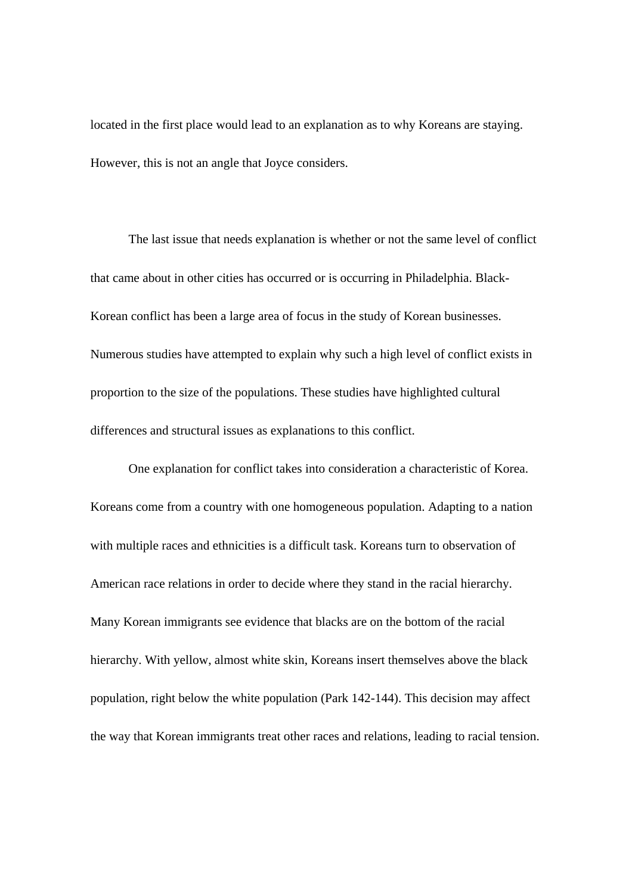located in the first place would lead to an explanation as to why Koreans are staying. However, this is not an angle that Joyce considers.

The last issue that needs explanation is whether or not the same level of conflict that came about in other cities has occurred or is occurring in Philadelphia. Black-Korean conflict has been a large area of focus in the study of Korean businesses. Numerous studies have attempted to explain why such a high level of conflict exists in proportion to the size of the populations. These studies have highlighted cultural differences and structural issues as explanations to this conflict.

One explanation for conflict takes into consideration a characteristic of Korea. Koreans come from a country with one homogeneous population. Adapting to a nation with multiple races and ethnicities is a difficult task. Koreans turn to observation of American race relations in order to decide where they stand in the racial hierarchy. Many Korean immigrants see evidence that blacks are on the bottom of the racial hierarchy. With yellow, almost white skin, Koreans insert themselves above the black population, right below the white population (Park 142-144). This decision may affect the way that Korean immigrants treat other races and relations, leading to racial tension.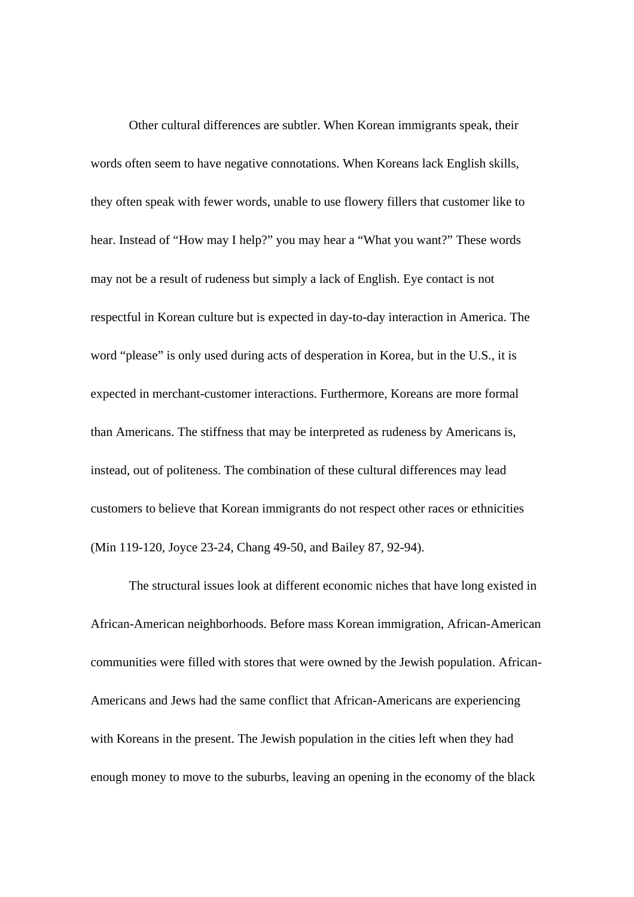Other cultural differences are subtler. When Korean immigrants speak, their words often seem to have negative connotations. When Koreans lack English skills, they often speak with fewer words, unable to use flowery fillers that customer like to hear. Instead of “How may I help?” you may hear a “What you want?” These words may not be a result of rudeness but simply a lack of English. Eye contact is not respectful in Korean culture but is expected in day-to-day interaction in America. The word “please” is only used during acts of desperation in Korea, but in the U.S., it is expected in merchant-customer interactions. Furthermore, Koreans are more formal than Americans. The stiffness that may be interpreted as rudeness by Americans is, instead, out of politeness. The combination of these cultural differences may lead customers to believe that Korean immigrants do not respect other races or ethnicities (Min 119-120, Joyce 23-24, Chang 49-50, and Bailey 87, 92-94).

The structural issues look at different economic niches that have long existed in African-American neighborhoods. Before mass Korean immigration, African-American communities were filled with stores that were owned by the Jewish population. African-Americans and Jews had the same conflict that African-Americans are experiencing with Koreans in the present. The Jewish population in the cities left when they had enough money to move to the suburbs, leaving an opening in the economy of the black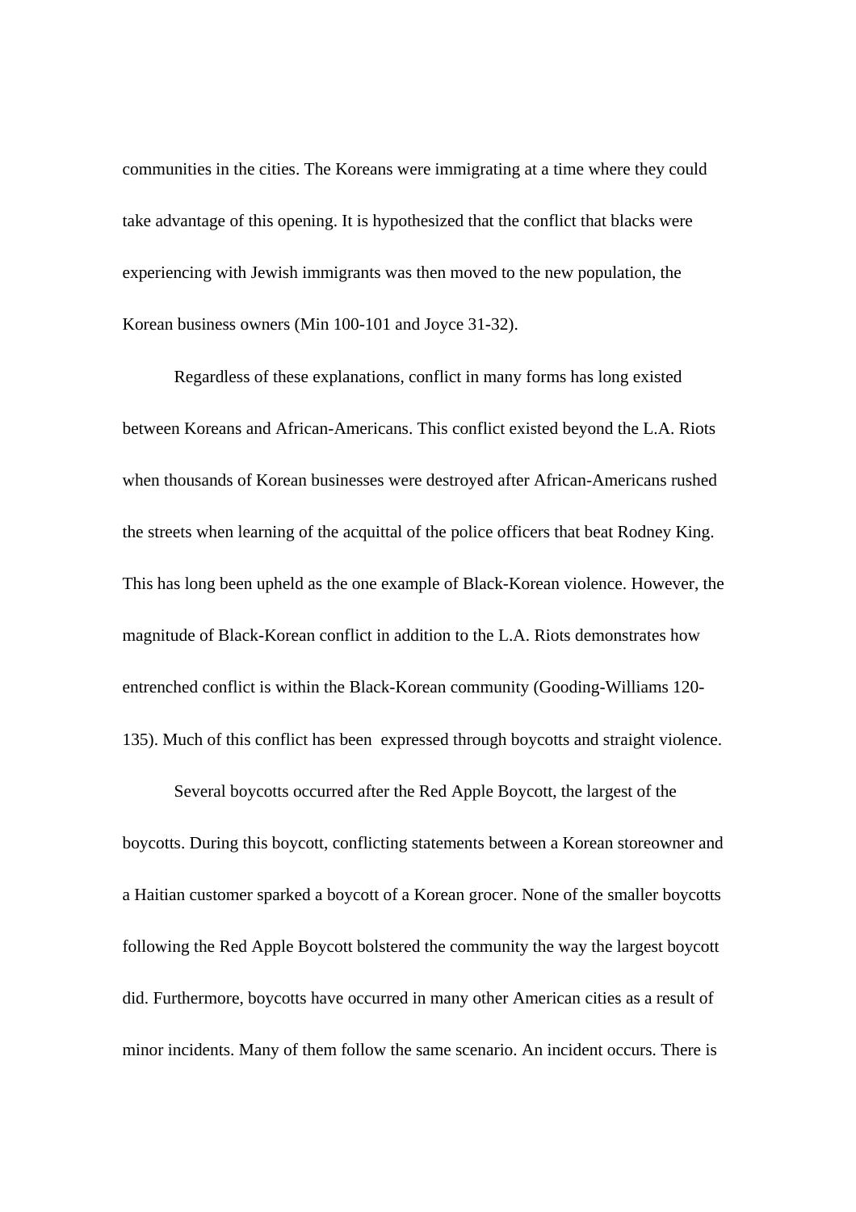communities in the cities. The Koreans were immigrating at a time where they could take advantage of this opening. It is hypothesized that the conflict that blacks were experiencing with Jewish immigrants was then moved to the new population, the Korean business owners (Min 100-101 and Joyce 31-32).

Regardless of these explanations, conflict in many forms has long existed between Koreans and African-Americans. This conflict existed beyond the L.A. Riots when thousands of Korean businesses were destroyed after African-Americans rushed the streets when learning of the acquittal of the police officers that beat Rodney King. This has long been upheld as the one example of Black-Korean violence. However, the magnitude of Black-Korean conflict in addition to the L.A. Riots demonstrates how entrenched conflict is within the Black-Korean community (Gooding-Williams 120-135). Much of this conflict has been expressed through boycotts and straight violence.

Several boycotts occurred after the Red Apple Boycott, the largest of the boycotts. During this boycott, conflicting statements between a Korean storeowner and a Haitian customer sparked a boycott of a Korean grocer. None of the smaller boycotts following the Red Apple Boycott bolstered the community the way the largest boycott did. Furthermore, boycotts have occurred in many other American cities as a result of minor incidents. Many of them follow the same scenario. An incident occurs. There is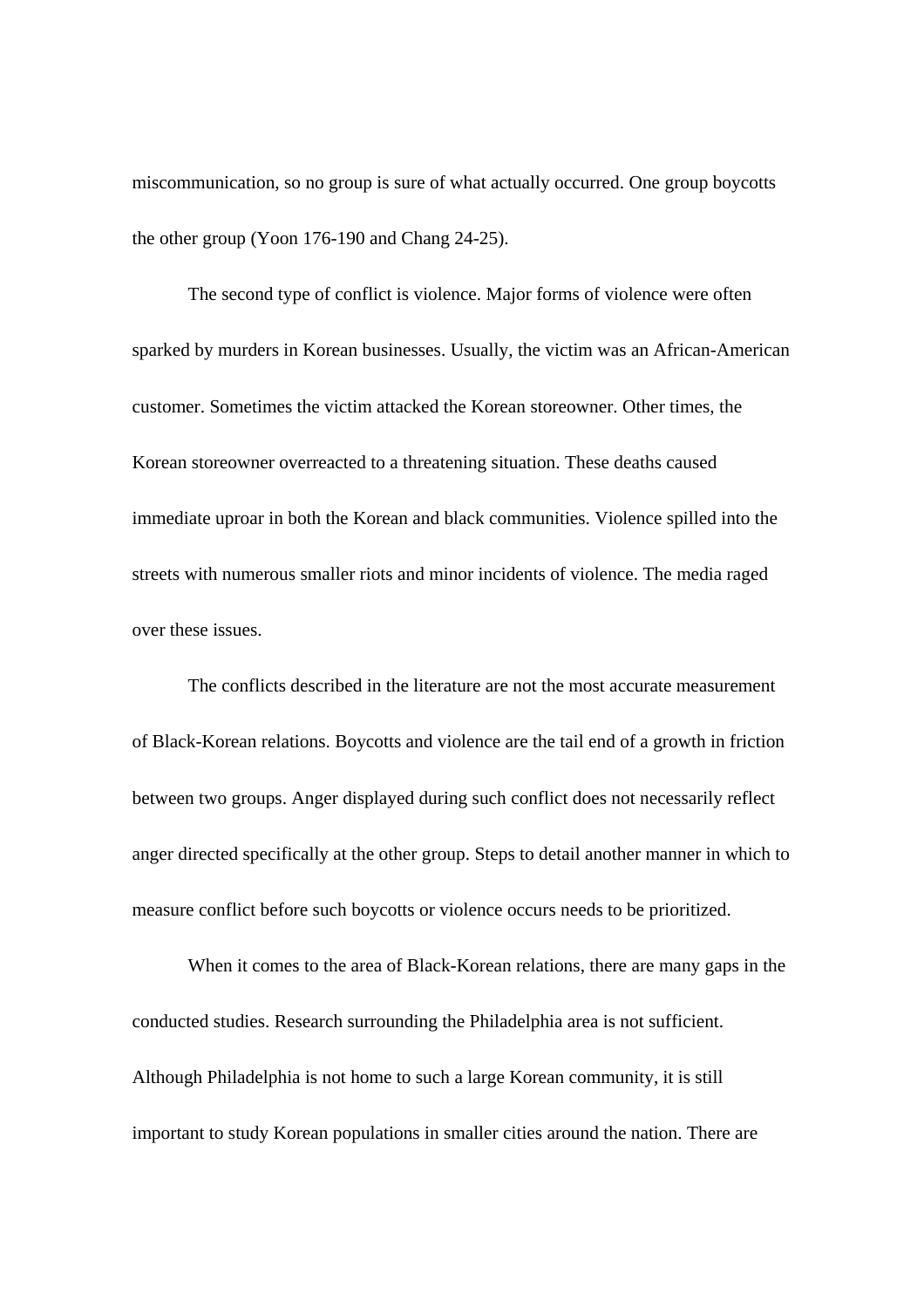miscommunication, so no group is sure of what actually occurred. One group boycotts the other group (Yoon 176-190 and Chang 24-25).

The second type of conflict is violence. Major forms of violence were often sparked by murders in Korean businesses. Usually, the victim was an African-American customer. Sometimes the victim attacked the Korean storeowner. Other times, the Korean storeowner overreacted to a threatening situation. These deaths caused immediate uproar in both the Korean and black communities. Violence spilled into the streets with numerous smaller riots and minor incidents of violence. The media raged over these issues.

The conflicts described in the literature are not the most accurate measurement of Black-Korean relations. Boycotts and violence are the tail end of a growth in friction between two groups. Anger displayed during such conflict does not necessarily reflect anger directed specifically at the other group. Steps to detail another manner in which to measure conflict before such boycotts or violence occurs needs to be prioritized.

When it comes to the area of Black-Korean relations, there are many gaps in the conducted studies. Research surrounding the Philadelphia area is not sufficient. Although Philadelphia is not home to such a large Korean community, it is still important to study Korean populations in smaller cities around the nation. There are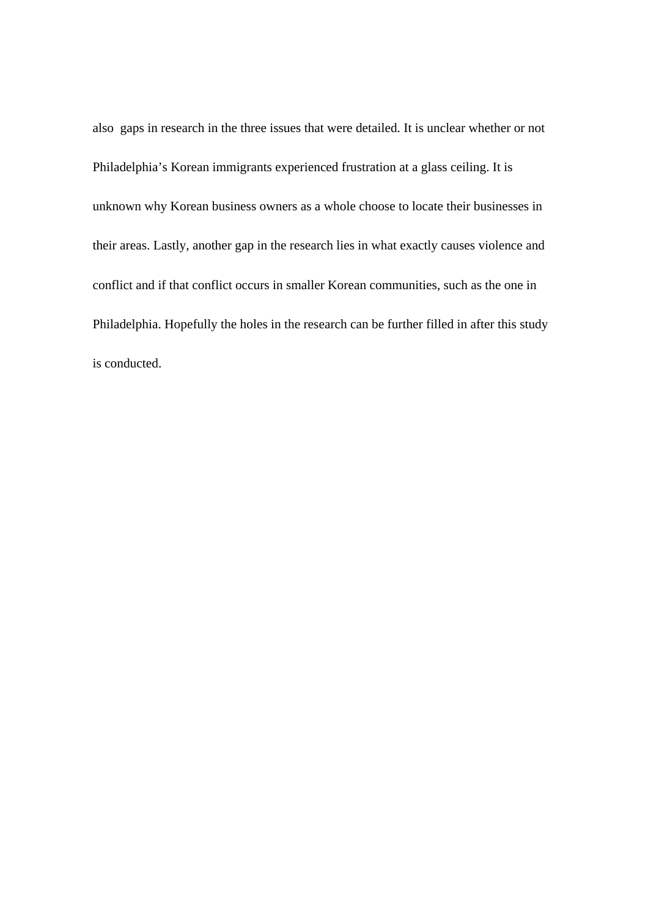also gaps in research in the three issues that were detailed. It is unclear whether or not Philadelphia's Korean immigrants experienced frustration at a glass ceiling. It is unknown why Korean business owners as a whole choose to locate their businesses in their areas. Lastly, another gap in the research lies in what exactly causes violence and conflict and if that conflict occurs in smaller Korean communities, such as the one in Philadelphia. Hopefully the holes in the research can be further filled in after this study is conducted.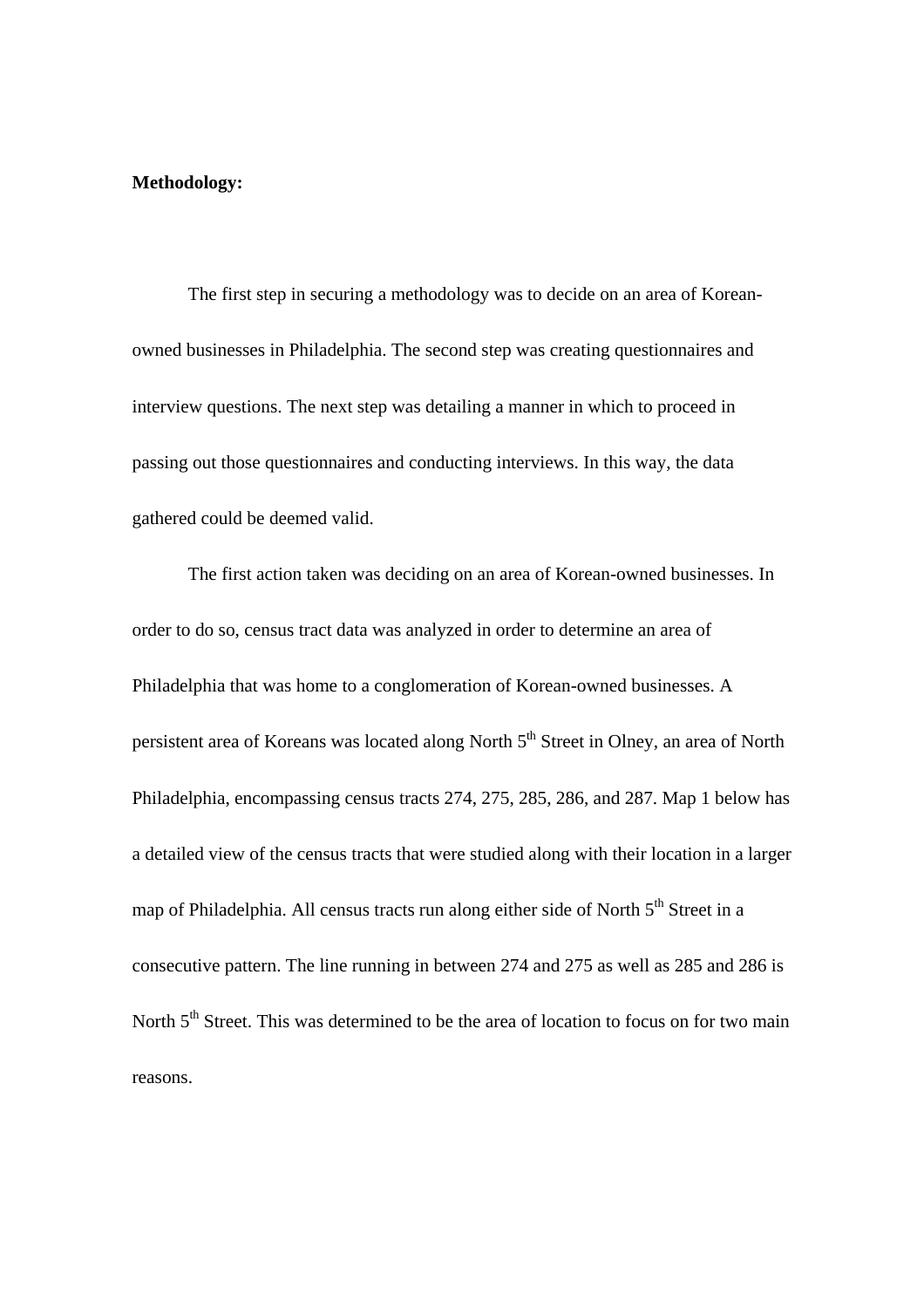**Methodology:**

The first step in securing a methodology was to decide on an area of Korean-owned businesses in Philadelphia. The second step was creating questionnaires and interview questions. The next step was detailing a manner in which to proceed in passing out those questionnaires and conducting interviews. In this way, the data gathered could be deemed valid.

The first action taken was deciding on an area of Korean-owned businesses. In order to do so, census tract data was analyzed in order to determine an area of Philadelphia that was home to a conglomeration of Korean-owned businesses. A persistent area of Koreans was located along North 5th Street in Olney, an area of North Philadelphia, encompassing census tracts 274, 275, 285, 286, and 287. Map 1 below has a detailed view of the census tracts that were studied along with their location in a larger map of Philadelphia. All census tracts run along either side of North 5th Street in a consecutive pattern. The line running in between 274 and 275 as well as 285 and 286 is North 5th Street. This was determined to be the area of location to focus on for two main reasons.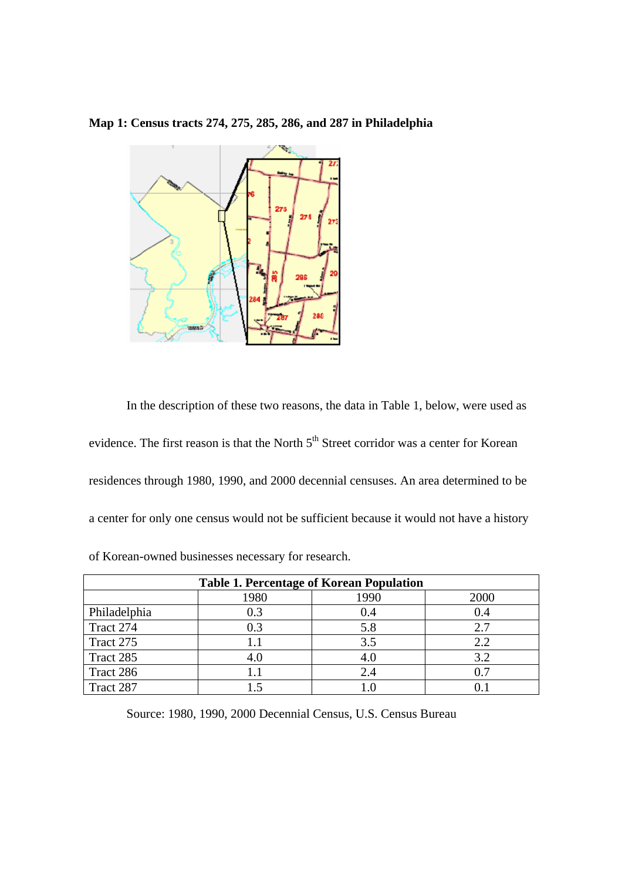**Map 1: Census tracts 274, 275, 285, 286, and 287 in Philadelphia**

In the description of these two reasons, the data in Table 1, below, were used as evidence. The first reason is that the North 5th Street corridor was a center for Korean residences through 1980, 1990, and 2000 decennial censuses. An area determined to be a center for only one census would not be sufficient because it would not have a history of Korean-owned businesses necessary for research.

**Table 1. Percentage of Korean Population**

| | 1980 | 1990 | 2000 |
|---|---|---|---|
| Philadelphia | 0.3 | 0.4 | 0.4 |
| Tract 274 | 0.3 | 5.8 | 2.7 |
| Tract 275 | 1.1 | 3.5 | 2.2 |
| Tract 285 | 4.0 | 4.0 | 3.2 |
| Tract 286 | 1.1 | 2.4 | 0.7 |
| Tract 287 | 1.5 | 1.0 | 0.1 |

Source: 1980, 1990, 2000 Decennial Census, U.S. Census Bureau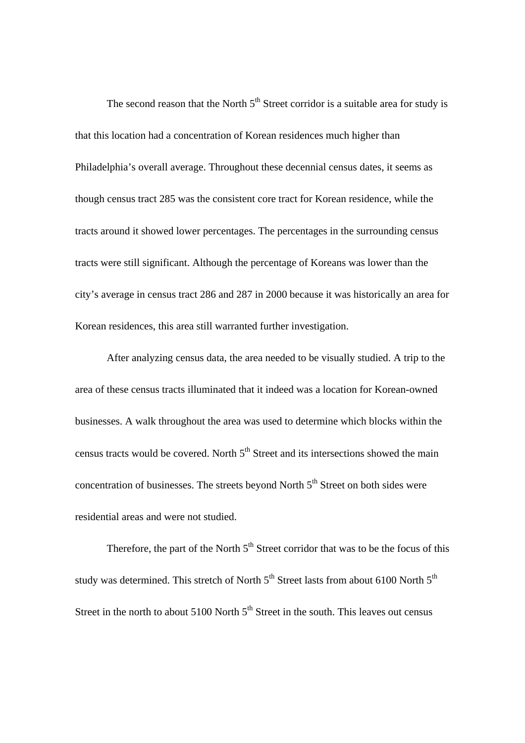The second reason that the North 5th Street corridor is a suitable area for study is that this location had a concentration of Korean residences much higher than Philadelphia's overall average. Throughout these decennial census dates, it seems as though census tract 285 was the consistent core tract for Korean residence, while the tracts around it showed lower percentages. The percentages in the surrounding census tracts were still significant. Although the percentage of Koreans was lower than the city's average in census tract 286 and 287 in 2000 because it was historically an area for Korean residences, this area still warranted further investigation.

After analyzing census data, the area needed to be visually studied. A trip to the area of these census tracts illuminated that it indeed was a location for Korean-owned businesses. A walk throughout the area was used to determine which blocks within the census tracts would be covered. North 5th Street and its intersections showed the main concentration of businesses. The streets beyond North 5th Street on both sides were residential areas and were not studied.

Therefore, the part of the North 5th Street corridor that was to be the focus of this study was determined. This stretch of North 5th Street lasts from about 6100 North 5th Street in the north to about 5100 North 5th Street in the south. This leaves out census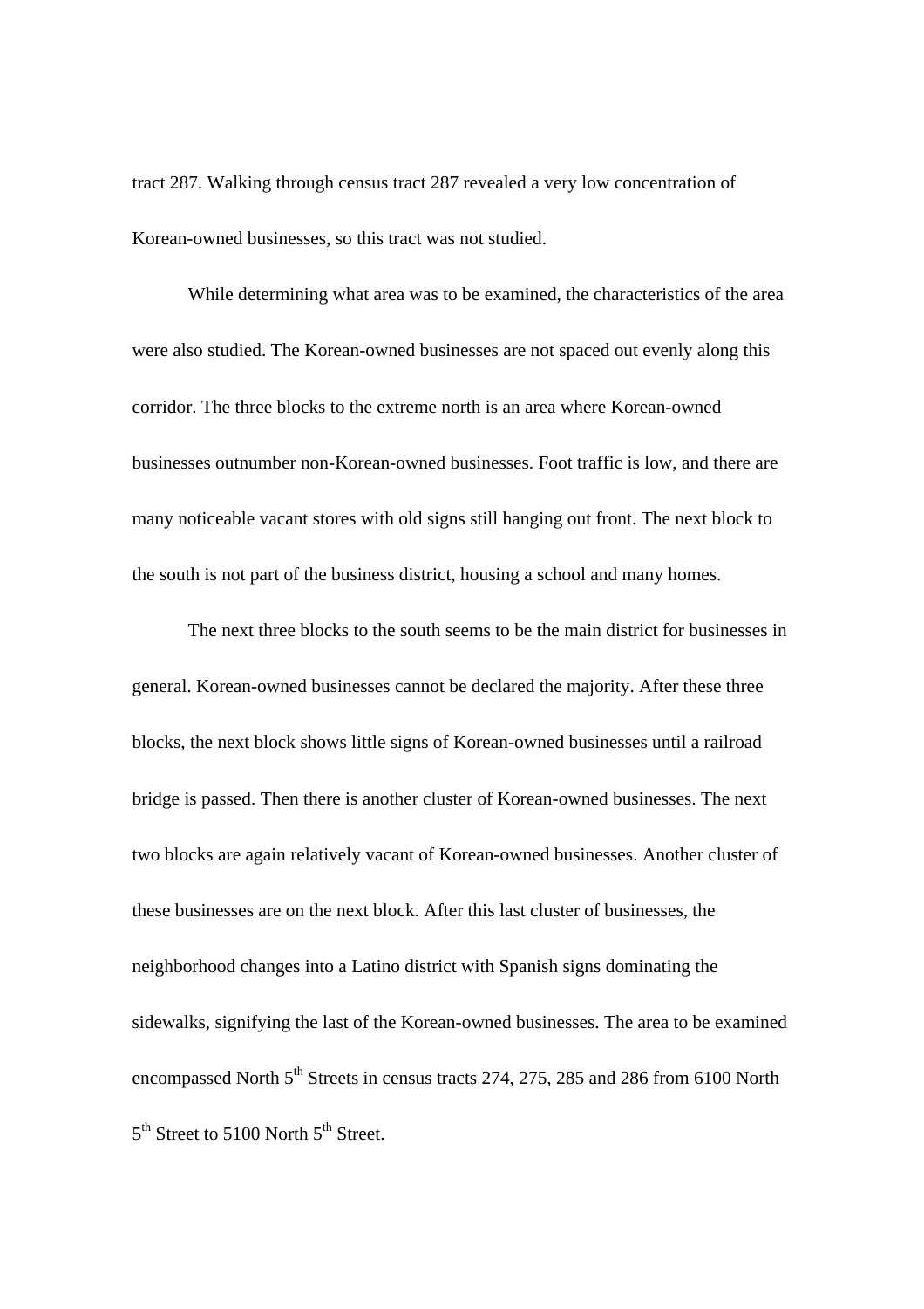tract 287. Walking through census tract 287 revealed a very low concentration of Korean-owned businesses, so this tract was not studied.

While determining what area was to be examined, the characteristics of the area were also studied. The Korean-owned businesses are not spaced out evenly along this corridor. The three blocks to the extreme north is an area where Korean-owned businesses outnumber non-Korean-owned businesses. Foot traffic is low, and there are many noticeable vacant stores with old signs still hanging out front. The next block to the south is not part of the business district, housing a school and many homes.

The next three blocks to the south seems to be the main district for businesses in general. Korean-owned businesses cannot be declared the majority. After these three blocks, the next block shows little signs of Korean-owned businesses until a railroad bridge is passed. Then there is another cluster of Korean-owned businesses. The next two blocks are again relatively vacant of Korean-owned businesses. Another cluster of these businesses are on the next block. After this last cluster of businesses, the neighborhood changes into a Latino district with Spanish signs dominating the sidewalks, signifying the last of the Korean-owned businesses. The area to be examined encompassed North 5th Streets in census tracts 274, 275, 285 and 286 from 6100 North 5th Street to 5100 North 5th Street.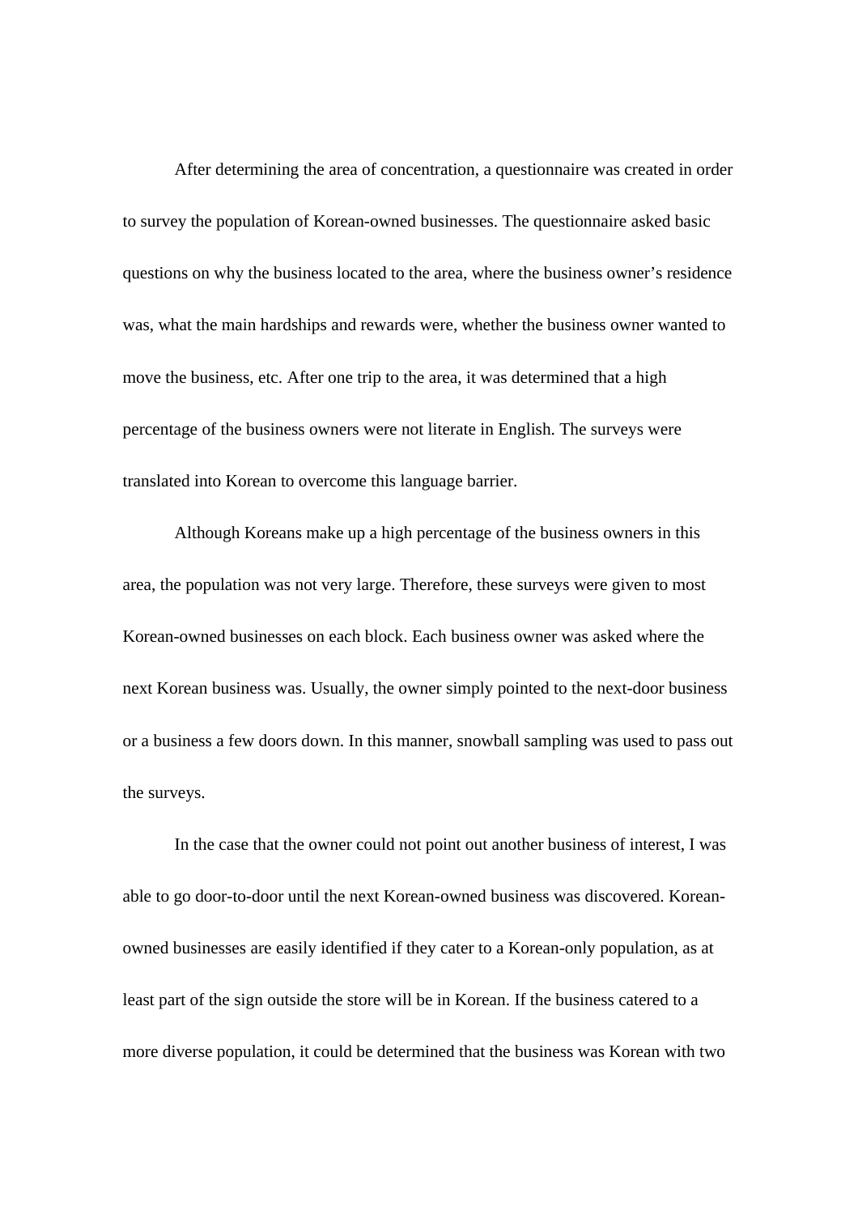After determining the area of concentration, a questionnaire was created in order to survey the population of Korean-owned businesses. The questionnaire asked basic questions on why the business located to the area, where the business owner's residence was, what the main hardships and rewards were, whether the business owner wanted to move the business, etc. After one trip to the area, it was determined that a high percentage of the business owners were not literate in English. The surveys were translated into Korean to overcome this language barrier.

Although Koreans make up a high percentage of the business owners in this area, the population was not very large. Therefore, these surveys were given to most Korean-owned businesses on each block. Each business owner was asked where the next Korean business was. Usually, the owner simply pointed to the next-door business or a business a few doors down. In this manner, snowball sampling was used to pass out the surveys.

In the case that the owner could not point out another business of interest, I was able to go door-to-door until the next Korean-owned business was discovered. Korean-owned businesses are easily identified if they cater to a Korean-only population, as at least part of the sign outside the store will be in Korean. If the business catered to a more diverse population, it could be determined that the business was Korean with two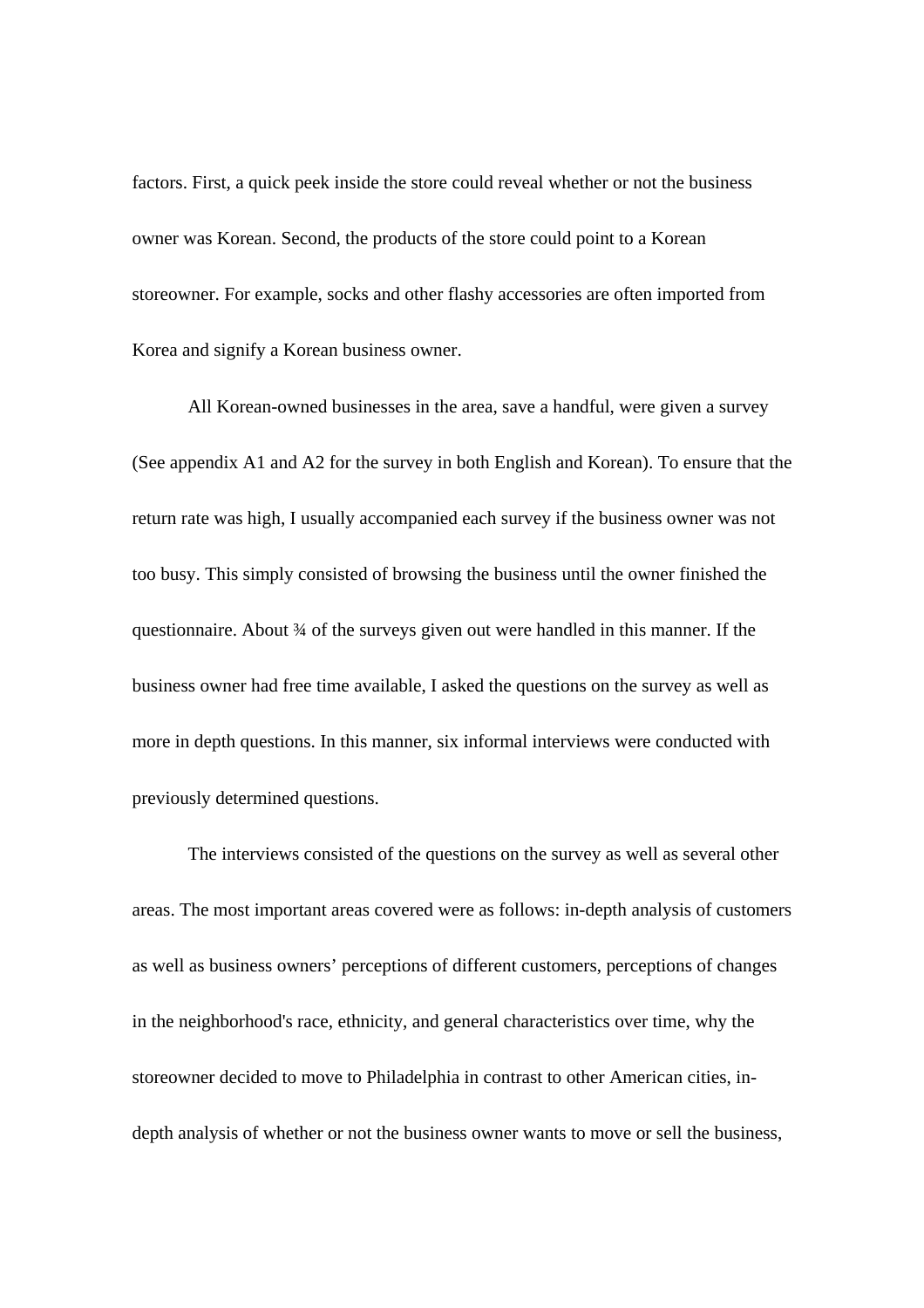factors. First, a quick peek inside the store could reveal whether or not the business owner was Korean. Second, the products of the store could point to a Korean storeowner. For example, socks and other flashy accessories are often imported from Korea and signify a Korean business owner.

All Korean-owned businesses in the area, save a handful, were given a survey (See appendix A1 and A2 for the survey in both English and Korean). To ensure that the return rate was high, I usually accompanied each survey if the business owner was not too busy. This simply consisted of browsing the business until the owner finished the questionnaire. About ¾ of the surveys given out were handled in this manner. If the business owner had free time available, I asked the questions on the survey as well as more in depth questions. In this manner, six informal interviews were conducted with previously determined questions.

The interviews consisted of the questions on the survey as well as several other areas. The most important areas covered were as follows: in-depth analysis of customers as well as business owners' perceptions of different customers, perceptions of changes in the neighborhood's race, ethnicity, and general characteristics over time, why the storeowner decided to move to Philadelphia in contrast to other American cities, in-depth analysis of whether or not the business owner wants to move or sell the business,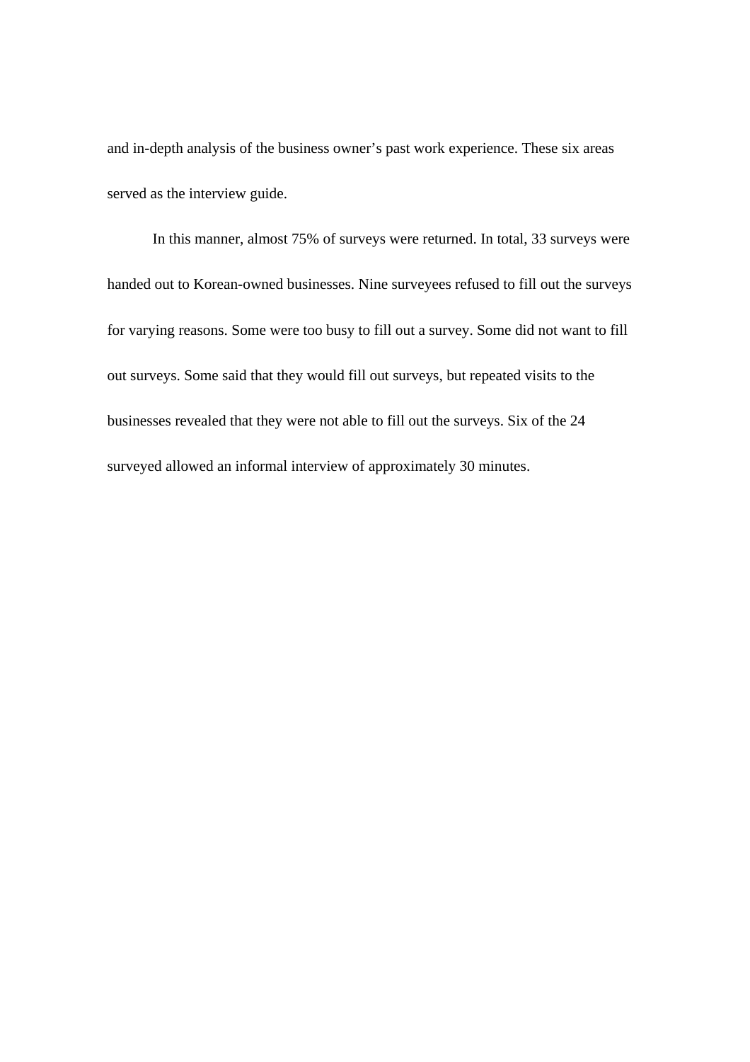and in-depth analysis of the business owner's past work experience. These six areas served as the interview guide.

In this manner, almost 75% of surveys were returned. In total, 33 surveys were handed out to Korean-owned businesses. Nine surveyees refused to fill out the surveys for varying reasons. Some were too busy to fill out a survey. Some did not want to fill out surveys. Some said that they would fill out surveys, but repeated visits to the businesses revealed that they were not able to fill out the surveys. Six of the 24 surveyed allowed an informal interview of approximately 30 minutes.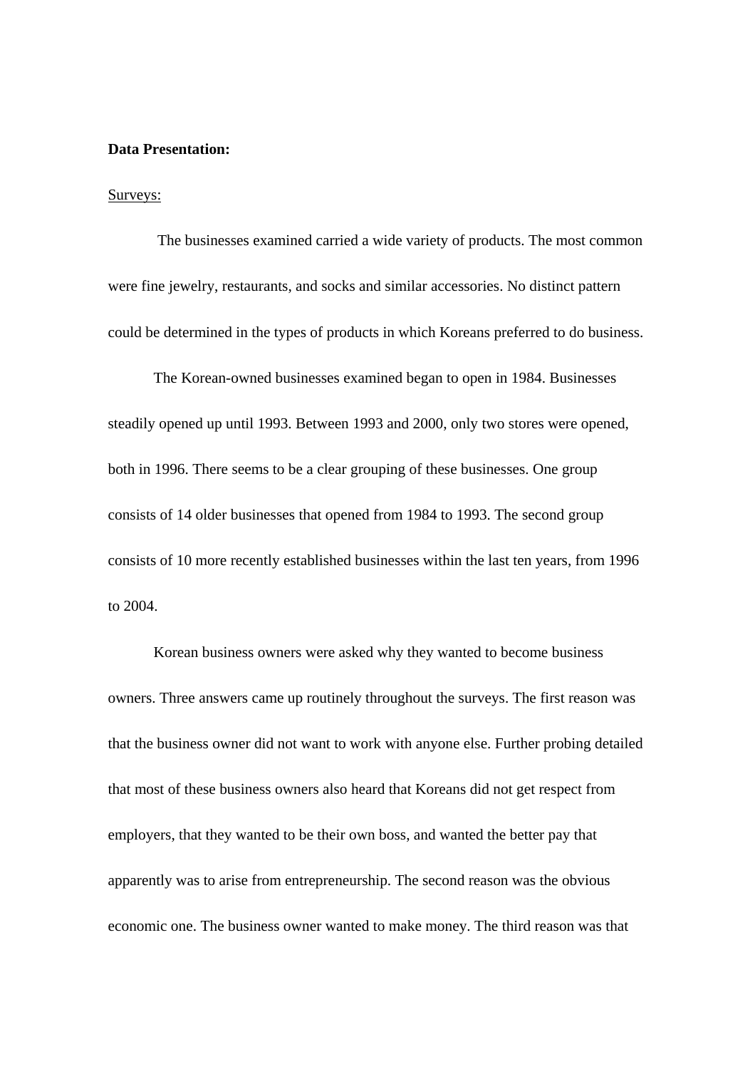**Data Presentation:**

Surveys:

The businesses examined carried a wide variety of products. The most common were fine jewelry, restaurants, and socks and similar accessories. No distinct pattern could be determined in the types of products in which Koreans preferred to do business.

The Korean-owned businesses examined began to open in 1984. Businesses steadily opened up until 1993. Between 1993 and 2000, only two stores were opened, both in 1996. There seems to be a clear grouping of these businesses. One group consists of 14 older businesses that opened from 1984 to 1993. The second group consists of 10 more recently established businesses within the last ten years, from 1996 to 2004.

Korean business owners were asked why they wanted to become business owners. Three answers came up routinely throughout the surveys. The first reason was that the business owner did not want to work with anyone else. Further probing detailed that most of these business owners also heard that Koreans did not get respect from employers, that they wanted to be their own boss, and wanted the better pay that apparently was to arise from entrepreneurship. The second reason was the obvious economic one. The business owner wanted to make money. The third reason was that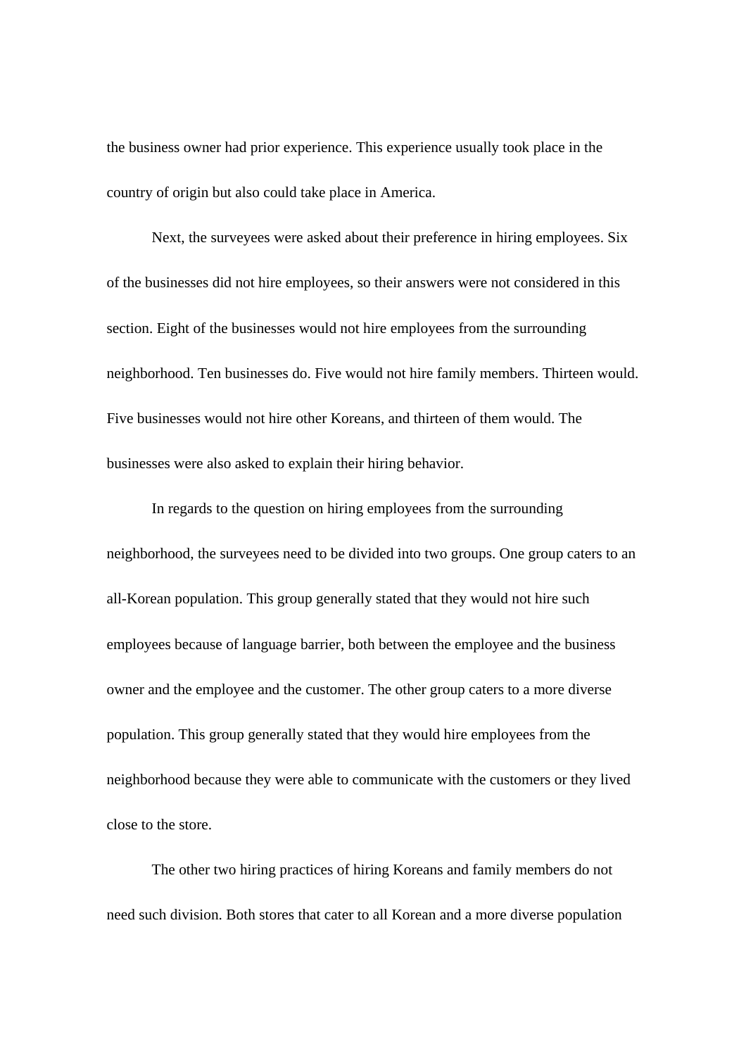the business owner had prior experience. This experience usually took place in the country of origin but also could take place in America.

Next, the surveyees were asked about their preference in hiring employees. Six of the businesses did not hire employees, so their answers were not considered in this section. Eight of the businesses would not hire employees from the surrounding neighborhood. Ten businesses do. Five would not hire family members. Thirteen would. Five businesses would not hire other Koreans, and thirteen of them would. The businesses were also asked to explain their hiring behavior.

In regards to the question on hiring employees from the surrounding neighborhood, the surveyees need to be divided into two groups. One group caters to an all-Korean population. This group generally stated that they would not hire such employees because of language barrier, both between the employee and the business owner and the employee and the customer. The other group caters to a more diverse population. This group generally stated that they would hire employees from the neighborhood because they were able to communicate with the customers or they lived close to the store.

The other two hiring practices of hiring Koreans and family members do not need such division. Both stores that cater to all Korean and a more diverse population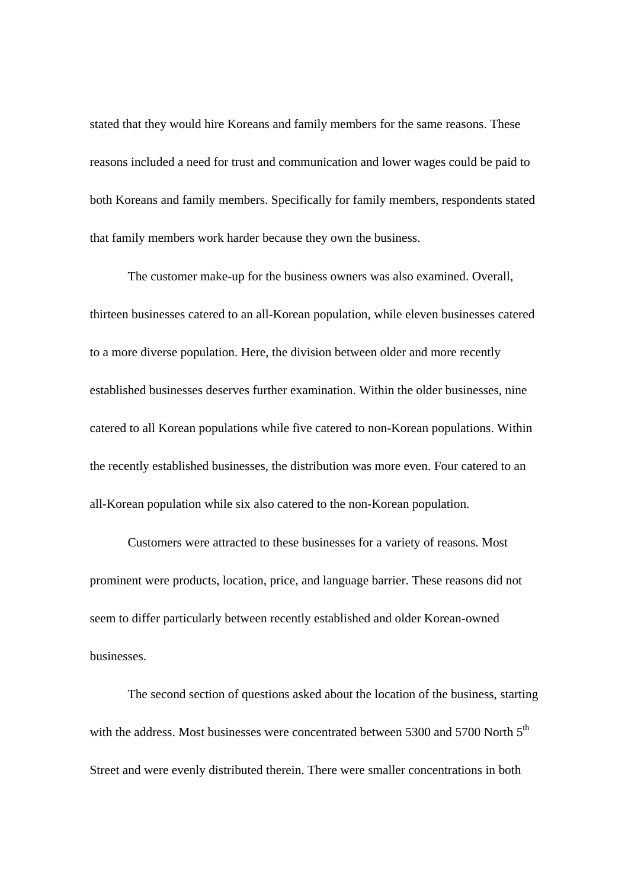stated that they would hire Koreans and family members for the same reasons. These reasons included a need for trust and communication and lower wages could be paid to both Koreans and family members. Specifically for family members, respondents stated that family members work harder because they own the business.

The customer make-up for the business owners was also examined. Overall, thirteen businesses catered to an all-Korean population, while eleven businesses catered to a more diverse population. Here, the division between older and more recently established businesses deserves further examination. Within the older businesses, nine catered to all Korean populations while five catered to non-Korean populations. Within the recently established businesses, the distribution was more even. Four catered to an all-Korean population while six also catered to the non-Korean population.

Customers were attracted to these businesses for a variety of reasons. Most prominent were products, location, price, and language barrier. These reasons did not seem to differ particularly between recently established and older Korean-owned businesses.

The second section of questions asked about the location of the business, starting with the address. Most businesses were concentrated between 5300 and 5700 North 5th Street and were evenly distributed therein. There were smaller concentrations in both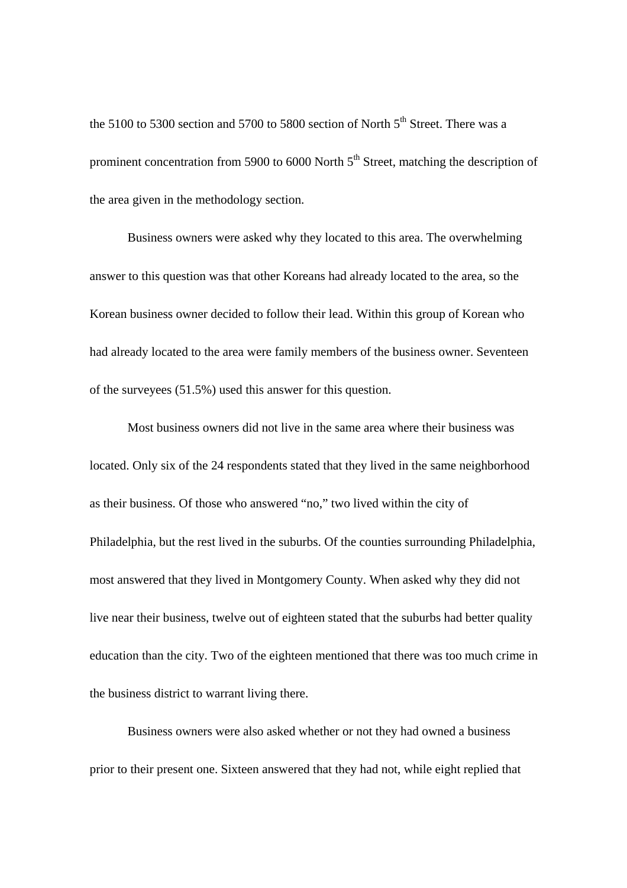the 5100 to 5300 section and 5700 to 5800 section of North 5th Street. There was a prominent concentration from 5900 to 6000 North 5th Street, matching the description of the area given in the methodology section.

Business owners were asked why they located to this area. The overwhelming answer to this question was that other Koreans had already located to the area, so the Korean business owner decided to follow their lead. Within this group of Korean who had already located to the area were family members of the business owner. Seventeen of the surveyees (51.5%) used this answer for this question.

Most business owners did not live in the same area where their business was located. Only six of the 24 respondents stated that they lived in the same neighborhood as their business. Of those who answered "no," two lived within the city of Philadelphia, but the rest lived in the suburbs. Of the counties surrounding Philadelphia, most answered that they lived in Montgomery County. When asked why they did not live near their business, twelve out of eighteen stated that the suburbs had better quality education than the city. Two of the eighteen mentioned that there was too much crime in the business district to warrant living there.

Business owners were also asked whether or not they had owned a business prior to their present one. Sixteen answered that they had not, while eight replied that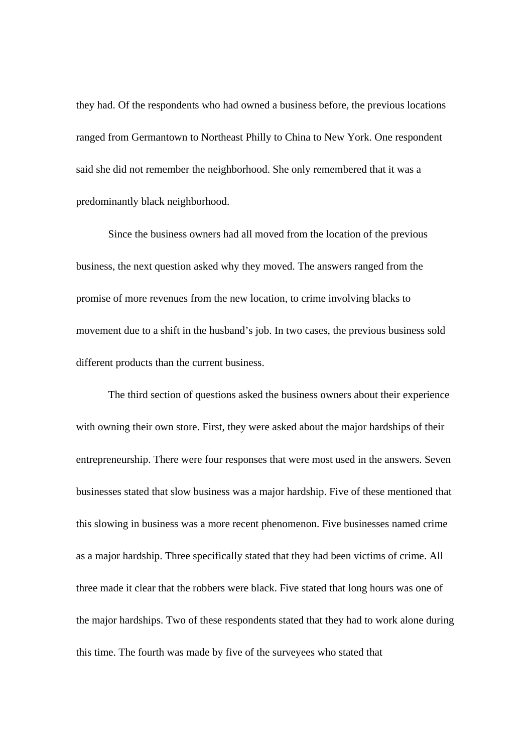they had. Of the respondents who had owned a business before, the previous locations ranged from Germantown to Northeast Philly to China to New York. One respondent said she did not remember the neighborhood. She only remembered that it was a predominantly black neighborhood.

Since the business owners had all moved from the location of the previous business, the next question asked why they moved. The answers ranged from the promise of more revenues from the new location, to crime involving blacks to movement due to a shift in the husband's job. In two cases, the previous business sold different products than the current business.

The third section of questions asked the business owners about their experience with owning their own store. First, they were asked about the major hardships of their entrepreneurship. There were four responses that were most used in the answers. Seven businesses stated that slow business was a major hardship. Five of these mentioned that this slowing in business was a more recent phenomenon. Five businesses named crime as a major hardship. Three specifically stated that they had been victims of crime. All three made it clear that the robbers were black. Five stated that long hours was one of the major hardships. Two of these respondents stated that they had to work alone during this time. The fourth was made by five of the surveyees who stated that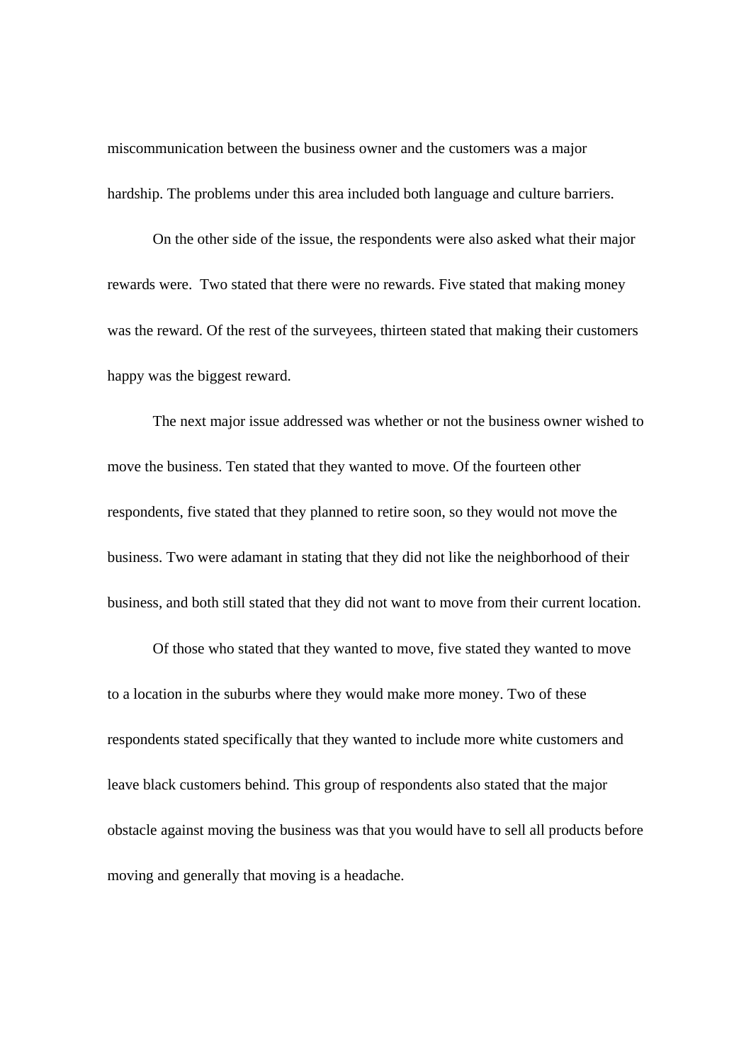miscommunication between the business owner and the customers was a major hardship. The problems under this area included both language and culture barriers.

On the other side of the issue, the respondents were also asked what their major rewards were.  Two stated that there were no rewards. Five stated that making money was the reward. Of the rest of the surveyees, thirteen stated that making their customers happy was the biggest reward.

The next major issue addressed was whether or not the business owner wished to move the business. Ten stated that they wanted to move. Of the fourteen other respondents, five stated that they planned to retire soon, so they would not move the business. Two were adamant in stating that they did not like the neighborhood of their business, and both still stated that they did not want to move from their current location.

Of those who stated that they wanted to move, five stated they wanted to move to a location in the suburbs where they would make more money. Two of these respondents stated specifically that they wanted to include more white customers and leave black customers behind. This group of respondents also stated that the major obstacle against moving the business was that you would have to sell all products before moving and generally that moving is a headache.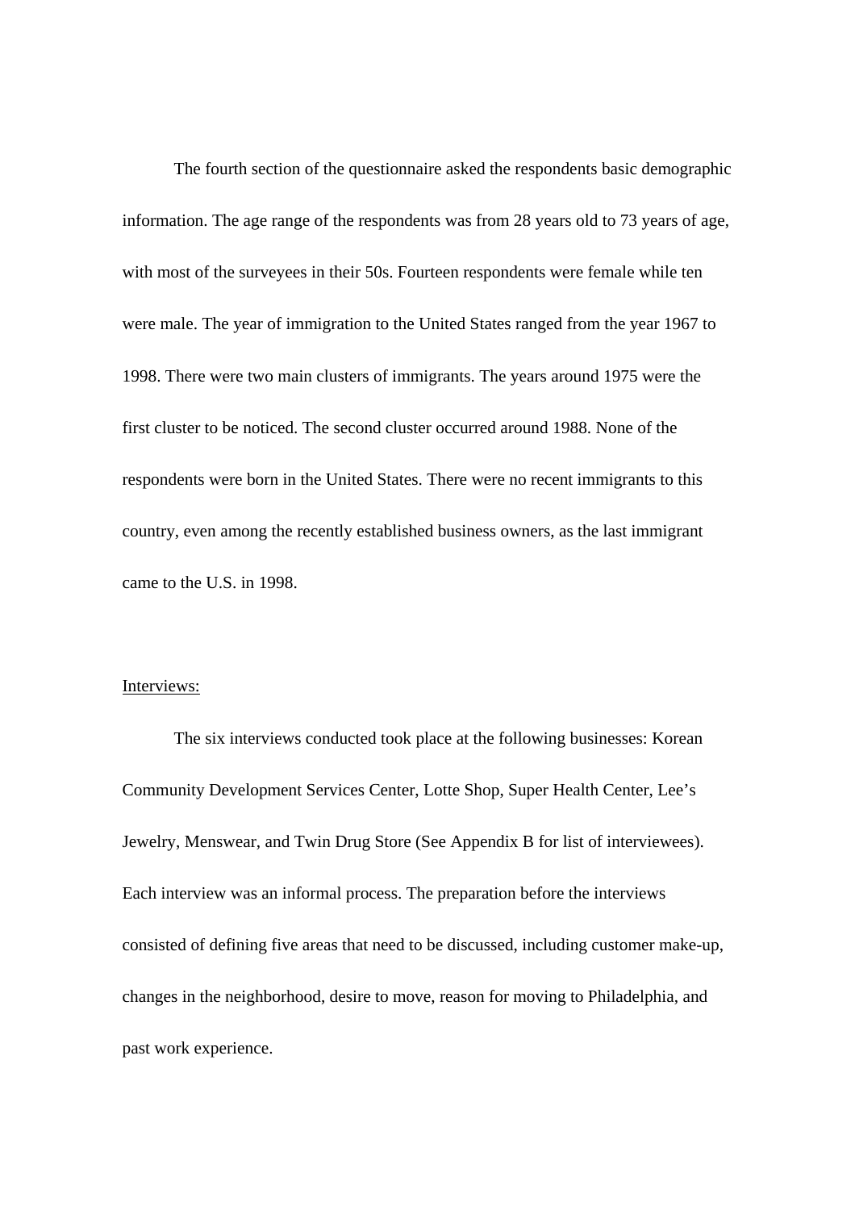The fourth section of the questionnaire asked the respondents basic demographic information. The age range of the respondents was from 28 years old to 73 years of age, with most of the surveyees in their 50s. Fourteen respondents were female while ten were male. The year of immigration to the United States ranged from the year 1967 to 1998. There were two main clusters of immigrants. The years around 1975 were the first cluster to be noticed. The second cluster occurred around 1988. None of the respondents were born in the United States. There were no recent immigrants to this country, even among the recently established business owners, as the last immigrant came to the U.S. in 1998.

Interviews:

The six interviews conducted took place at the following businesses: Korean Community Development Services Center, Lotte Shop, Super Health Center, Lee's Jewelry, Menswear, and Twin Drug Store (See Appendix B for list of interviewees). Each interview was an informal process. The preparation before the interviews consisted of defining five areas that need to be discussed, including customer make-up, changes in the neighborhood, desire to move, reason for moving to Philadelphia, and past work experience.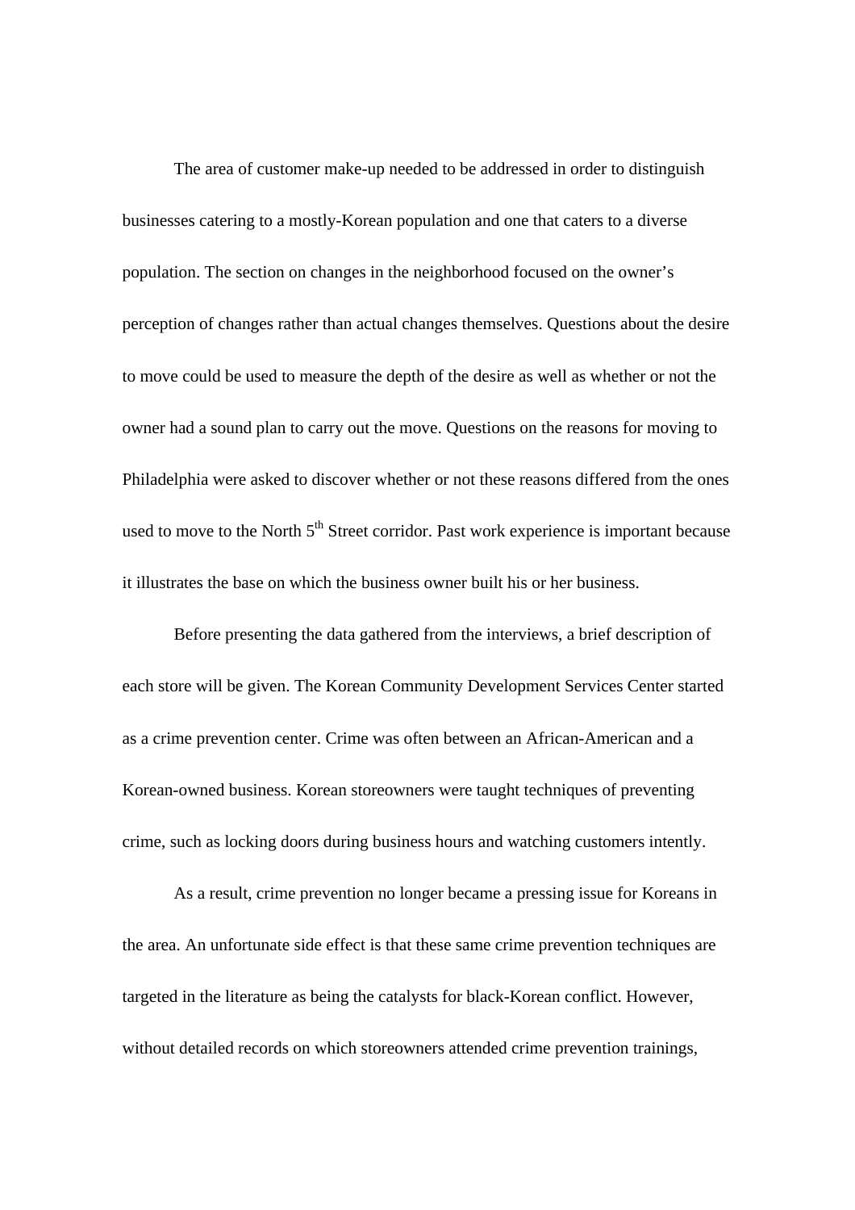The area of customer make-up needed to be addressed in order to distinguish businesses catering to a mostly-Korean population and one that caters to a diverse population. The section on changes in the neighborhood focused on the owner's perception of changes rather than actual changes themselves. Questions about the desire to move could be used to measure the depth of the desire as well as whether or not the owner had a sound plan to carry out the move. Questions on the reasons for moving to Philadelphia were asked to discover whether or not these reasons differed from the ones used to move to the North 5$^{th}$ Street corridor. Past work experience is important because it illustrates the base on which the business owner built his or her business.

Before presenting the data gathered from the interviews, a brief description of each store will be given. The Korean Community Development Services Center started as a crime prevention center. Crime was often between an African-American and a Korean-owned business. Korean storeowners were taught techniques of preventing crime, such as locking doors during business hours and watching customers intently.

As a result, crime prevention no longer became a pressing issue for Koreans in the area. An unfortunate side effect is that these same crime prevention techniques are targeted in the literature as being the catalysts for black-Korean conflict. However, without detailed records on which storeowners attended crime prevention trainings,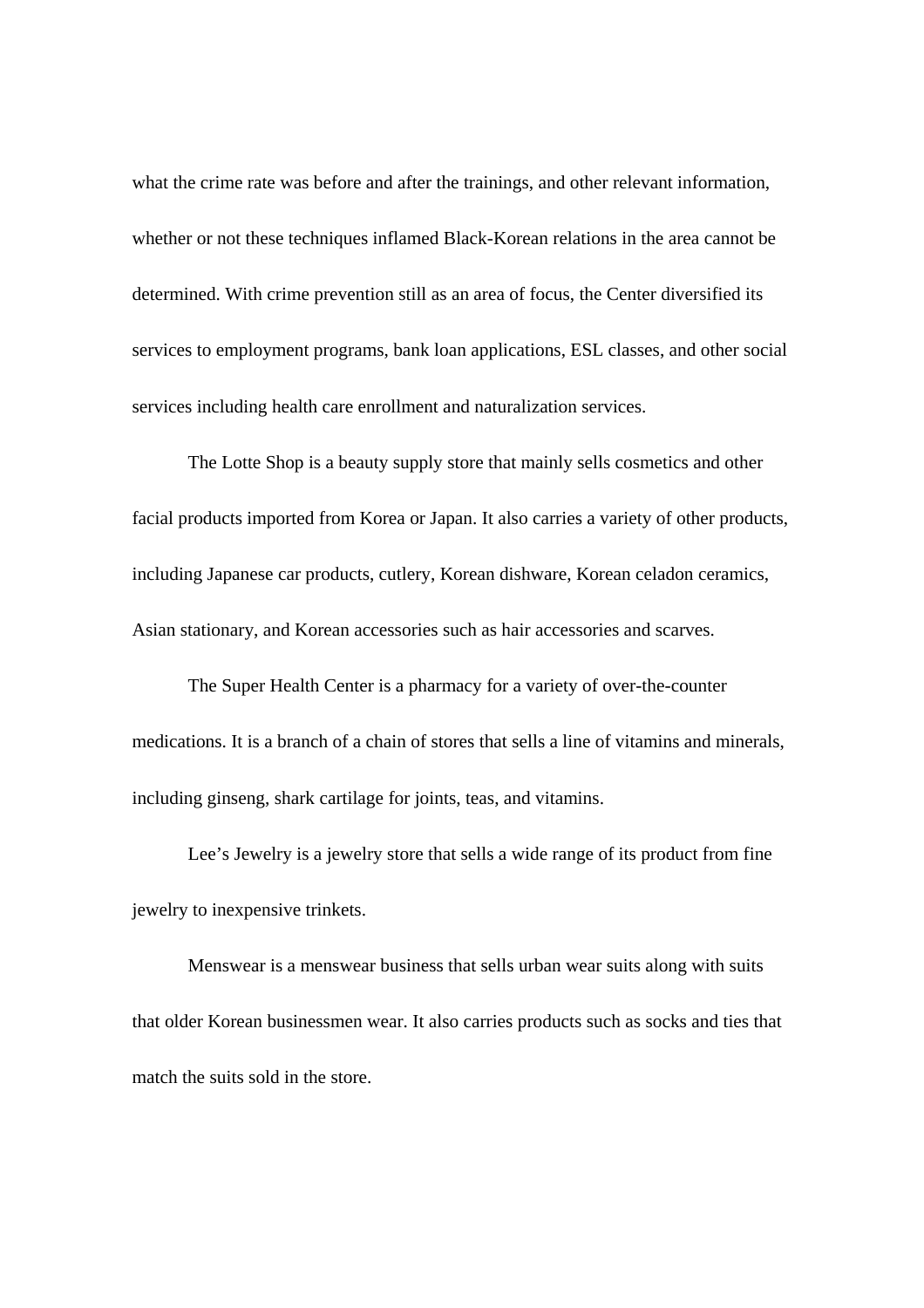what the crime rate was before and after the trainings, and other relevant information, whether or not these techniques inflamed Black-Korean relations in the area cannot be determined. With crime prevention still as an area of focus, the Center diversified its services to employment programs, bank loan applications, ESL classes, and other social services including health care enrollment and naturalization services.

The Lotte Shop is a beauty supply store that mainly sells cosmetics and other facial products imported from Korea or Japan. It also carries a variety of other products, including Japanese car products, cutlery, Korean dishware, Korean celadon ceramics, Asian stationary, and Korean accessories such as hair accessories and scarves.

The Super Health Center is a pharmacy for a variety of over-the-counter medications. It is a branch of a chain of stores that sells a line of vitamins and minerals, including ginseng, shark cartilage for joints, teas, and vitamins.

Lee's Jewelry is a jewelry store that sells a wide range of its product from fine jewelry to inexpensive trinkets.

Menswear is a menswear business that sells urban wear suits along with suits that older Korean businessmen wear. It also carries products such as socks and ties that match the suits sold in the store.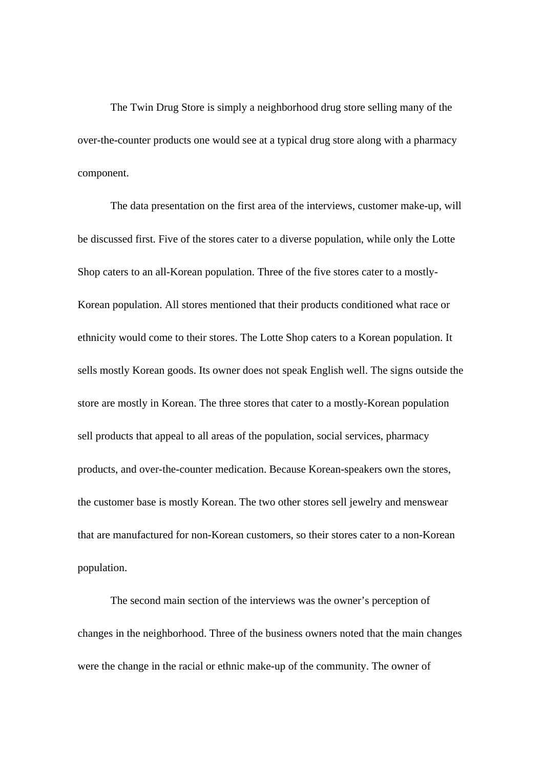The Twin Drug Store is simply a neighborhood drug store selling many of the over-the-counter products one would see at a typical drug store along with a pharmacy component.

The data presentation on the first area of the interviews, customer make-up, will be discussed first. Five of the stores cater to a diverse population, while only the Lotte Shop caters to an all-Korean population. Three of the five stores cater to a mostly-Korean population. All stores mentioned that their products conditioned what race or ethnicity would come to their stores. The Lotte Shop caters to a Korean population. It sells mostly Korean goods. Its owner does not speak English well. The signs outside the store are mostly in Korean. The three stores that cater to a mostly-Korean population sell products that appeal to all areas of the population, social services, pharmacy products, and over-the-counter medication. Because Korean-speakers own the stores, the customer base is mostly Korean. The two other stores sell jewelry and menswear that are manufactured for non-Korean customers, so their stores cater to a non-Korean population.

The second main section of the interviews was the owner's perception of changes in the neighborhood. Three of the business owners noted that the main changes were the change in the racial or ethnic make-up of the community. The owner of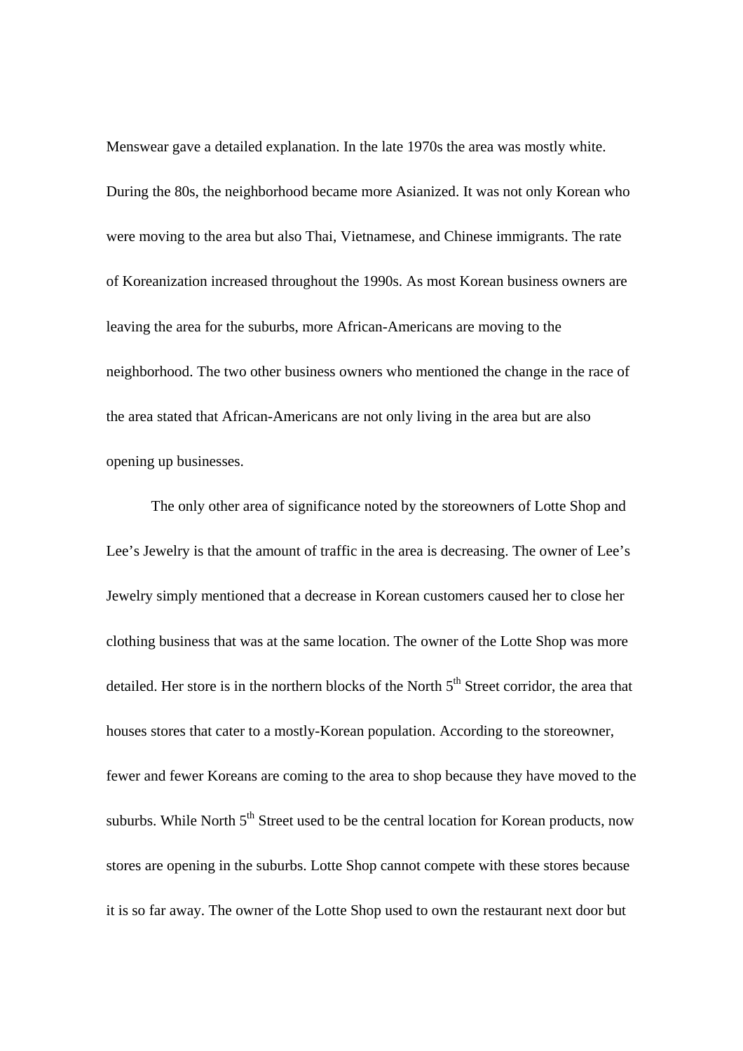Menswear gave a detailed explanation. In the late 1970s the area was mostly white. During the 80s, the neighborhood became more Asianized. It was not only Korean who were moving to the area but also Thai, Vietnamese, and Chinese immigrants. The rate of Koreanization increased throughout the 1990s. As most Korean business owners are leaving the area for the suburbs, more African-Americans are moving to the neighborhood. The two other business owners who mentioned the change in the race of the area stated that African-Americans are not only living in the area but are also opening up businesses.

The only other area of significance noted by the storeowners of Lotte Shop and Lee's Jewelry is that the amount of traffic in the area is decreasing. The owner of Lee's Jewelry simply mentioned that a decrease in Korean customers caused her to close her clothing business that was at the same location. The owner of the Lotte Shop was more detailed. Her store is in the northern blocks of the North 5th Street corridor, the area that houses stores that cater to a mostly-Korean population. According to the storeowner, fewer and fewer Koreans are coming to the area to shop because they have moved to the suburbs. While North 5th Street used to be the central location for Korean products, now stores are opening in the suburbs. Lotte Shop cannot compete with these stores because it is so far away. The owner of the Lotte Shop used to own the restaurant next door but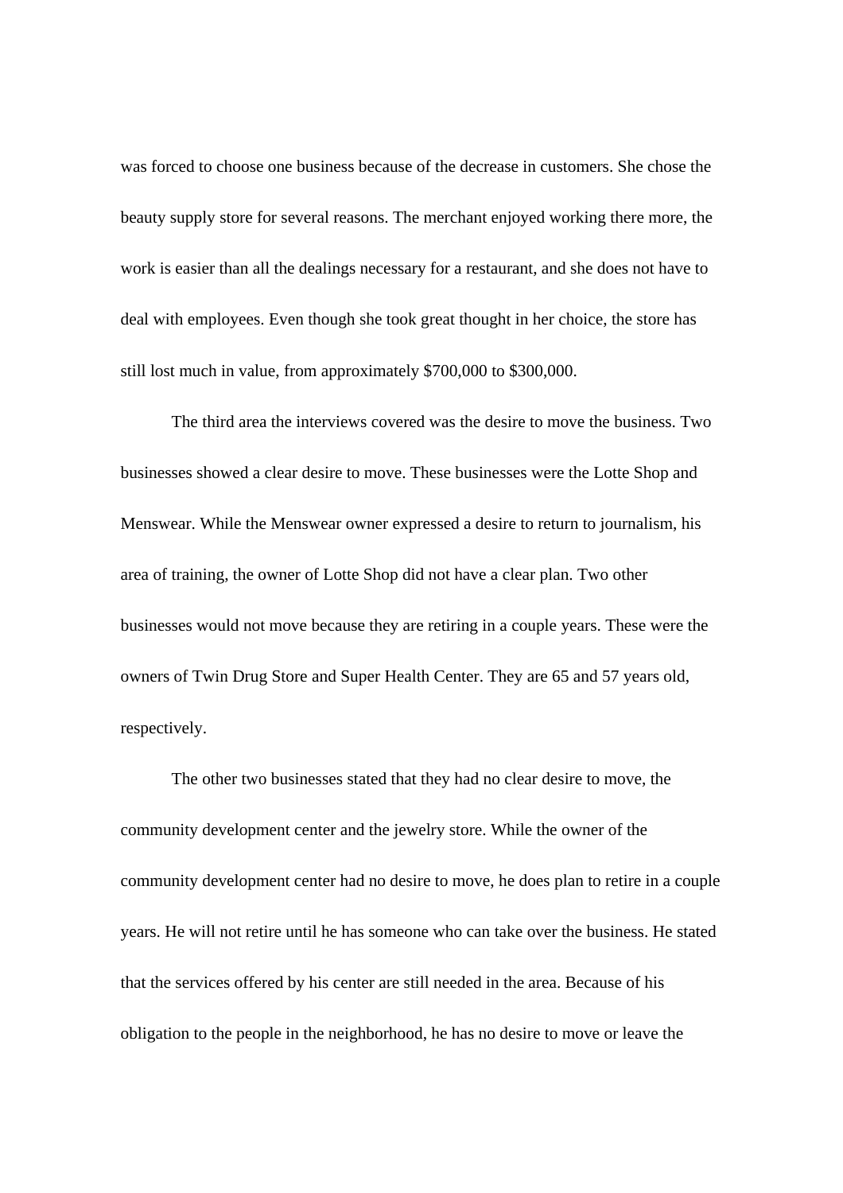was forced to choose one business because of the decrease in customers. She chose the beauty supply store for several reasons. The merchant enjoyed working there more, the work is easier than all the dealings necessary for a restaurant, and she does not have to deal with employees. Even though she took great thought in her choice, the store has still lost much in value, from approximately $700,000 to $300,000.

The third area the interviews covered was the desire to move the business. Two businesses showed a clear desire to move. These businesses were the Lotte Shop and Menswear. While the Menswear owner expressed a desire to return to journalism, his area of training, the owner of Lotte Shop did not have a clear plan. Two other businesses would not move because they are retiring in a couple years. These were the owners of Twin Drug Store and Super Health Center. They are 65 and 57 years old, respectively.

The other two businesses stated that they had no clear desire to move, the community development center and the jewelry store. While the owner of the community development center had no desire to move, he does plan to retire in a couple years. He will not retire until he has someone who can take over the business. He stated that the services offered by his center are still needed in the area. Because of his obligation to the people in the neighborhood, he has no desire to move or leave the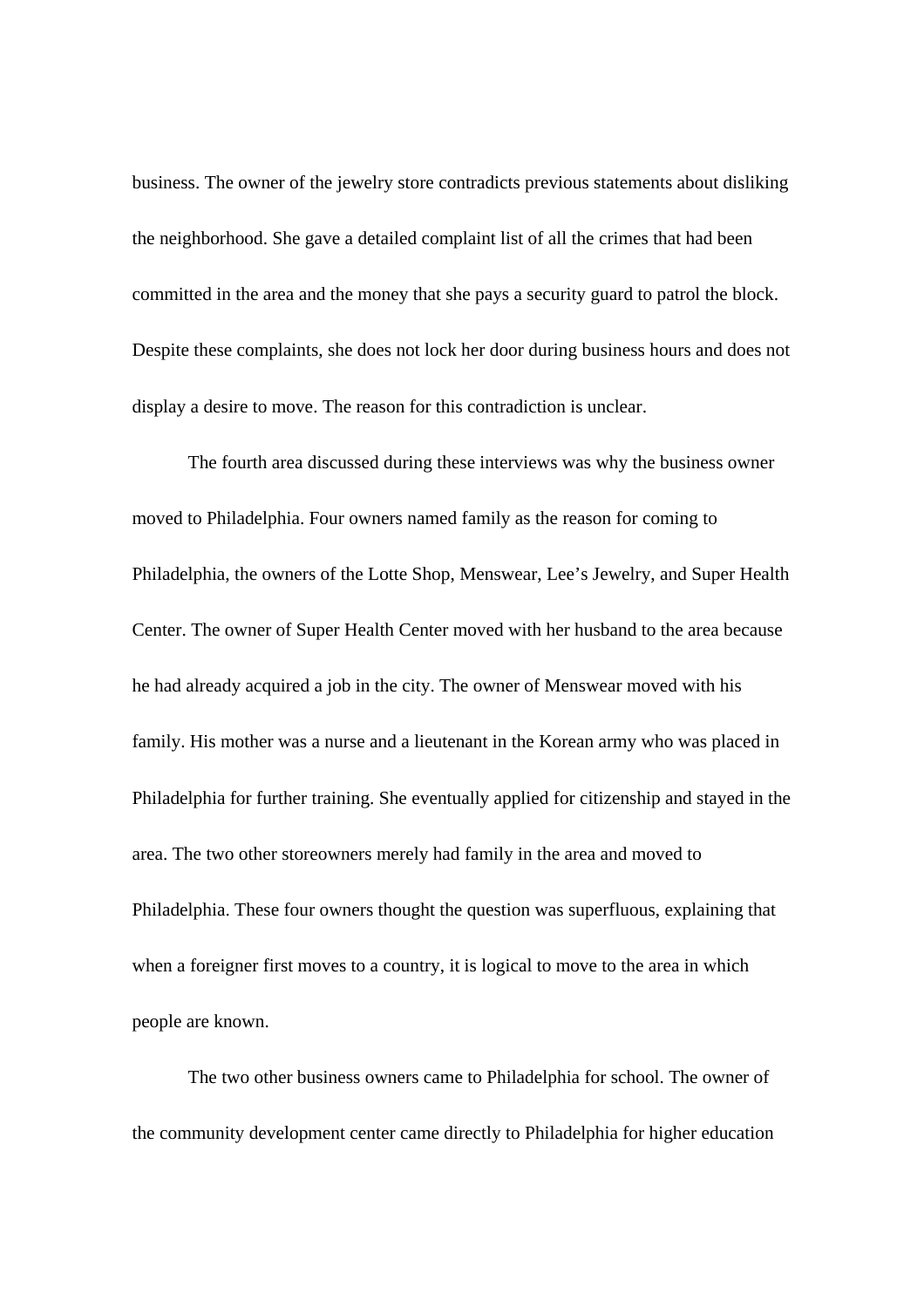business. The owner of the jewelry store contradicts previous statements about disliking the neighborhood. She gave a detailed complaint list of all the crimes that had been committed in the area and the money that she pays a security guard to patrol the block. Despite these complaints, she does not lock her door during business hours and does not display a desire to move. The reason for this contradiction is unclear.

The fourth area discussed during these interviews was why the business owner moved to Philadelphia. Four owners named family as the reason for coming to Philadelphia, the owners of the Lotte Shop, Menswear, Lee's Jewelry, and Super Health Center. The owner of Super Health Center moved with her husband to the area because he had already acquired a job in the city. The owner of Menswear moved with his family. His mother was a nurse and a lieutenant in the Korean army who was placed in Philadelphia for further training. She eventually applied for citizenship and stayed in the area. The two other storeowners merely had family in the area and moved to Philadelphia. These four owners thought the question was superfluous, explaining that when a foreigner first moves to a country, it is logical to move to the area in which people are known.

The two other business owners came to Philadelphia for school. The owner of the community development center came directly to Philadelphia for higher education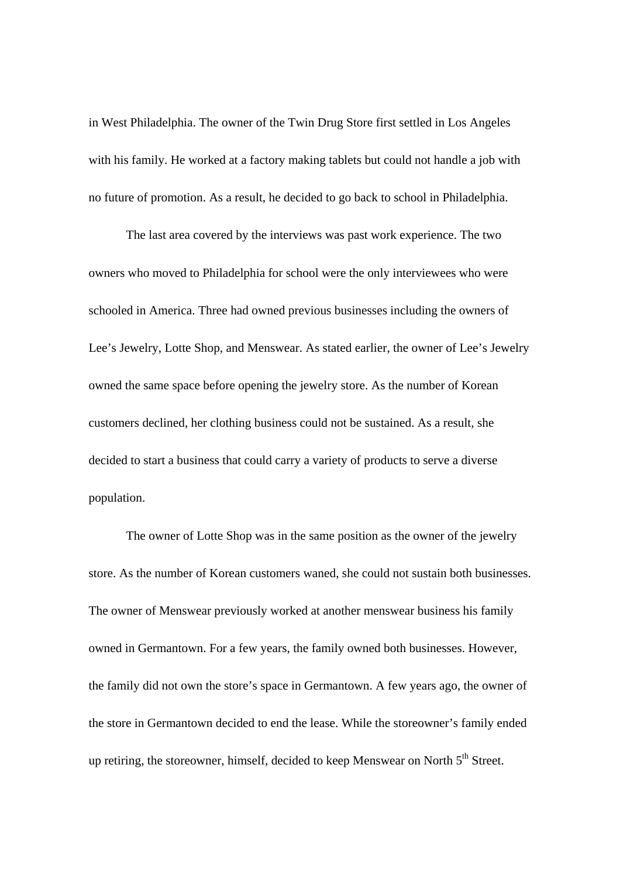in West Philadelphia. The owner of the Twin Drug Store first settled in Los Angeles with his family. He worked at a factory making tablets but could not handle a job with no future of promotion. As a result, he decided to go back to school in Philadelphia.

The last area covered by the interviews was past work experience. The two owners who moved to Philadelphia for school were the only interviewees who were schooled in America. Three had owned previous businesses including the owners of Lee's Jewelry, Lotte Shop, and Menswear. As stated earlier, the owner of Lee's Jewelry owned the same space before opening the jewelry store. As the number of Korean customers declined, her clothing business could not be sustained. As a result, she decided to start a business that could carry a variety of products to serve a diverse population.

The owner of Lotte Shop was in the same position as the owner of the jewelry store. As the number of Korean customers waned, she could not sustain both businesses. The owner of Menswear previously worked at another menswear business his family owned in Germantown. For a few years, the family owned both businesses. However, the family did not own the store's space in Germantown. A few years ago, the owner of the store in Germantown decided to end the lease. While the storeowner's family ended up retiring, the storeowner, himself, decided to keep Menswear on North 5th Street.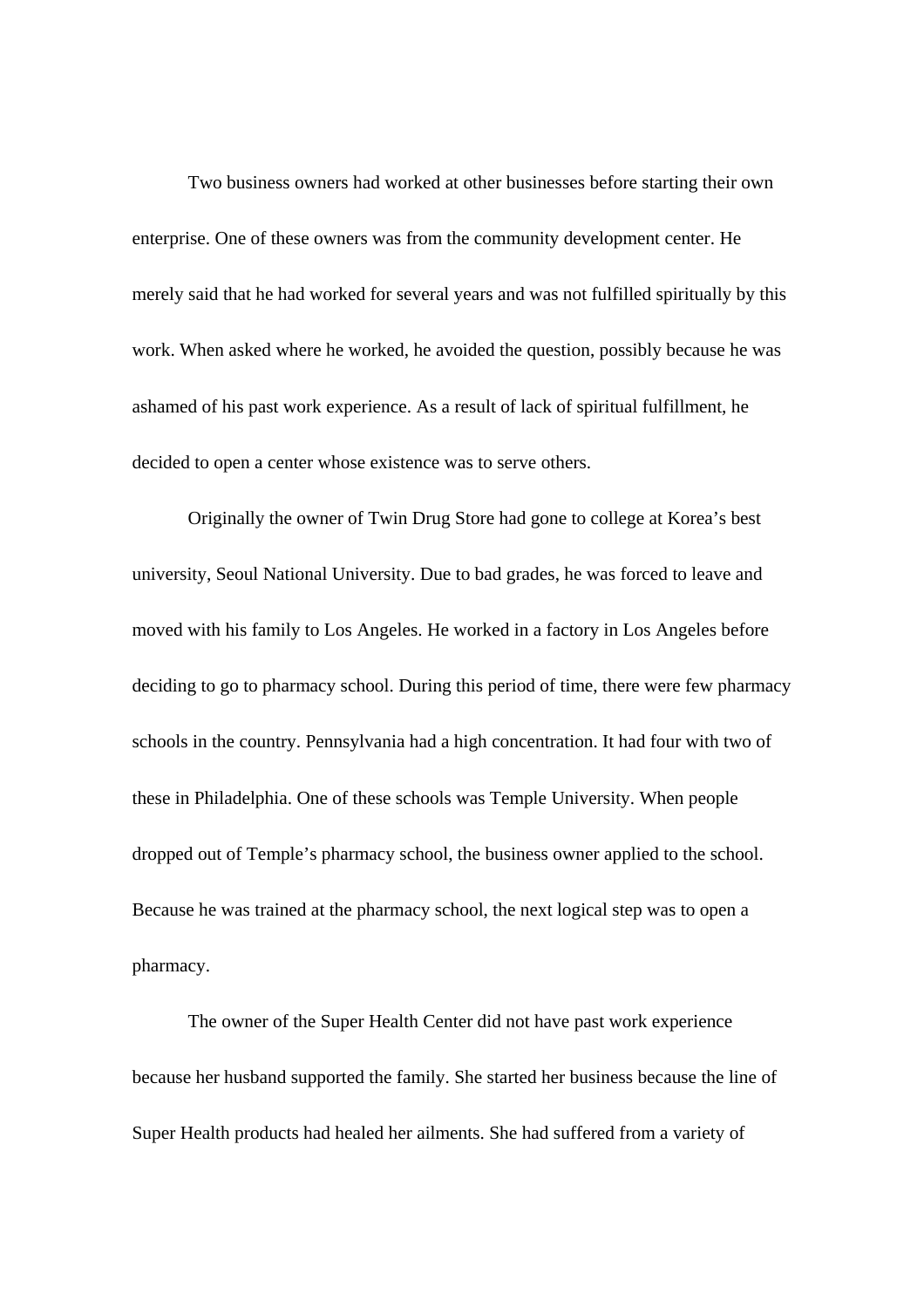Two business owners had worked at other businesses before starting their own enterprise. One of these owners was from the community development center. He merely said that he had worked for several years and was not fulfilled spiritually by this work. When asked where he worked, he avoided the question, possibly because he was ashamed of his past work experience. As a result of lack of spiritual fulfillment, he decided to open a center whose existence was to serve others.

Originally the owner of Twin Drug Store had gone to college at Korea's best university, Seoul National University. Due to bad grades, he was forced to leave and moved with his family to Los Angeles. He worked in a factory in Los Angeles before deciding to go to pharmacy school. During this period of time, there were few pharmacy schools in the country. Pennsylvania had a high concentration. It had four with two of these in Philadelphia. One of these schools was Temple University. When people dropped out of Temple's pharmacy school, the business owner applied to the school. Because he was trained at the pharmacy school, the next logical step was to open a pharmacy.

The owner of the Super Health Center did not have past work experience because her husband supported the family. She started her business because the line of Super Health products had healed her ailments. She had suffered from a variety of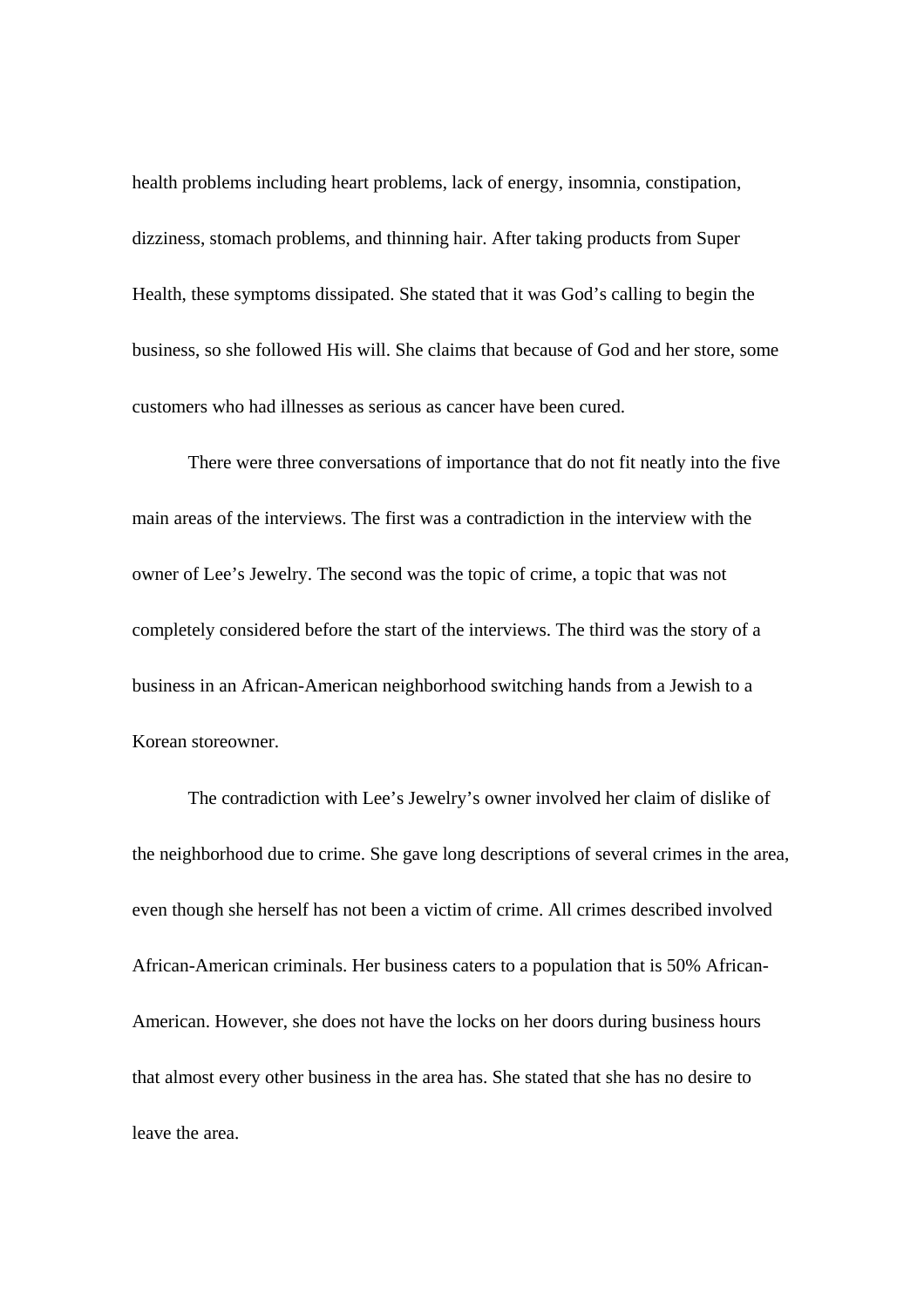health problems including heart problems, lack of energy, insomnia, constipation, dizziness, stomach problems, and thinning hair. After taking products from Super Health, these symptoms dissipated. She stated that it was God's calling to begin the business, so she followed His will. She claims that because of God and her store, some customers who had illnesses as serious as cancer have been cured.

There were three conversations of importance that do not fit neatly into the five main areas of the interviews. The first was a contradiction in the interview with the owner of Lee's Jewelry. The second was the topic of crime, a topic that was not completely considered before the start of the interviews. The third was the story of a business in an African-American neighborhood switching hands from a Jewish to a Korean storeowner.

The contradiction with Lee's Jewelry's owner involved her claim of dislike of the neighborhood due to crime. She gave long descriptions of several crimes in the area, even though she herself has not been a victim of crime. All crimes described involved African-American criminals. Her business caters to a population that is 50% African-American. However, she does not have the locks on her doors during business hours that almost every other business in the area has. She stated that she has no desire to leave the area.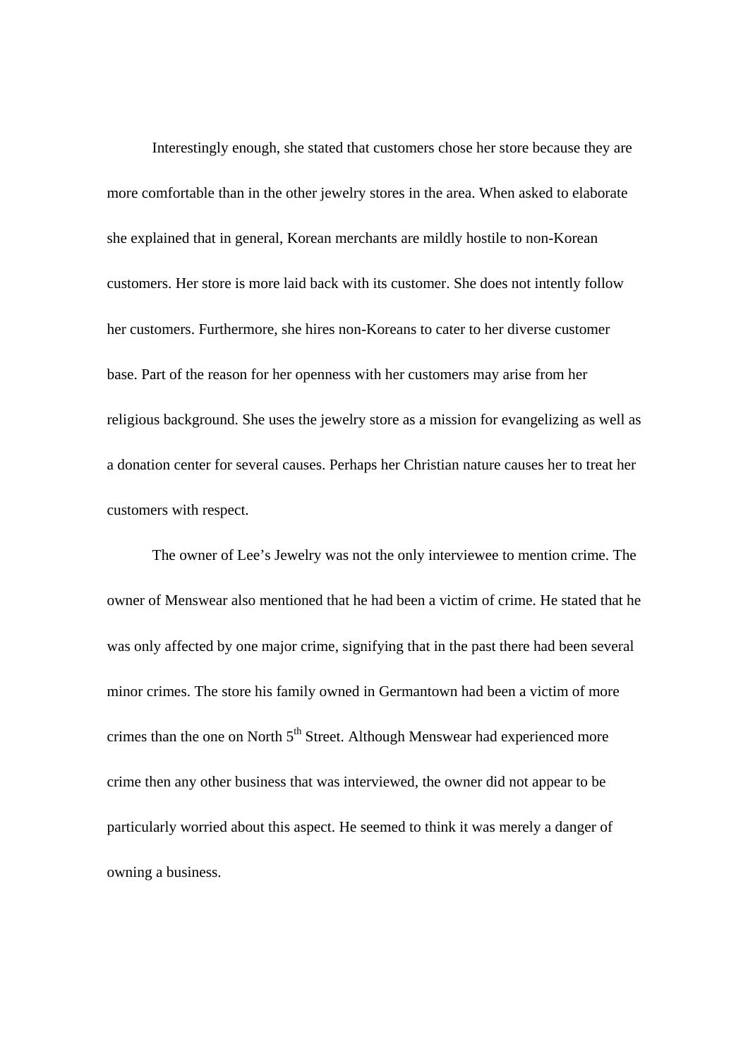Interestingly enough, she stated that customers chose her store because they are more comfortable than in the other jewelry stores in the area. When asked to elaborate she explained that in general, Korean merchants are mildly hostile to non-Korean customers. Her store is more laid back with its customer. She does not intently follow her customers. Furthermore, she hires non-Koreans to cater to her diverse customer base. Part of the reason for her openness with her customers may arise from her religious background. She uses the jewelry store as a mission for evangelizing as well as a donation center for several causes. Perhaps her Christian nature causes her to treat her customers with respect.

The owner of Lee's Jewelry was not the only interviewee to mention crime. The owner of Menswear also mentioned that he had been a victim of crime. He stated that he was only affected by one major crime, signifying that in the past there had been several minor crimes. The store his family owned in Germantown had been a victim of more crimes than the one on North 5th Street. Although Menswear had experienced more crime then any other business that was interviewed, the owner did not appear to be particularly worried about this aspect. He seemed to think it was merely a danger of owning a business.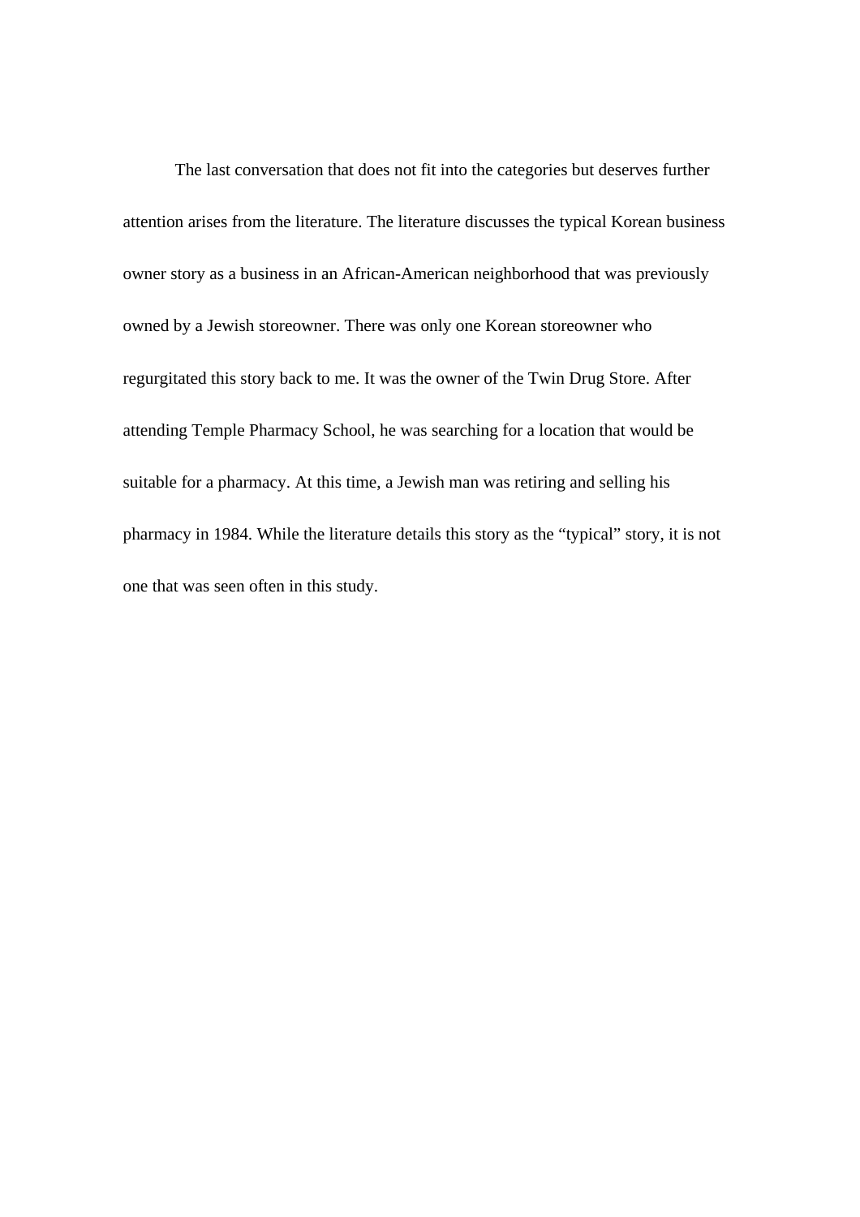The last conversation that does not fit into the categories but deserves further attention arises from the literature. The literature discusses the typical Korean business owner story as a business in an African-American neighborhood that was previously owned by a Jewish storeowner. There was only one Korean storeowner who regurgitated this story back to me. It was the owner of the Twin Drug Store. After attending Temple Pharmacy School, he was searching for a location that would be suitable for a pharmacy. At this time, a Jewish man was retiring and selling his pharmacy in 1984. While the literature details this story as the "typical" story, it is not one that was seen often in this study.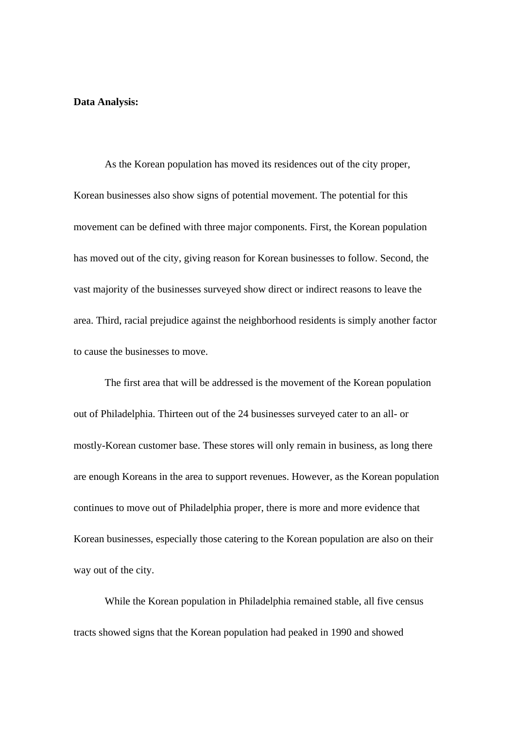**Data Analysis:**

As the Korean population has moved its residences out of the city proper, Korean businesses also show signs of potential movement. The potential for this movement can be defined with three major components. First, the Korean population has moved out of the city, giving reason for Korean businesses to follow. Second, the vast majority of the businesses surveyed show direct or indirect reasons to leave the area. Third, racial prejudice against the neighborhood residents is simply another factor to cause the businesses to move.

The first area that will be addressed is the movement of the Korean population out of Philadelphia. Thirteen out of the 24 businesses surveyed cater to an all- or mostly-Korean customer base. These stores will only remain in business, as long there are enough Koreans in the area to support revenues. However, as the Korean population continues to move out of Philadelphia proper, there is more and more evidence that Korean businesses, especially those catering to the Korean population are also on their way out of the city.

While the Korean population in Philadelphia remained stable, all five census tracts showed signs that the Korean population had peaked in 1990 and showed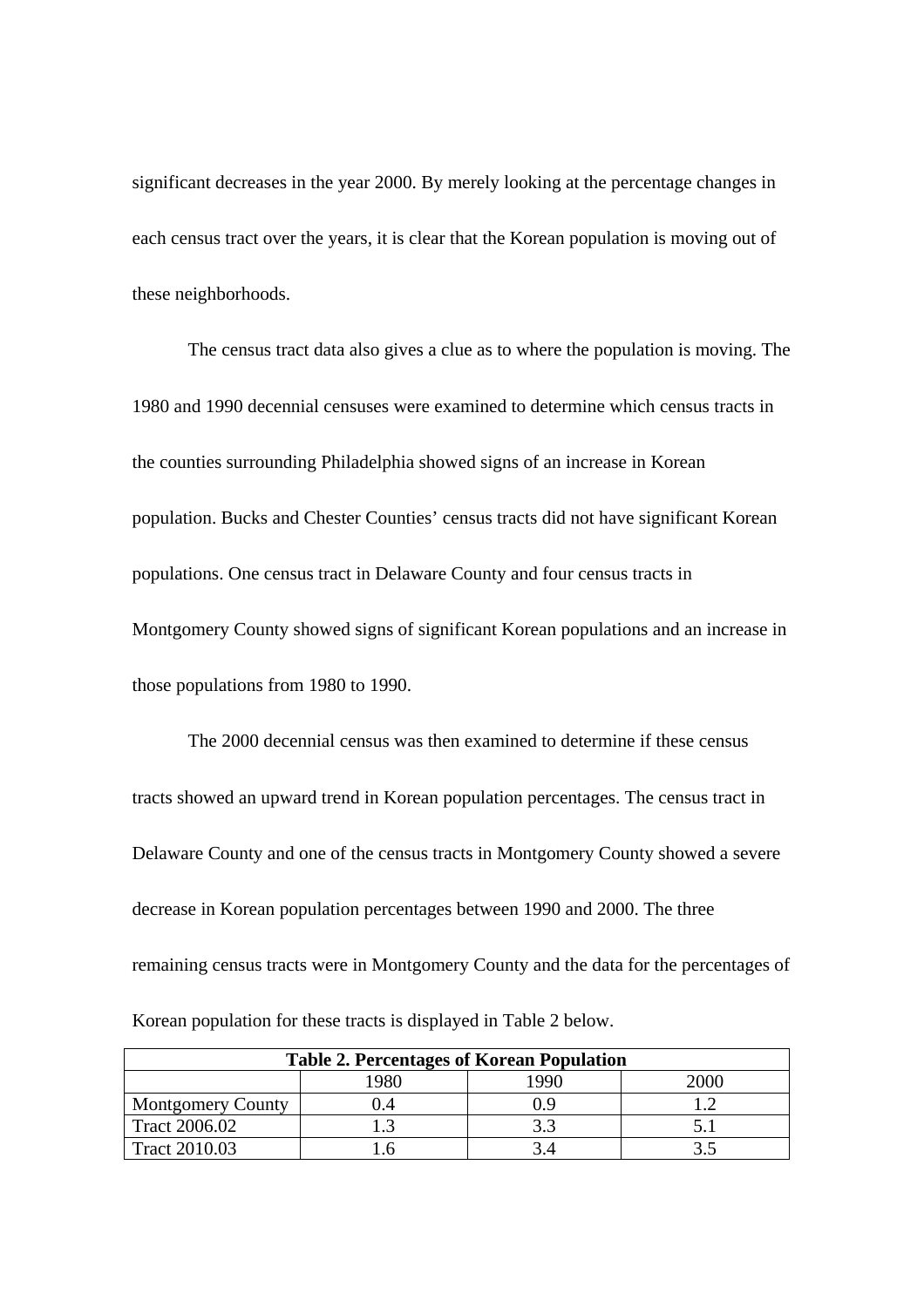significant decreases in the year 2000. By merely looking at the percentage changes in each census tract over the years, it is clear that the Korean population is moving out of these neighborhoods.

The census tract data also gives a clue as to where the population is moving. The 1980 and 1990 decennial censuses were examined to determine which census tracts in the counties surrounding Philadelphia showed signs of an increase in Korean population. Bucks and Chester Counties' census tracts did not have significant Korean populations. One census tract in Delaware County and four census tracts in Montgomery County showed signs of significant Korean populations and an increase in those populations from 1980 to 1990.

The 2000 decennial census was then examined to determine if these census tracts showed an upward trend in Korean population percentages. The census tract in Delaware County and one of the census tracts in Montgomery County showed a severe decrease in Korean population percentages between 1990 and 2000. The three remaining census tracts were in Montgomery County and the data for the percentages of Korean population for these tracts is displayed in Table 2 below.

**Table 2. Percentages of Korean Population**

| | 1980 | 1990 | 2000 |
|---|---|---|---|
| Montgomery County | 0.4 | 0.9 | 1.2 |
| Tract 2006.02 | 1.3 | 3.3 | 5.1 |
| Tract 2010.03 | 1.6 | 3.4 | 3.5 |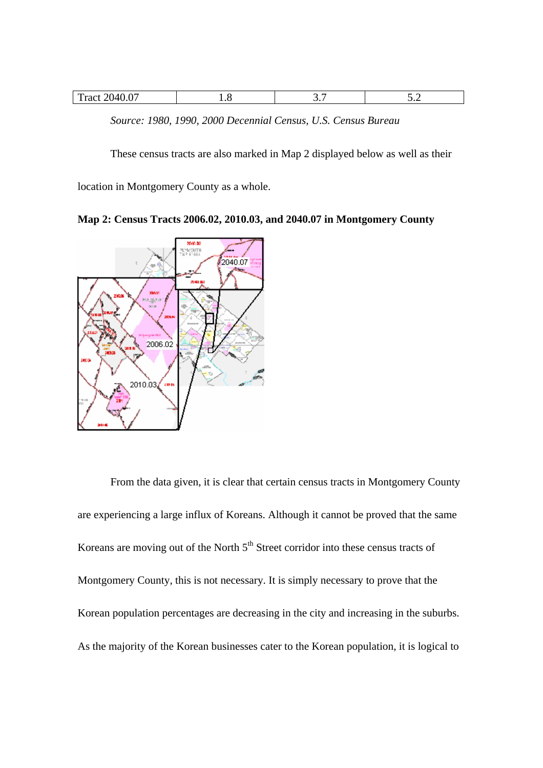| Tract 2040.07 | 1.8 | 3.7 | 5.2 |
|---|---|---|---|

*Source: 1980, 1990, 2000 Decennial Census, U.S. Census Bureau*

These census tracts are also marked in Map 2 displayed below as well as their location in Montgomery County as a whole.

**Map 2: Census Tracts 2006.02, 2010.03, and 2040.07 in Montgomery County**

From the data given, it is clear that certain census tracts in Montgomery County are experiencing a large influx of Koreans. Although it cannot be proved that the same Koreans are moving out of the North 5th Street corridor into these census tracts of Montgomery County, this is not necessary. It is simply necessary to prove that the Korean population percentages are decreasing in the city and increasing in the suburbs. As the majority of the Korean businesses cater to the Korean population, it is logical to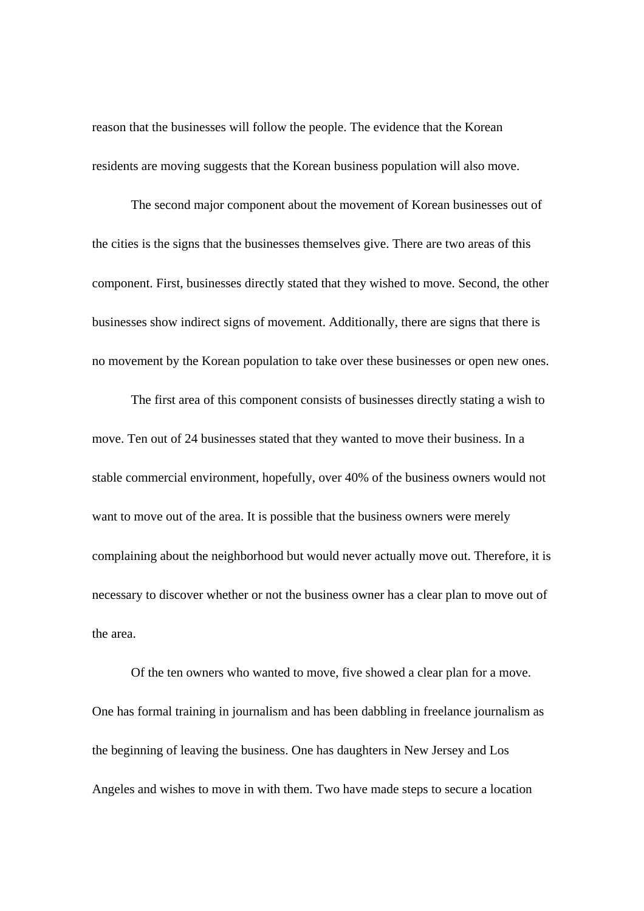reason that the businesses will follow the people. The evidence that the Korean residents are moving suggests that the Korean business population will also move.

The second major component about the movement of Korean businesses out of the cities is the signs that the businesses themselves give. There are two areas of this component. First, businesses directly stated that they wished to move. Second, the other businesses show indirect signs of movement. Additionally, there are signs that there is no movement by the Korean population to take over these businesses or open new ones.

The first area of this component consists of businesses directly stating a wish to move. Ten out of 24 businesses stated that they wanted to move their business. In a stable commercial environment, hopefully, over 40% of the business owners would not want to move out of the area. It is possible that the business owners were merely complaining about the neighborhood but would never actually move out. Therefore, it is necessary to discover whether or not the business owner has a clear plan to move out of the area.

Of the ten owners who wanted to move, five showed a clear plan for a move. One has formal training in journalism and has been dabbling in freelance journalism as the beginning of leaving the business. One has daughters in New Jersey and Los Angeles and wishes to move in with them. Two have made steps to secure a location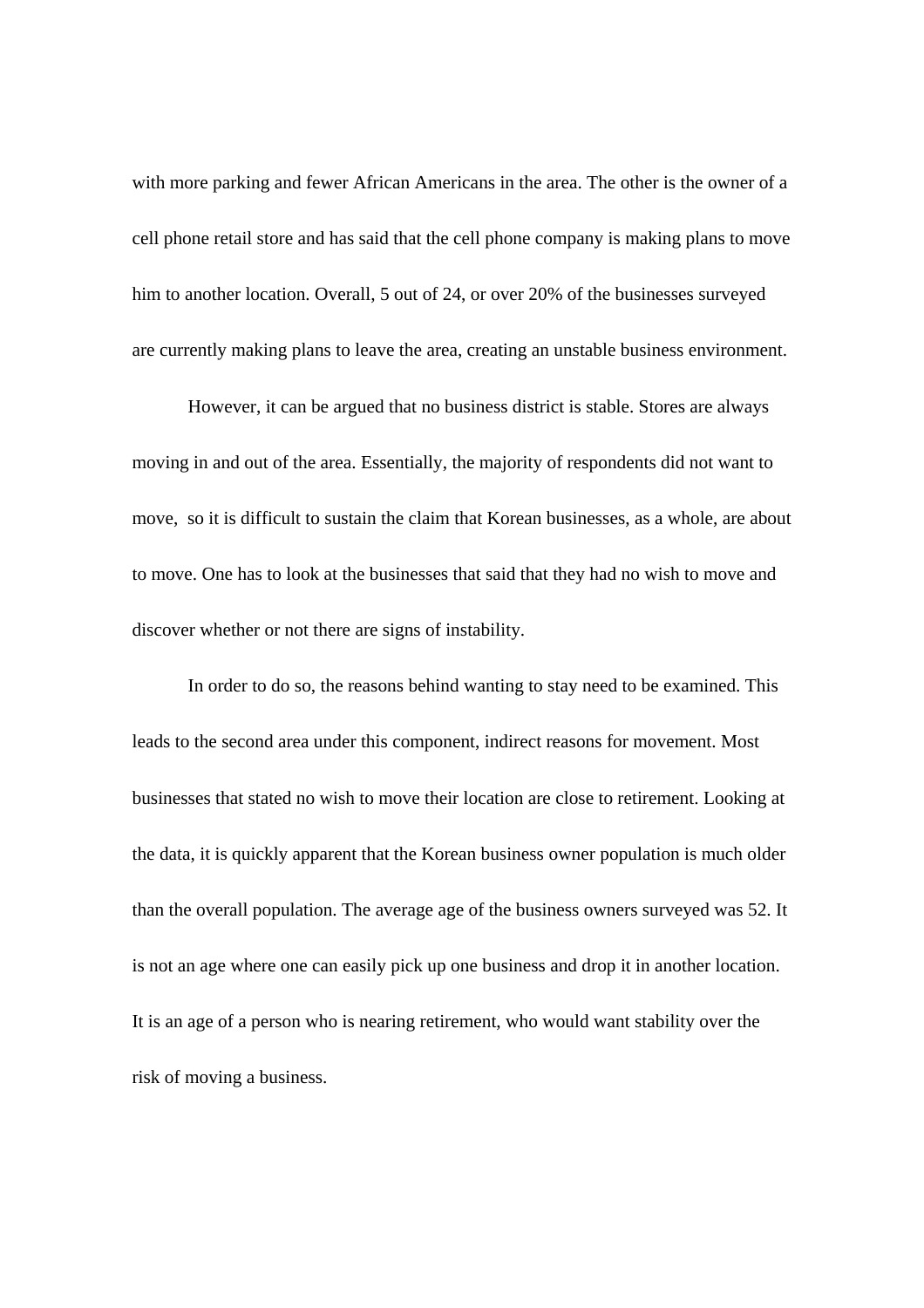with more parking and fewer African Americans in the area. The other is the owner of a cell phone retail store and has said that the cell phone company is making plans to move him to another location. Overall, 5 out of 24, or over 20% of the businesses surveyed are currently making plans to leave the area, creating an unstable business environment.

However, it can be argued that no business district is stable. Stores are always moving in and out of the area. Essentially, the majority of respondents did not want to move, so it is difficult to sustain the claim that Korean businesses, as a whole, are about to move. One has to look at the businesses that said that they had no wish to move and discover whether or not there are signs of instability.

In order to do so, the reasons behind wanting to stay need to be examined. This leads to the second area under this component, indirect reasons for movement. Most businesses that stated no wish to move their location are close to retirement. Looking at the data, it is quickly apparent that the Korean business owner population is much older than the overall population. The average age of the business owners surveyed was 52. It is not an age where one can easily pick up one business and drop it in another location. It is an age of a person who is nearing retirement, who would want stability over the risk of moving a business.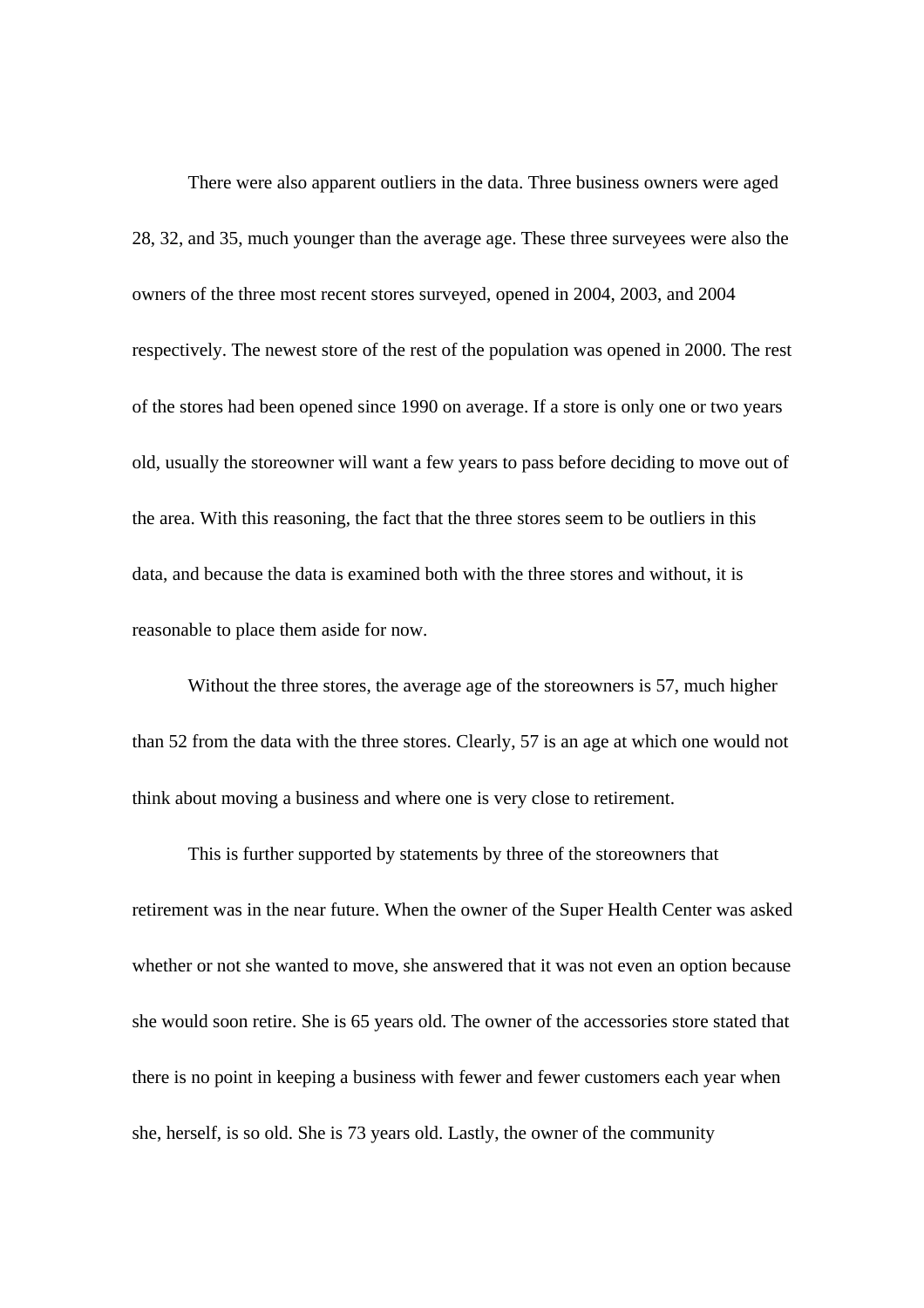There were also apparent outliers in the data. Three business owners were aged 28, 32, and 35, much younger than the average age. These three surveyees were also the owners of the three most recent stores surveyed, opened in 2004, 2003, and 2004 respectively. The newest store of the rest of the population was opened in 2000. The rest of the stores had been opened since 1990 on average. If a store is only one or two years old, usually the storeowner will want a few years to pass before deciding to move out of the area. With this reasoning, the fact that the three stores seem to be outliers in this data, and because the data is examined both with the three stores and without, it is reasonable to place them aside for now.

Without the three stores, the average age of the storeowners is 57, much higher than 52 from the data with the three stores. Clearly, 57 is an age at which one would not think about moving a business and where one is very close to retirement.

This is further supported by statements by three of the storeowners that retirement was in the near future. When the owner of the Super Health Center was asked whether or not she wanted to move, she answered that it was not even an option because she would soon retire. She is 65 years old. The owner of the accessories store stated that there is no point in keeping a business with fewer and fewer customers each year when she, herself, is so old. She is 73 years old. Lastly, the owner of the community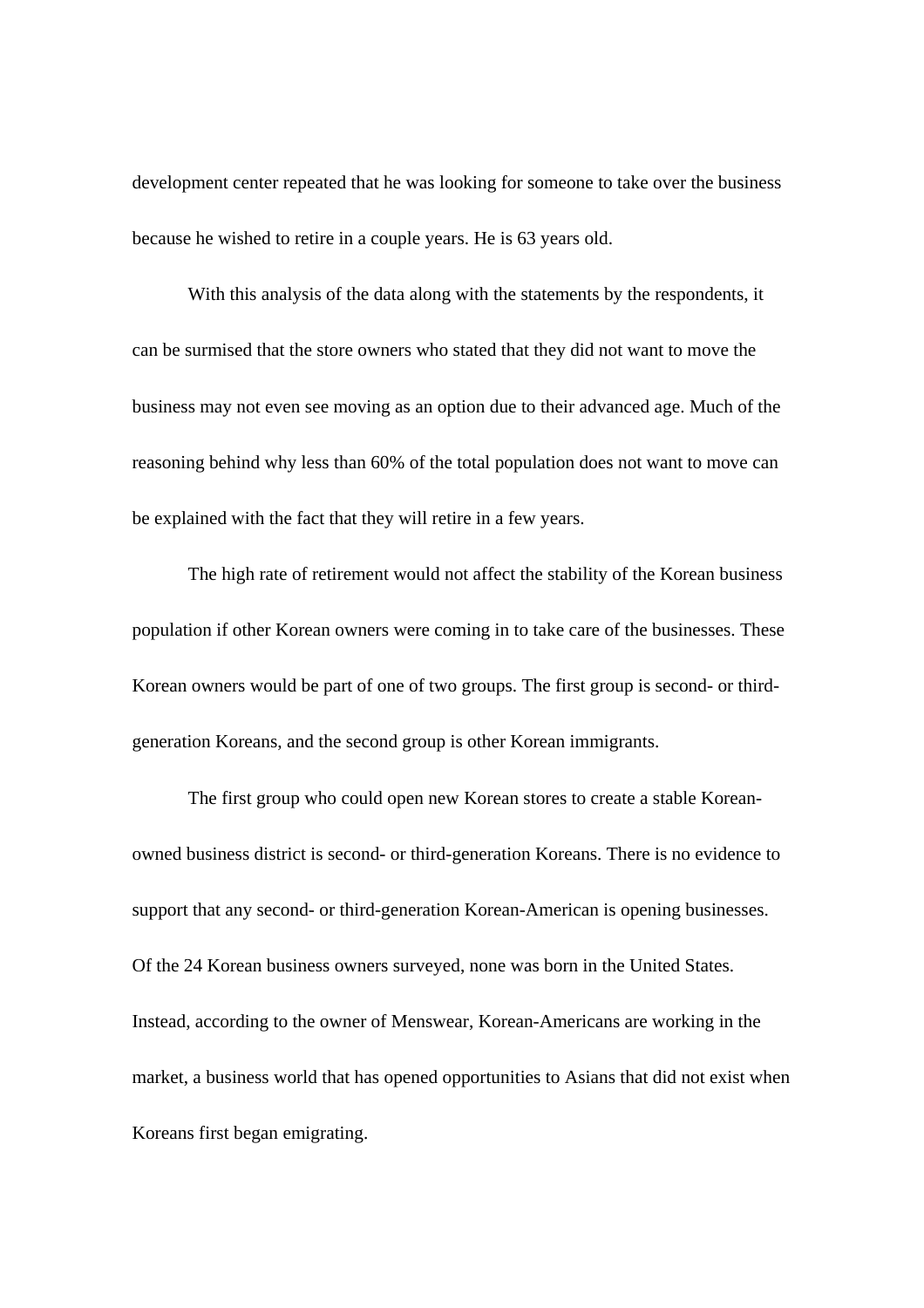development center repeated that he was looking for someone to take over the business because he wished to retire in a couple years. He is 63 years old.

With this analysis of the data along with the statements by the respondents, it can be surmised that the store owners who stated that they did not want to move the business may not even see moving as an option due to their advanced age. Much of the reasoning behind why less than 60% of the total population does not want to move can be explained with the fact that they will retire in a few years.

The high rate of retirement would not affect the stability of the Korean business population if other Korean owners were coming in to take care of the businesses. These Korean owners would be part of one of two groups. The first group is second- or third-generation Koreans, and the second group is other Korean immigrants.

The first group who could open new Korean stores to create a stable Korean-owned business district is second- or third-generation Koreans. There is no evidence to support that any second- or third-generation Korean-American is opening businesses. Of the 24 Korean business owners surveyed, none was born in the United States. Instead, according to the owner of Menswear, Korean-Americans are working in the market, a business world that has opened opportunities to Asians that did not exist when Koreans first began emigrating.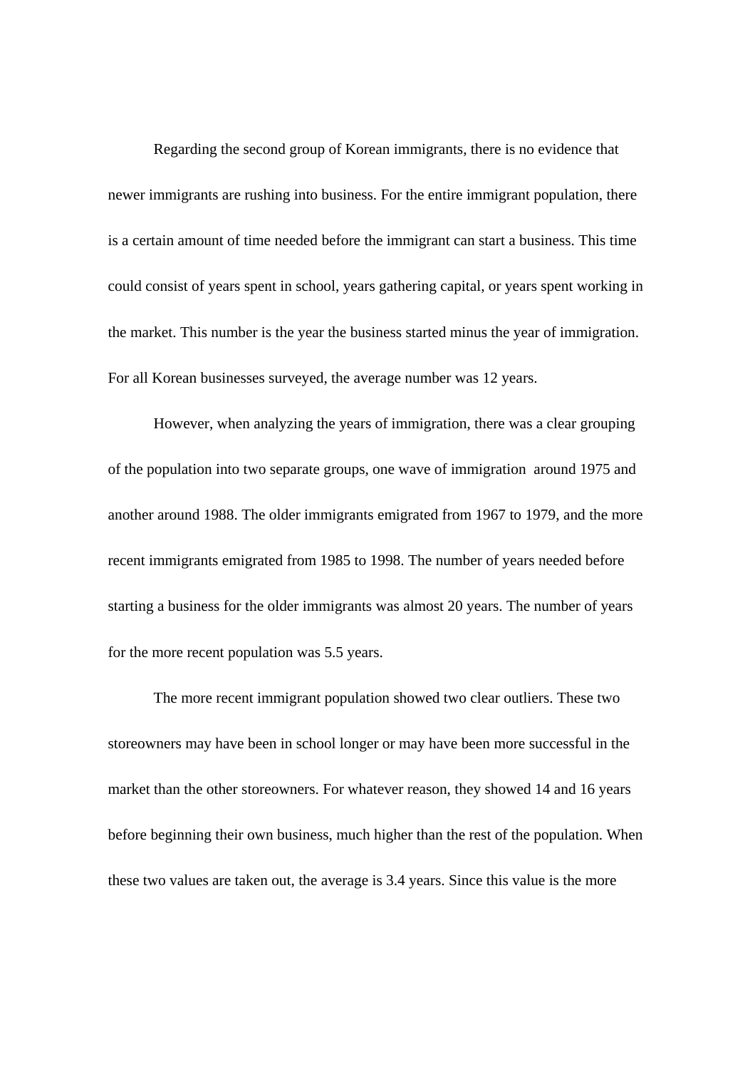Regarding the second group of Korean immigrants, there is no evidence that newer immigrants are rushing into business. For the entire immigrant population, there is a certain amount of time needed before the immigrant can start a business. This time could consist of years spent in school, years gathering capital, or years spent working in the market. This number is the year the business started minus the year of immigration. For all Korean businesses surveyed, the average number was 12 years.

However, when analyzing the years of immigration, there was a clear grouping of the population into two separate groups, one wave of immigration around 1975 and another around 1988. The older immigrants emigrated from 1967 to 1979, and the more recent immigrants emigrated from 1985 to 1998. The number of years needed before starting a business for the older immigrants was almost 20 years. The number of years for the more recent population was 5.5 years.

The more recent immigrant population showed two clear outliers. These two storeowners may have been in school longer or may have been more successful in the market than the other storeowners. For whatever reason, they showed 14 and 16 years before beginning their own business, much higher than the rest of the population. When these two values are taken out, the average is 3.4 years. Since this value is the more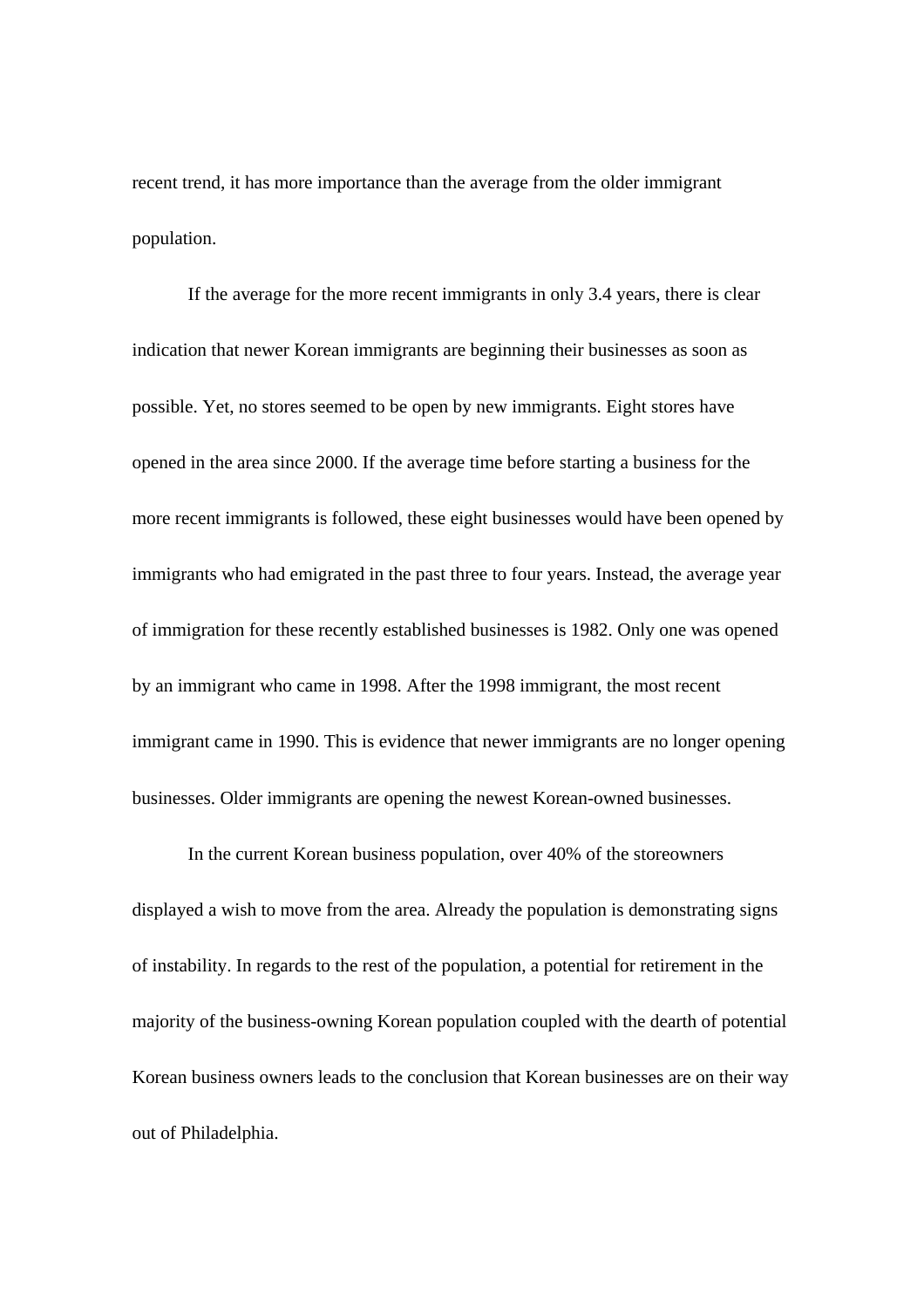recent trend, it has more importance than the average from the older immigrant population.

If the average for the more recent immigrants in only 3.4 years, there is clear indication that newer Korean immigrants are beginning their businesses as soon as possible. Yet, no stores seemed to be open by new immigrants. Eight stores have opened in the area since 2000. If the average time before starting a business for the more recent immigrants is followed, these eight businesses would have been opened by immigrants who had emigrated in the past three to four years. Instead, the average year of immigration for these recently established businesses is 1982. Only one was opened by an immigrant who came in 1998. After the 1998 immigrant, the most recent immigrant came in 1990. This is evidence that newer immigrants are no longer opening businesses. Older immigrants are opening the newest Korean-owned businesses.

In the current Korean business population, over 40% of the storeowners displayed a wish to move from the area. Already the population is demonstrating signs of instability. In regards to the rest of the population, a potential for retirement in the majority of the business-owning Korean population coupled with the dearth of potential Korean business owners leads to the conclusion that Korean businesses are on their way out of Philadelphia.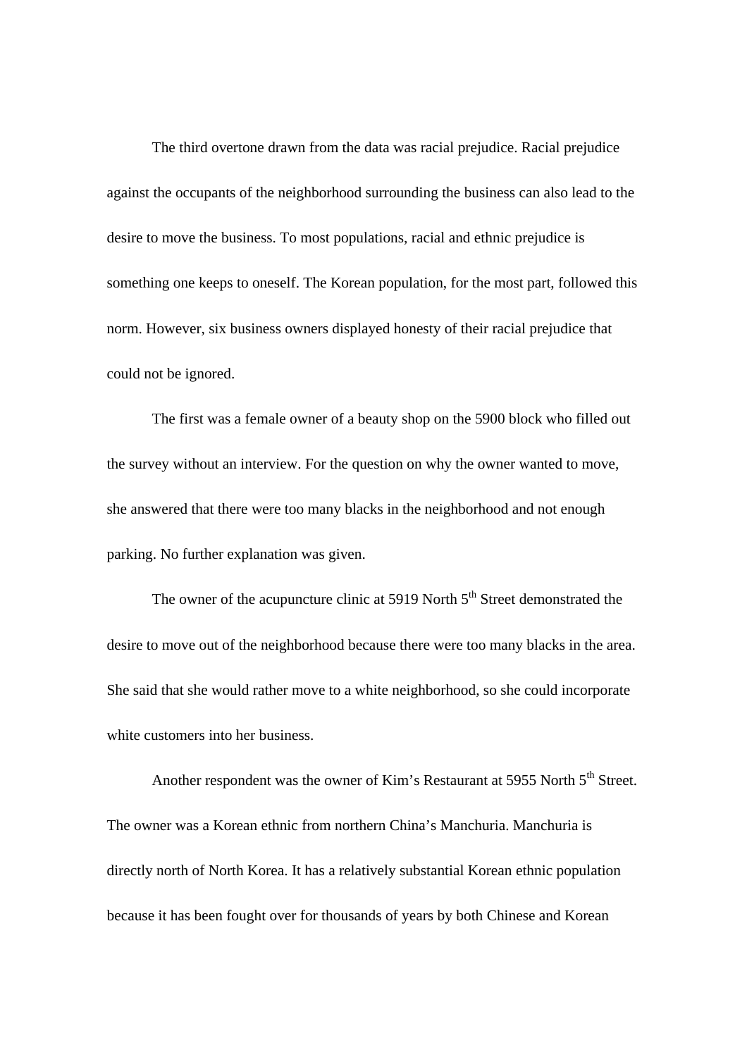The third overtone drawn from the data was racial prejudice. Racial prejudice against the occupants of the neighborhood surrounding the business can also lead to the desire to move the business. To most populations, racial and ethnic prejudice is something one keeps to oneself. The Korean population, for the most part, followed this norm. However, six business owners displayed honesty of their racial prejudice that could not be ignored.

The first was a female owner of a beauty shop on the 5900 block who filled out the survey without an interview. For the question on why the owner wanted to move, she answered that there were too many blacks in the neighborhood and not enough parking. No further explanation was given.

The owner of the acupuncture clinic at 5919 North 5th Street demonstrated the desire to move out of the neighborhood because there were too many blacks in the area. She said that she would rather move to a white neighborhood, so she could incorporate white customers into her business.

Another respondent was the owner of Kim's Restaurant at 5955 North 5th Street. The owner was a Korean ethnic from northern China's Manchuria. Manchuria is directly north of North Korea. It has a relatively substantial Korean ethnic population because it has been fought over for thousands of years by both Chinese and Korean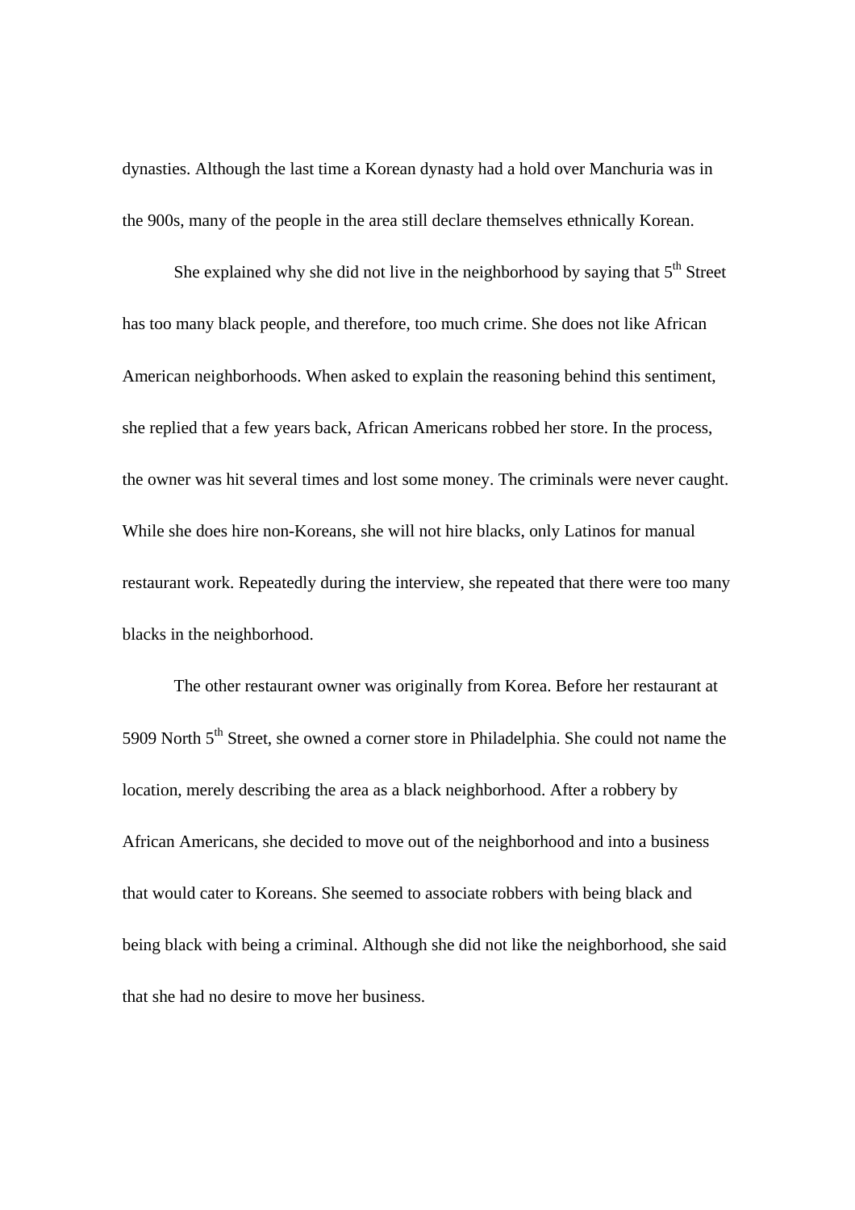dynasties. Although the last time a Korean dynasty had a hold over Manchuria was in the 900s, many of the people in the area still declare themselves ethnically Korean.

She explained why she did not live in the neighborhood by saying that 5th Street has too many black people, and therefore, too much crime. She does not like African American neighborhoods. When asked to explain the reasoning behind this sentiment, she replied that a few years back, African Americans robbed her store. In the process, the owner was hit several times and lost some money. The criminals were never caught. While she does hire non-Koreans, she will not hire blacks, only Latinos for manual restaurant work. Repeatedly during the interview, she repeated that there were too many blacks in the neighborhood.

The other restaurant owner was originally from Korea. Before her restaurant at 5909 North 5th Street, she owned a corner store in Philadelphia. She could not name the location, merely describing the area as a black neighborhood. After a robbery by African Americans, she decided to move out of the neighborhood and into a business that would cater to Koreans. She seemed to associate robbers with being black and being black with being a criminal. Although she did not like the neighborhood, she said that she had no desire to move her business.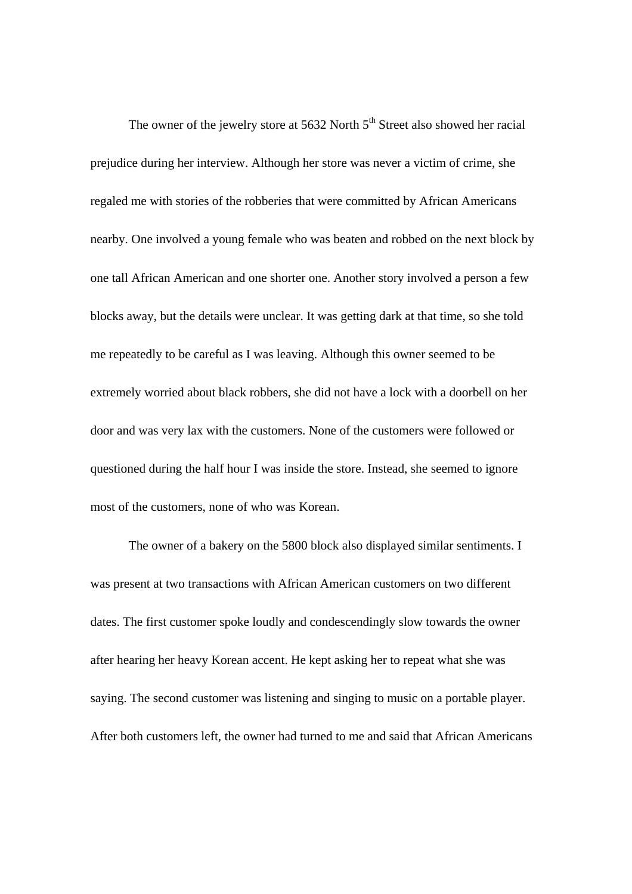The owner of the jewelry store at 5632 North $5^{th}$ Street also showed her racial prejudice during her interview. Although her store was never a victim of crime, she regaled me with stories of the robberies that were committed by African Americans nearby. One involved a young female who was beaten and robbed on the next block by one tall African American and one shorter one. Another story involved a person a few blocks away, but the details were unclear. It was getting dark at that time, so she told me repeatedly to be careful as I was leaving. Although this owner seemed to be extremely worried about black robbers, she did not have a lock with a doorbell on her door and was very lax with the customers. None of the customers were followed or questioned during the half hour I was inside the store. Instead, she seemed to ignore most of the customers, none of who was Korean.

The owner of a bakery on the 5800 block also displayed similar sentiments. I was present at two transactions with African American customers on two different dates. The first customer spoke loudly and condescendingly slow towards the owner after hearing her heavy Korean accent. He kept asking her to repeat what she was saying. The second customer was listening and singing to music on a portable player. After both customers left, the owner had turned to me and said that African Americans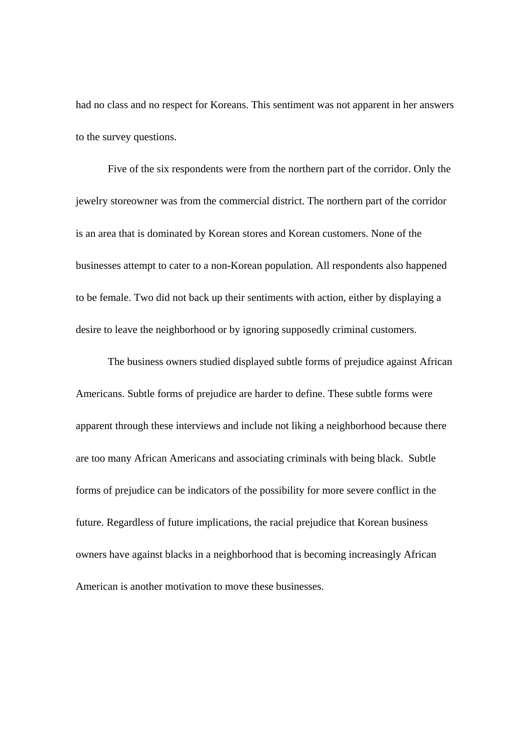had no class and no respect for Koreans. This sentiment was not apparent in her answers to the survey questions.

Five of the six respondents were from the northern part of the corridor. Only the jewelry storeowner was from the commercial district. The northern part of the corridor is an area that is dominated by Korean stores and Korean customers. None of the businesses attempt to cater to a non-Korean population. All respondents also happened to be female. Two did not back up their sentiments with action, either by displaying a desire to leave the neighborhood or by ignoring supposedly criminal customers.

The business owners studied displayed subtle forms of prejudice against African Americans. Subtle forms of prejudice are harder to define. These subtle forms were apparent through these interviews and include not liking a neighborhood because there are too many African Americans and associating criminals with being black. Subtle forms of prejudice can be indicators of the possibility for more severe conflict in the future. Regardless of future implications, the racial prejudice that Korean business owners have against blacks in a neighborhood that is becoming increasingly African American is another motivation to move these businesses.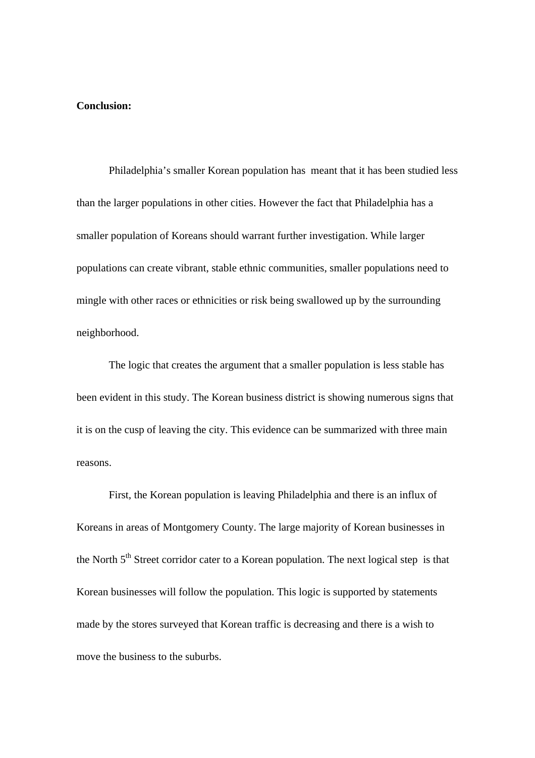**Conclusion:**

Philadelphia's smaller Korean population has meant that it has been studied less than the larger populations in other cities. However the fact that Philadelphia has a smaller population of Koreans should warrant further investigation. While larger populations can create vibrant, stable ethnic communities, smaller populations need to mingle with other races or ethnicities or risk being swallowed up by the surrounding neighborhood.

The logic that creates the argument that a smaller population is less stable has been evident in this study. The Korean business district is showing numerous signs that it is on the cusp of leaving the city. This evidence can be summarized with three main reasons.

First, the Korean population is leaving Philadelphia and there is an influx of Koreans in areas of Montgomery County. The large majority of Korean businesses in the North 5th Street corridor cater to a Korean population. The next logical step is that Korean businesses will follow the population. This logic is supported by statements made by the stores surveyed that Korean traffic is decreasing and there is a wish to move the business to the suburbs.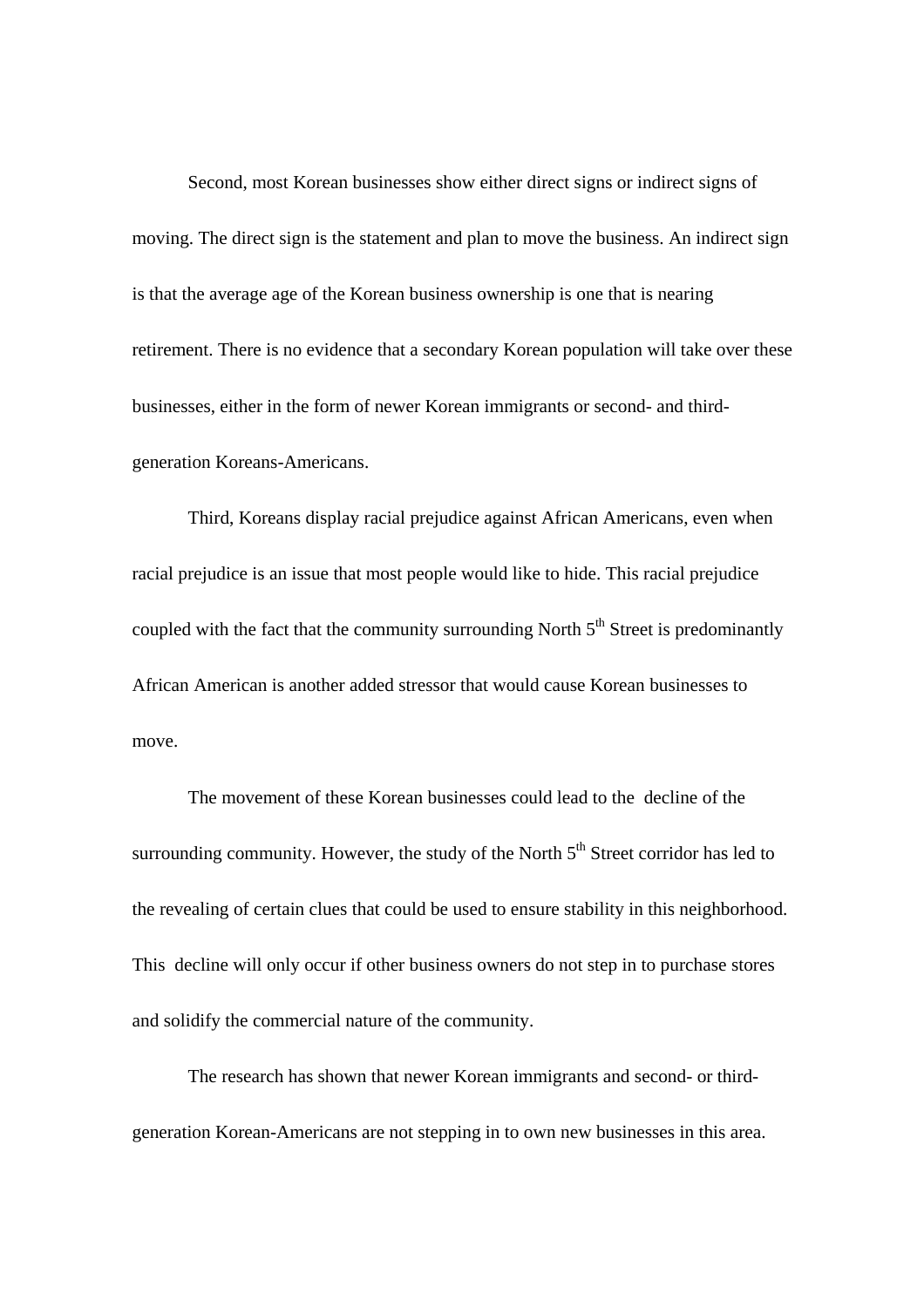Second, most Korean businesses show either direct signs or indirect signs of moving. The direct sign is the statement and plan to move the business. An indirect sign is that the average age of the Korean business ownership is one that is nearing retirement. There is no evidence that a secondary Korean population will take over these businesses, either in the form of newer Korean immigrants or second- and third-generation Koreans-Americans.

Third, Koreans display racial prejudice against African Americans, even when racial prejudice is an issue that most people would like to hide. This racial prejudice coupled with the fact that the community surrounding North 5th Street is predominantly African American is another added stressor that would cause Korean businesses to move.

The movement of these Korean businesses could lead to the decline of the surrounding community. However, the study of the North 5th Street corridor has led to the revealing of certain clues that could be used to ensure stability in this neighborhood. This decline will only occur if other business owners do not step in to purchase stores and solidify the commercial nature of the community.

The research has shown that newer Korean immigrants and second- or third-generation Korean-Americans are not stepping in to own new businesses in this area.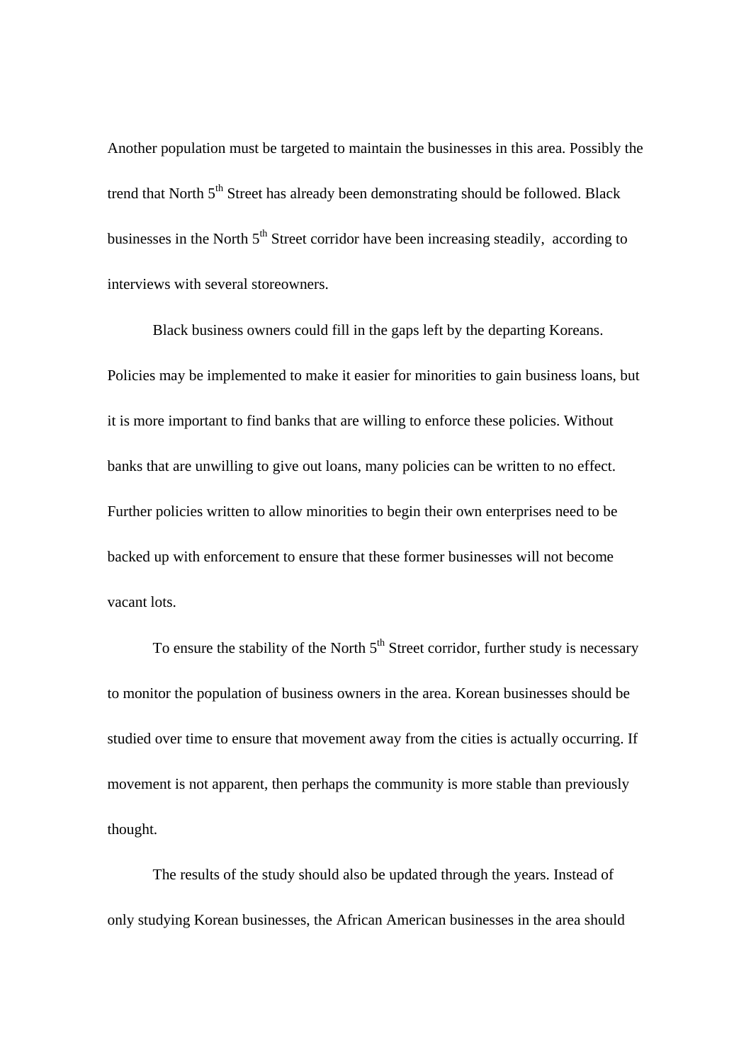Another population must be targeted to maintain the businesses in this area. Possibly the trend that North 5th Street has already been demonstrating should be followed. Black businesses in the North 5th Street corridor have been increasing steadily, according to interviews with several storeowners.

Black business owners could fill in the gaps left by the departing Koreans. Policies may be implemented to make it easier for minorities to gain business loans, but it is more important to find banks that are willing to enforce these policies. Without banks that are unwilling to give out loans, many policies can be written to no effect. Further policies written to allow minorities to begin their own enterprises need to be backed up with enforcement to ensure that these former businesses will not become vacant lots.

To ensure the stability of the North 5th Street corridor, further study is necessary to monitor the population of business owners in the area. Korean businesses should be studied over time to ensure that movement away from the cities is actually occurring. If movement is not apparent, then perhaps the community is more stable than previously thought.

The results of the study should also be updated through the years. Instead of only studying Korean businesses, the African American businesses in the area should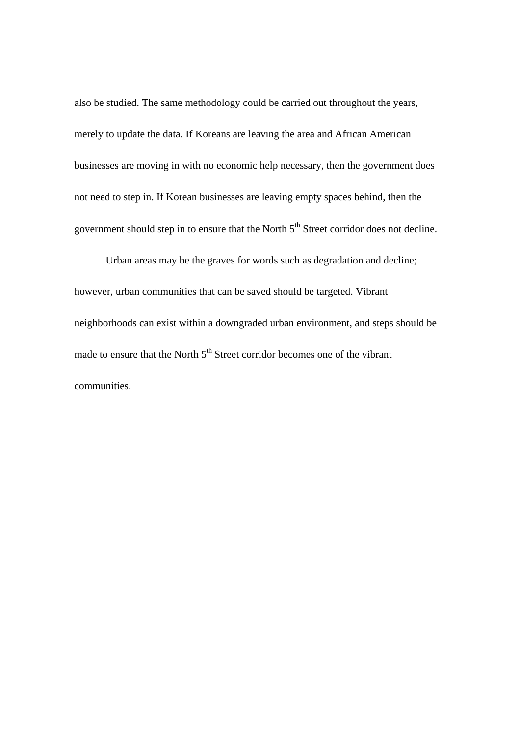also be studied. The same methodology could be carried out throughout the years, merely to update the data. If Koreans are leaving the area and African American businesses are moving in with no economic help necessary, then the government does not need to step in. If Korean businesses are leaving empty spaces behind, then the government should step in to ensure that the North 5th Street corridor does not decline.

Urban areas may be the graves for words such as degradation and decline; however, urban communities that can be saved should be targeted. Vibrant neighborhoods can exist within a downgraded urban environment, and steps should be made to ensure that the North 5th Street corridor becomes one of the vibrant communities.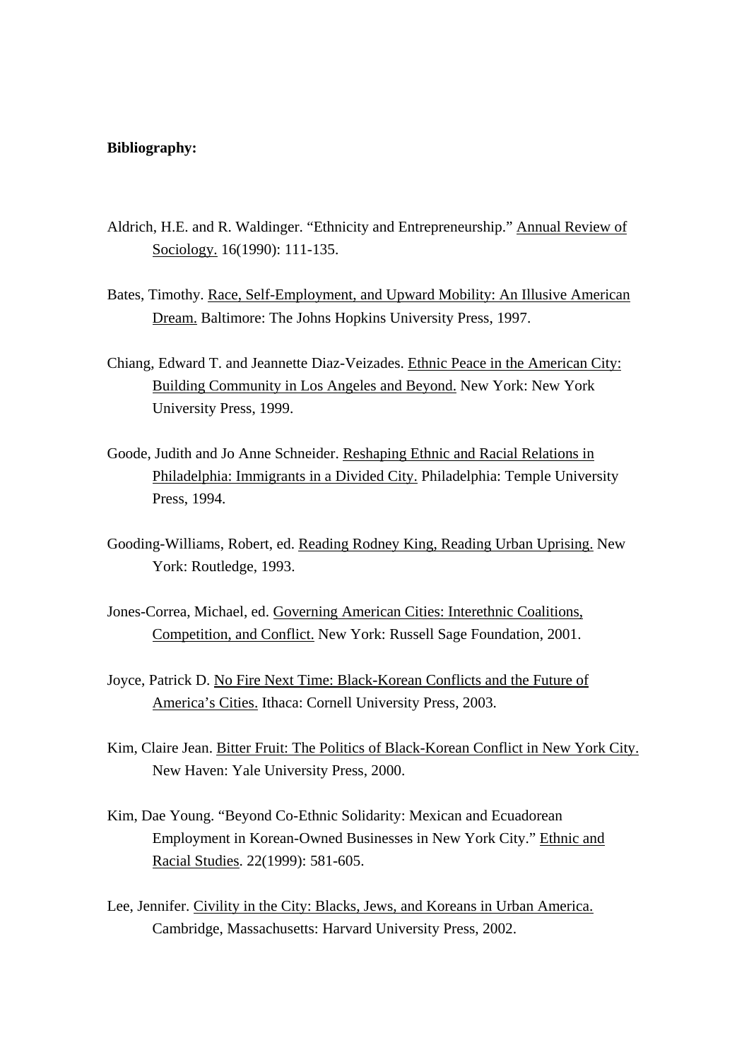**Bibliography:**

Aldrich, H.E. and R. Waldinger. "Ethnicity and Entrepreneurship." Annual Review of Sociology. 16(1990): 111-135.

Bates, Timothy. Race, Self-Employment, and Upward Mobility: An Illusive American Dream. Baltimore: The Johns Hopkins University Press, 1997.

Chiang, Edward T. and Jeannette Diaz-Veizades. Ethnic Peace in the American City: Building Community in Los Angeles and Beyond. New York: New York University Press, 1999.

Goode, Judith and Jo Anne Schneider. Reshaping Ethnic and Racial Relations in Philadelphia: Immigrants in a Divided City. Philadelphia: Temple University Press, 1994.

Gooding-Williams, Robert, ed. Reading Rodney King, Reading Urban Uprising. New York: Routledge, 1993.

Jones-Correa, Michael, ed. Governing American Cities: Interethnic Coalitions, Competition, and Conflict. New York: Russell Sage Foundation, 2001.

Joyce, Patrick D. No Fire Next Time: Black-Korean Conflicts and the Future of America's Cities. Ithaca: Cornell University Press, 2003.

Kim, Claire Jean. Bitter Fruit: The Politics of Black-Korean Conflict in New York City. New Haven: Yale University Press, 2000.

Kim, Dae Young. "Beyond Co-Ethnic Solidarity: Mexican and Ecuadorean Employment in Korean-Owned Businesses in New York City." Ethnic and Racial Studies. 22(1999): 581-605.

Lee, Jennifer. Civility in the City: Blacks, Jews, and Koreans in Urban America. Cambridge, Massachusetts: Harvard University Press, 2002.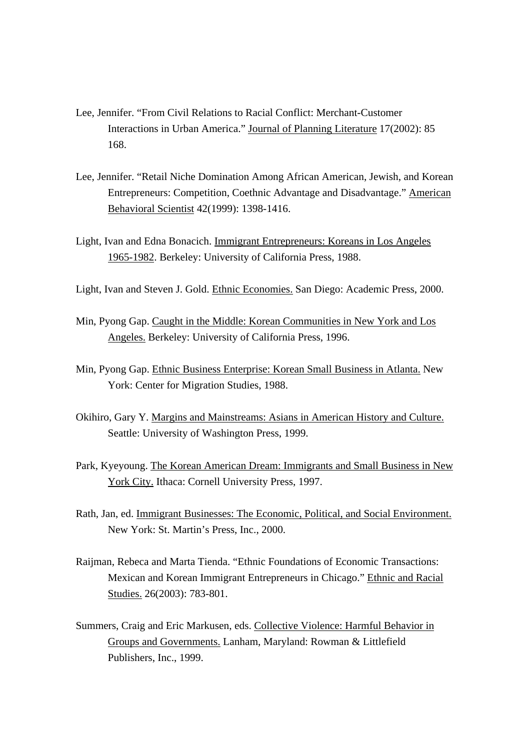Lee, Jennifer. "From Civil Relations to Racial Conflict: Merchant-Customer Interactions in Urban America." <u>Journal of Planning Literature</u> 17(2002): 85 168.

Lee, Jennifer. "Retail Niche Domination Among African American, Jewish, and Korean Entrepreneurs: Competition, Coethnic Advantage and Disadvantage." <u>American Behavioral Scientist</u> 42(1999): 1398-1416.

Light, Ivan and Edna Bonacich. <u>Immigrant Entrepreneurs: Koreans in Los Angeles 1965-1982</u>. Berkeley: University of California Press, 1988.

Light, Ivan and Steven J. Gold. <u>Ethnic Economies.</u> San Diego: Academic Press, 2000.

Min, Pyong Gap. <u>Caught in the Middle: Korean Communities in New York and Los Angeles.</u> Berkeley: University of California Press, 1996.

Min, Pyong Gap. <u>Ethnic Business Enterprise: Korean Small Business in Atlanta.</u> New York: Center for Migration Studies, 1988.

Okihiro, Gary Y. <u>Margins and Mainstreams: Asians in American History and Culture.</u> Seattle: University of Washington Press, 1999.

Park, Kyeyoung. <u>The Korean American Dream: Immigrants and Small Business in New York City.</u> Ithaca: Cornell University Press, 1997.

Rath, Jan, ed. <u>Immigrant Businesses: The Economic, Political, and Social Environment.</u> New York: St. Martin's Press, Inc., 2000.

Raijman, Rebeca and Marta Tienda. "Ethnic Foundations of Economic Transactions: Mexican and Korean Immigrant Entrepreneurs in Chicago." <u>Ethnic and Racial Studies.</u> 26(2003): 783-801.

Summers, Craig and Eric Markusen, eds. <u>Collective Violence: Harmful Behavior in Groups and Governments.</u> Lanham, Maryland: Rowman & Littlefield Publishers, Inc., 1999.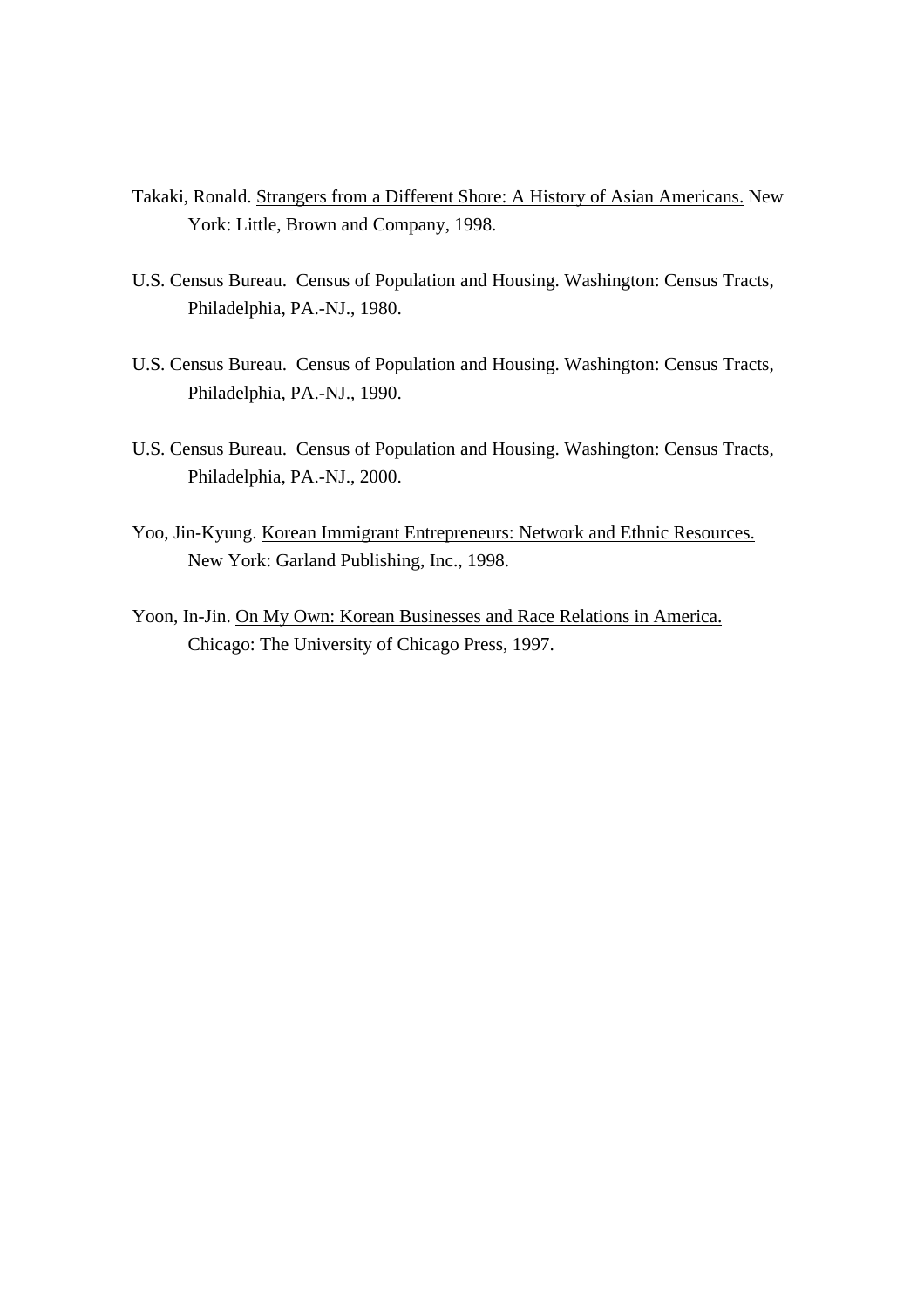Takaki, Ronald. <u>Strangers from a Different Shore: A History of Asian Americans.</u> New York: Little, Brown and Company, 1998.

U.S. Census Bureau. Census of Population and Housing. Washington: Census Tracts, Philadelphia, PA.-NJ., 1980.

U.S. Census Bureau. Census of Population and Housing. Washington: Census Tracts, Philadelphia, PA.-NJ., 1990.

U.S. Census Bureau. Census of Population and Housing. Washington: Census Tracts, Philadelphia, PA.-NJ., 2000.

Yoo, Jin-Kyung. <u>Korean Immigrant Entrepreneurs: Network and Ethnic Resources.</u> New York: Garland Publishing, Inc., 1998.

Yoon, In-Jin. <u>On My Own: Korean Businesses and Race Relations in America.</u> Chicago: The University of Chicago Press, 1997.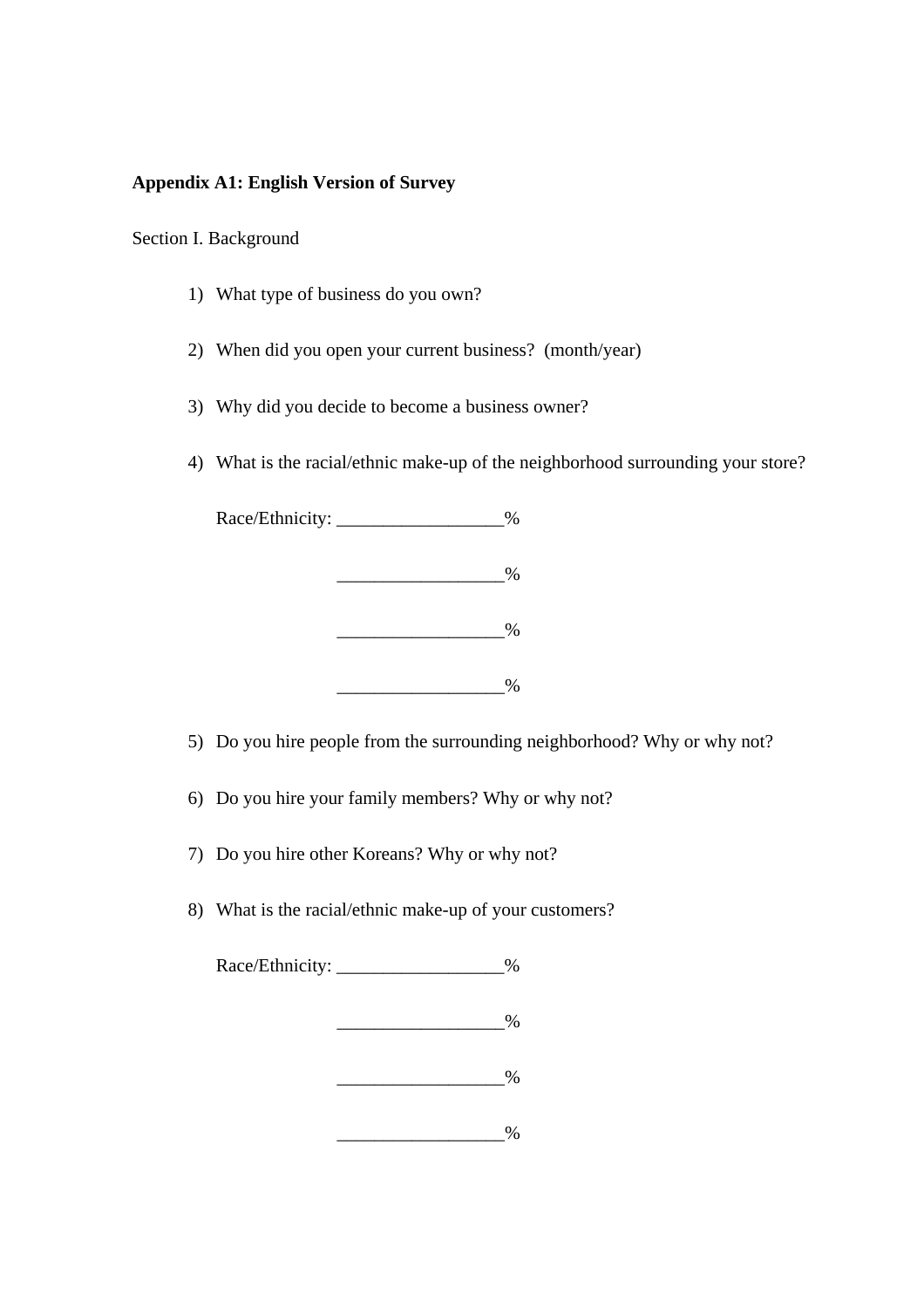**Appendix A1: English Version of Survey**

Section I. Background

1) What type of business do you own?

2) When did you open your current business? (month/year)

3) Why did you decide to become a business owner?

4) What is the racial/ethnic make-up of the neighborhood surrounding your store?

   Race/Ethnicity: __________________%

   __________________%

   __________________%

   __________________%

5) Do you hire people from the surrounding neighborhood? Why or why not?

6) Do you hire your family members? Why or why not?

7) Do you hire other Koreans? Why or why not?

8) What is the racial/ethnic make-up of your customers?

   Race/Ethnicity: __________________%

   __________________%

   __________________%

   __________________%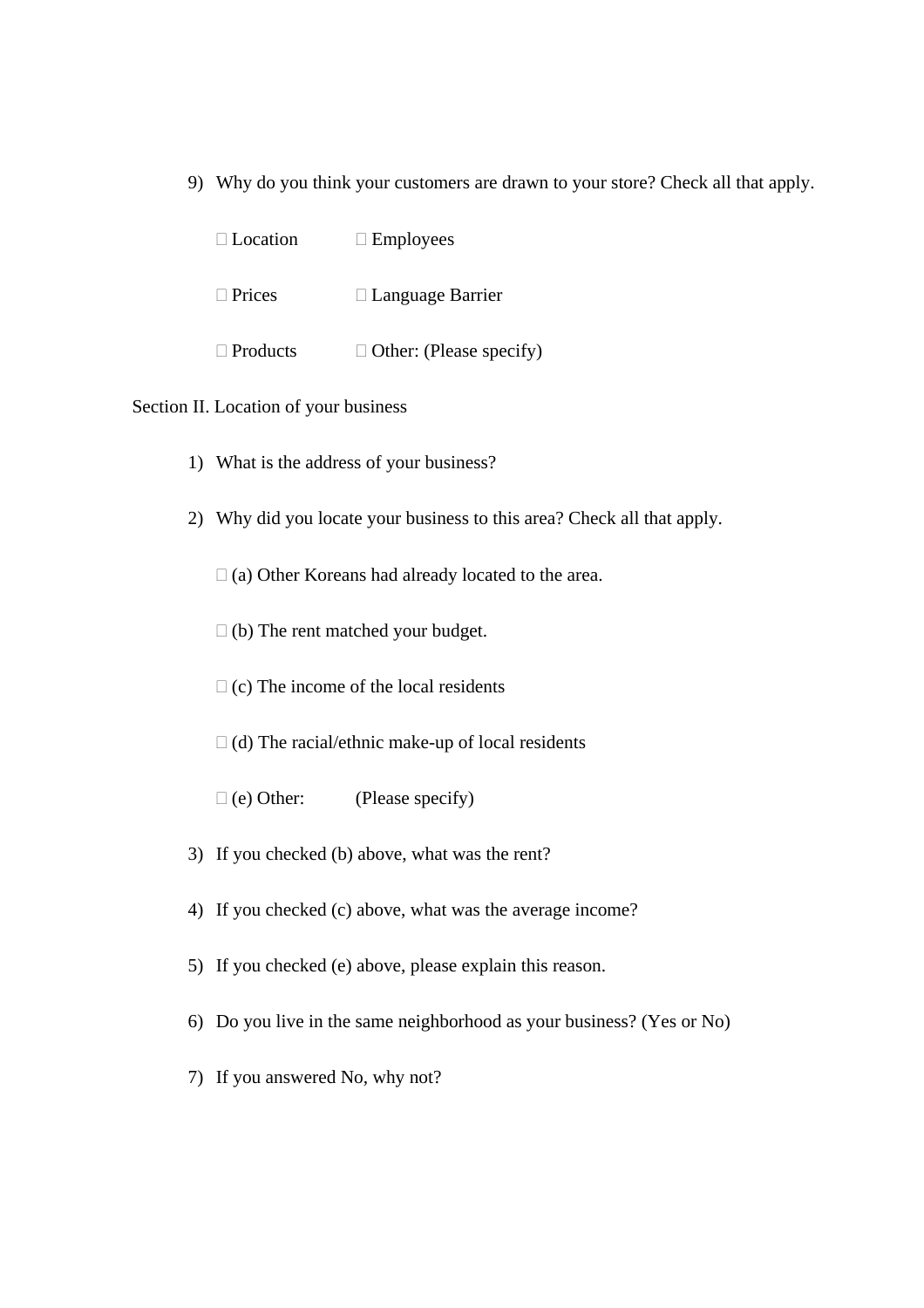9) Why do you think your customers are drawn to your store? Check all that apply.

 Location  Employees

 Prices  Language Barrier

 Products  Other: (Please specify)

Section II. Location of your business

1) What is the address of your business?

2) Why did you locate your business to this area? Check all that apply.

 (a) Other Koreans had already located to the area.

 (b) The rent matched your budget.

 (c) The income of the local residents

 (d) The racial/ethnic make-up of local residents

 (e) Other: (Please specify)

3) If you checked (b) above, what was the rent?

4) If you checked (c) above, what was the average income?

5) If you checked (e) above, please explain this reason.

6) Do you live in the same neighborhood as your business? (Yes or No)

7) If you answered No, why not?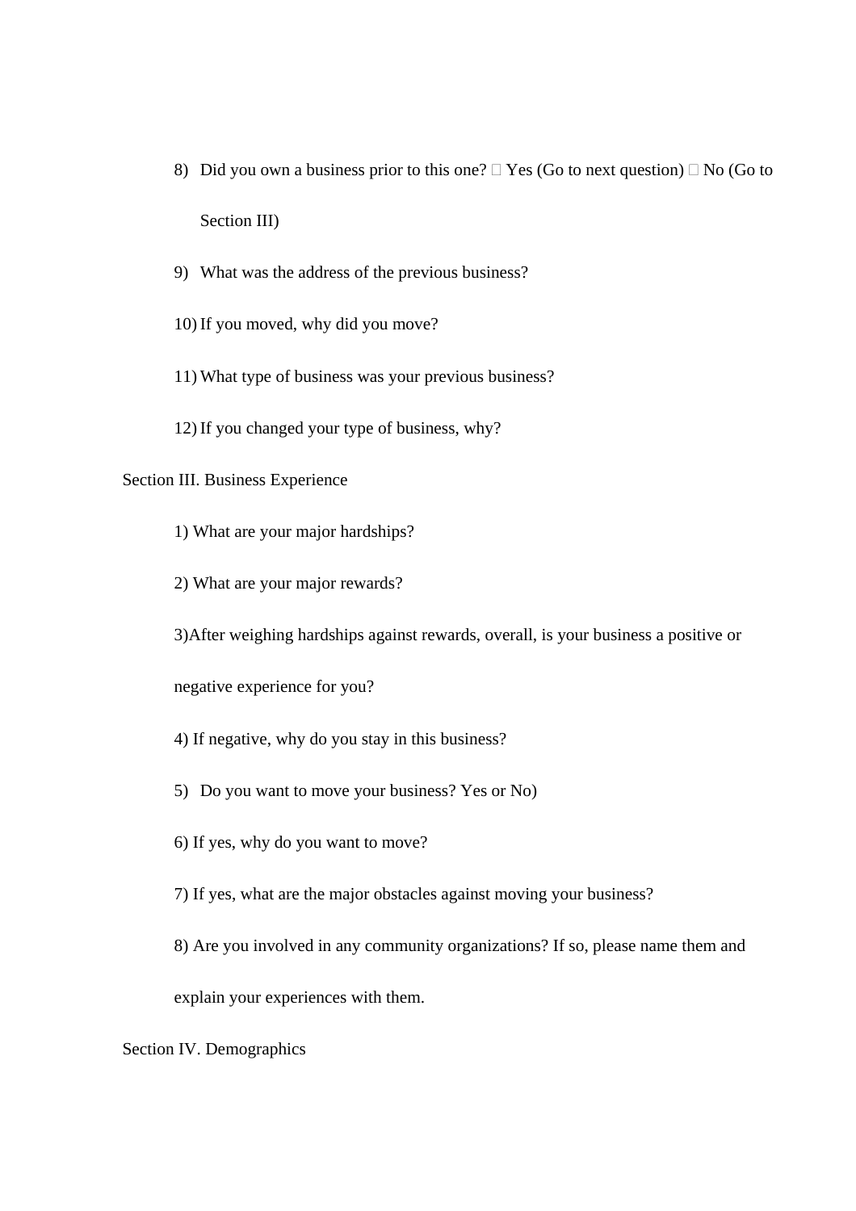8) Did you own a business prior to this one? ☐ Yes (Go to next question) ☐ No (Go to Section III)

9) What was the address of the previous business?

10) If you moved, why did you move?

11) What type of business was your previous business?

12) If you changed your type of business, why?

Section III. Business Experience

1) What are your major hardships?

2) What are your major rewards?

3)After weighing hardships against rewards, overall, is your business a positive or negative experience for you?

4) If negative, why do you stay in this business?

5) Do you want to move your business? Yes or No)

6) If yes, why do you want to move?

7) If yes, what are the major obstacles against moving your business?

8) Are you involved in any community organizations? If so, please name them and explain your experiences with them.

Section IV. Demographics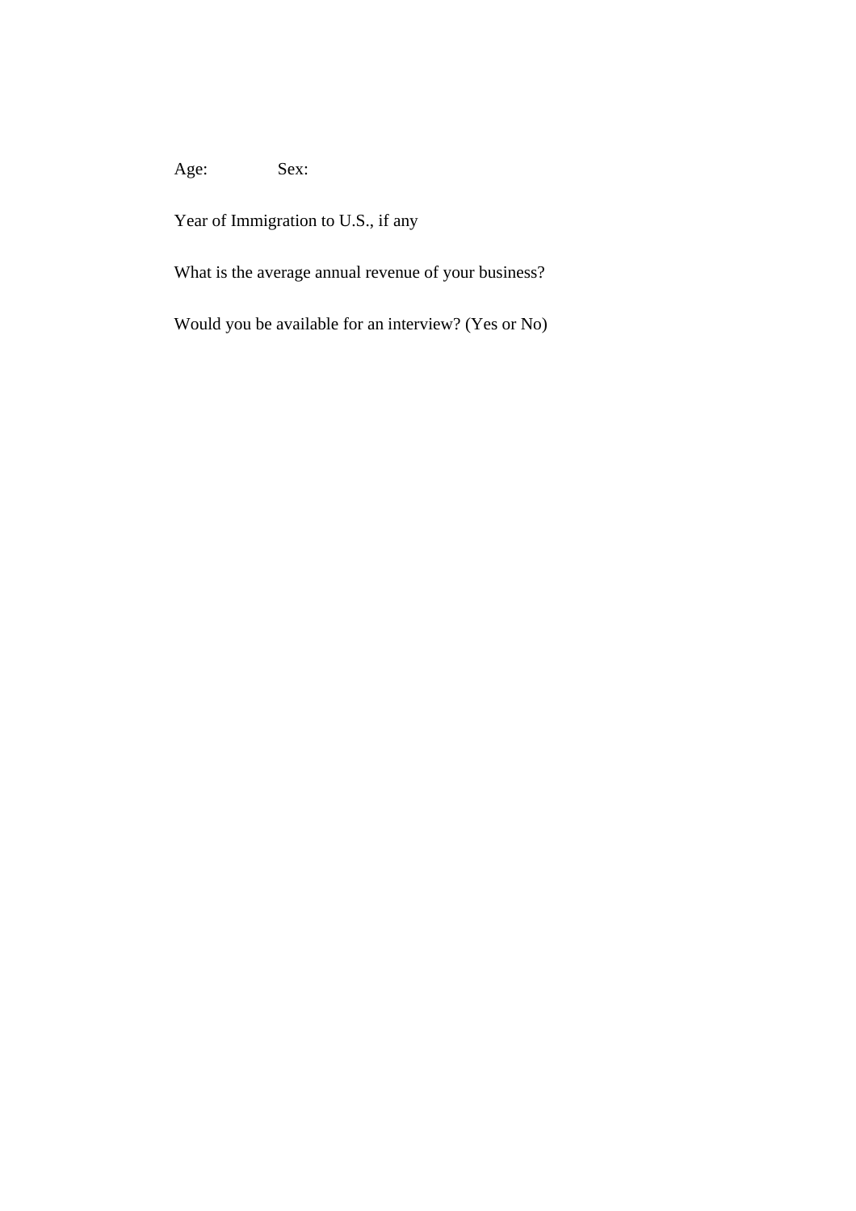Age:          Sex:

Year of Immigration to U.S., if any

What is the average annual revenue of your business?

Would you be available for an interview? (Yes or No)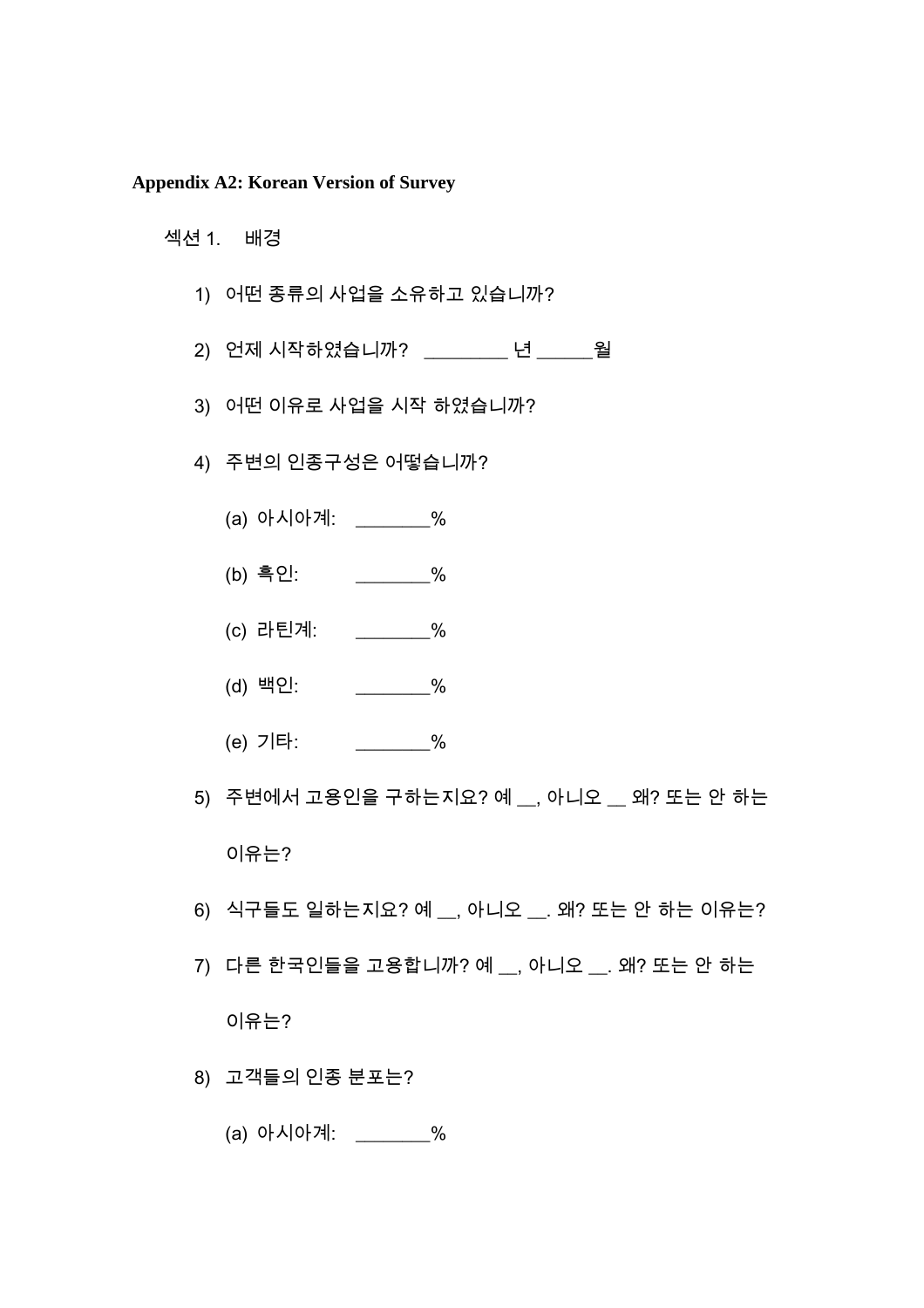**Appendix A2: Korean Version of Survey**

섹션 1. 배경

1) 어떤 종류의 사업을 소유하고 있습니까?

2) 언제 시작하였습니까? ________ 년 ______월

3) 어떤 이유로 사업을 시작 하였습니까?

4) 주변의 인종구성은 어떻습니까?

   (a) 아시아계: _______%

   (b) 흑인: _______%

   (c) 라틴계: _______%

   (d) 백인: _______%

   (e) 기타: _______%

5) 주변에서 고용인을 구하는지요? 예 __, 아니오 __ 왜? 또는 안 하는 이유는?

6) 식구들도 일하는지요? 예 __, 아니오 __. 왜? 또는 안 하는 이유는?

7) 다른 한국인들을 고용합니까? 예 __, 아니오 __. 왜? 또는 안 하는 이유는?

8) 고객들의 인종 분포는?

   (a) 아시아계: _______%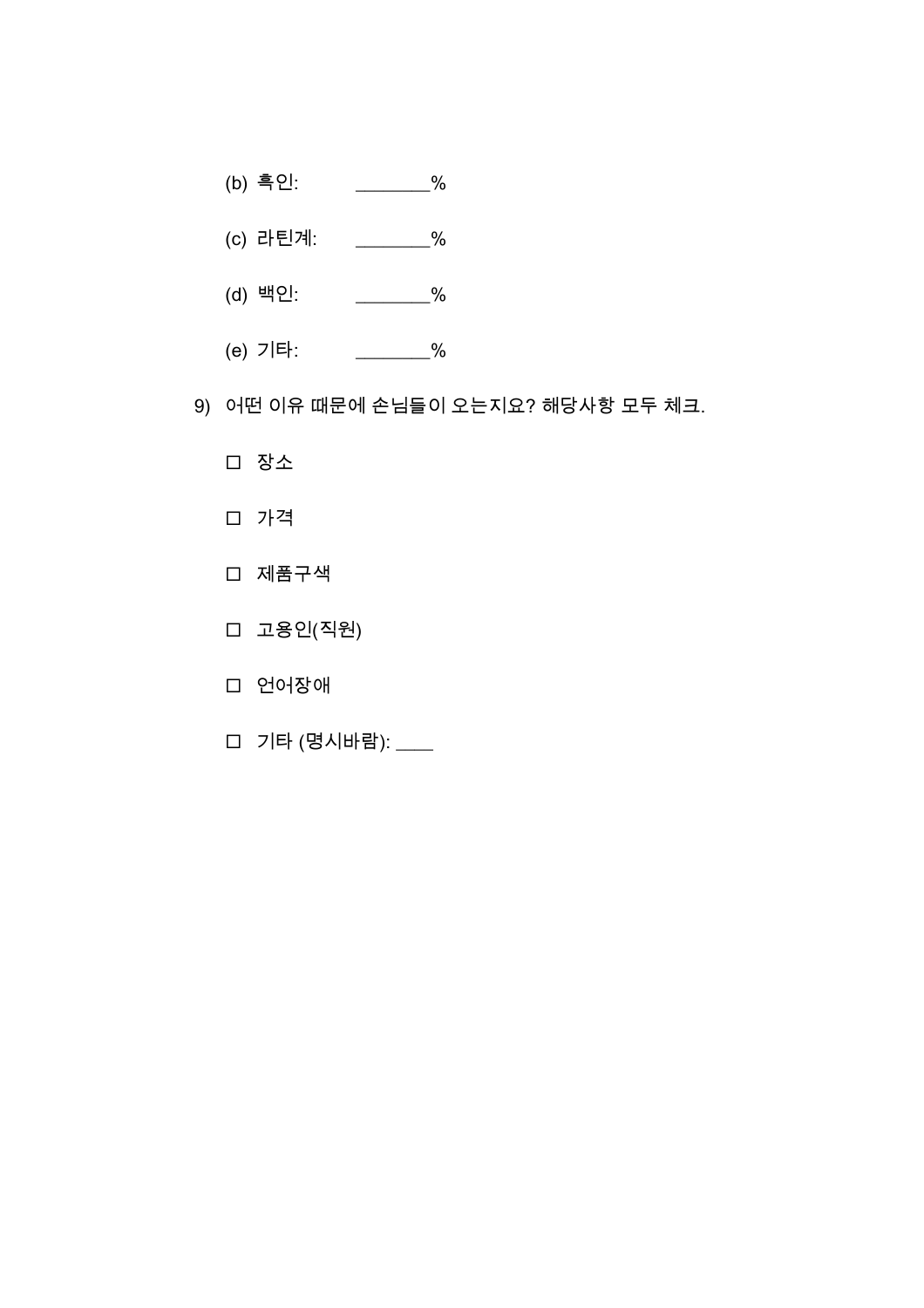(b) 흑인: _______%

(c) 라틴계: _______%

(d) 백인: _______%

(e) 기타: _______%

9) 어떤 이유 때문에 손님들이 오는지요? 해당사항 모두 체크.

☐ 장소

☐ 가격

☐ 제품구색

☐ 고용인(직원)

☐ 언어장애

☐ 기타 (명시바람): ____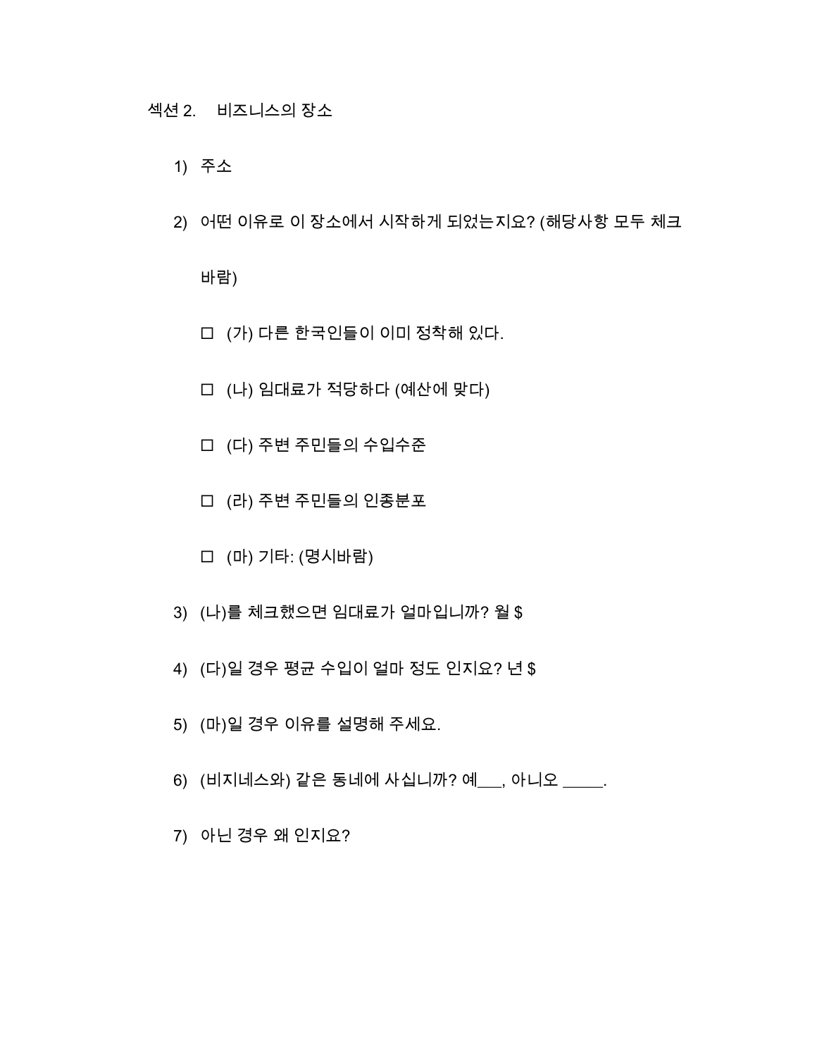섹션 2. 비즈니스의 장소

1) 주소

2) 어떤 이유로 이 장소에서 시작하게 되었는지요? (해당사항 모두 체크 바람)

   ☐ (가) 다른 한국인들이 이미 정착해 있다.

   ☐ (나) 임대료가 적당하다 (예산에 맞다)

   ☐ (다) 주변 주민들의 수입수준

   ☐ (라) 주변 주민들의 인종분포

   ☐ (마) 기타: (명시바람)

3) (나)를 체크했으면 임대료가 얼마입니까? 월 $

4) (다)일 경우 평균 수입이 얼마 정도 인지요? 년 $

5) (마)일 경우 이유를 설명해 주세요.

6) (비지네스와) 같은 동네에 사십니까? 예___, 아니오 _____.

7) 아닌 경우 왜 인지요?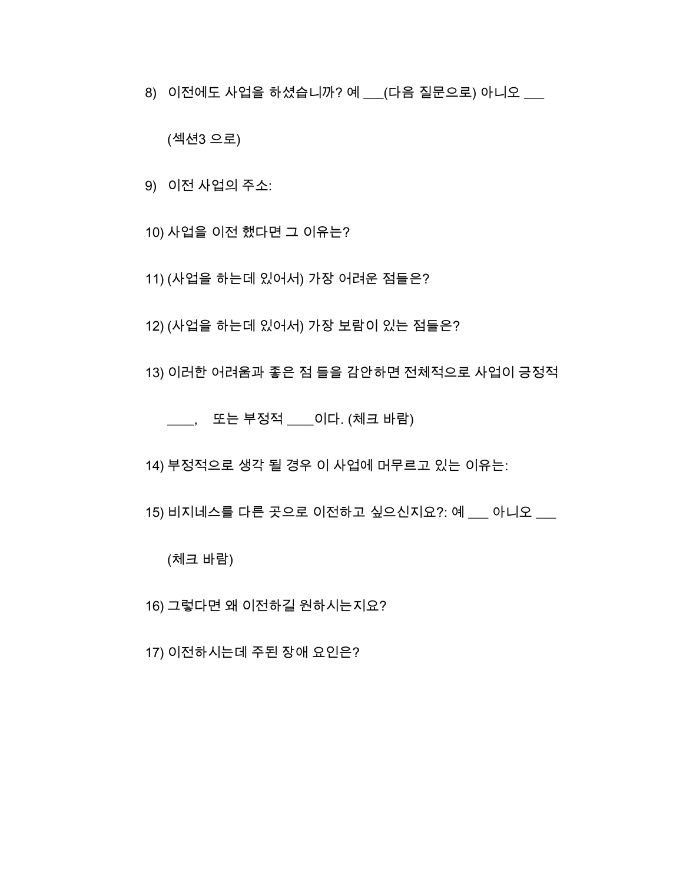8) 이전에도 사업을 하셨습니까? 예 ___(다음 질문으로) 아니오 ___ (섹션3 으로)

9) 이전 사업의 주소:

10) 사업을 이전 했다면 그 이유는?

11) (사업을 하는데 있어서) 가장 어려운 점들은?

12) (사업을 하는데 있어서) 가장 보람이 있는 점들은?

13) 이러한 어려움과 좋은 점 들을 감안하면 전체적으로 사업이 긍정적 ____, 또는 부정적 ____이다. (체크 바람)

14) 부정적으로 생각 될 경우 이 사업에 머무르고 있는 이유는:

15) 비지네스를 다른 곳으로 이전하고 싶으신지요?: 예 ___ 아니오 ___ (체크 바람)

16) 그렇다면 왜 이전하길 원하시는지요?

17) 이전하시는데 주된 장애 요인은?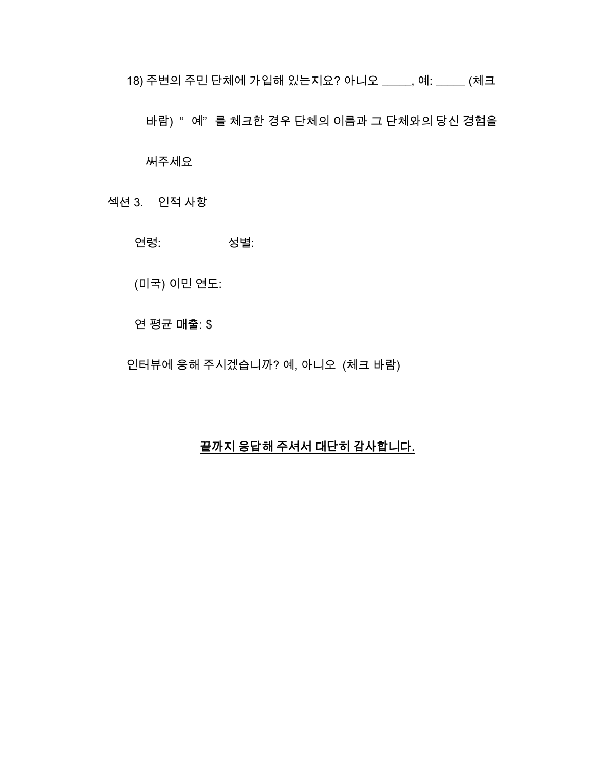18) 주변의 주민 단체에 가입해 있는지요? 아니오 _____, 예: _____ (체크 바람) "예" 를 체크한 경우 단체의 이름과 그 단체와의 당신 경험을 써주세요

섹션 3. 인적 사항

연령: 성별:

(미국) 이민 연도:

연 평균 매출: $

인터뷰에 응해 주시겠습니까? 예, 아니오 (체크 바람)

**끝까지 응답해 주셔서 대단히 감사합니다.**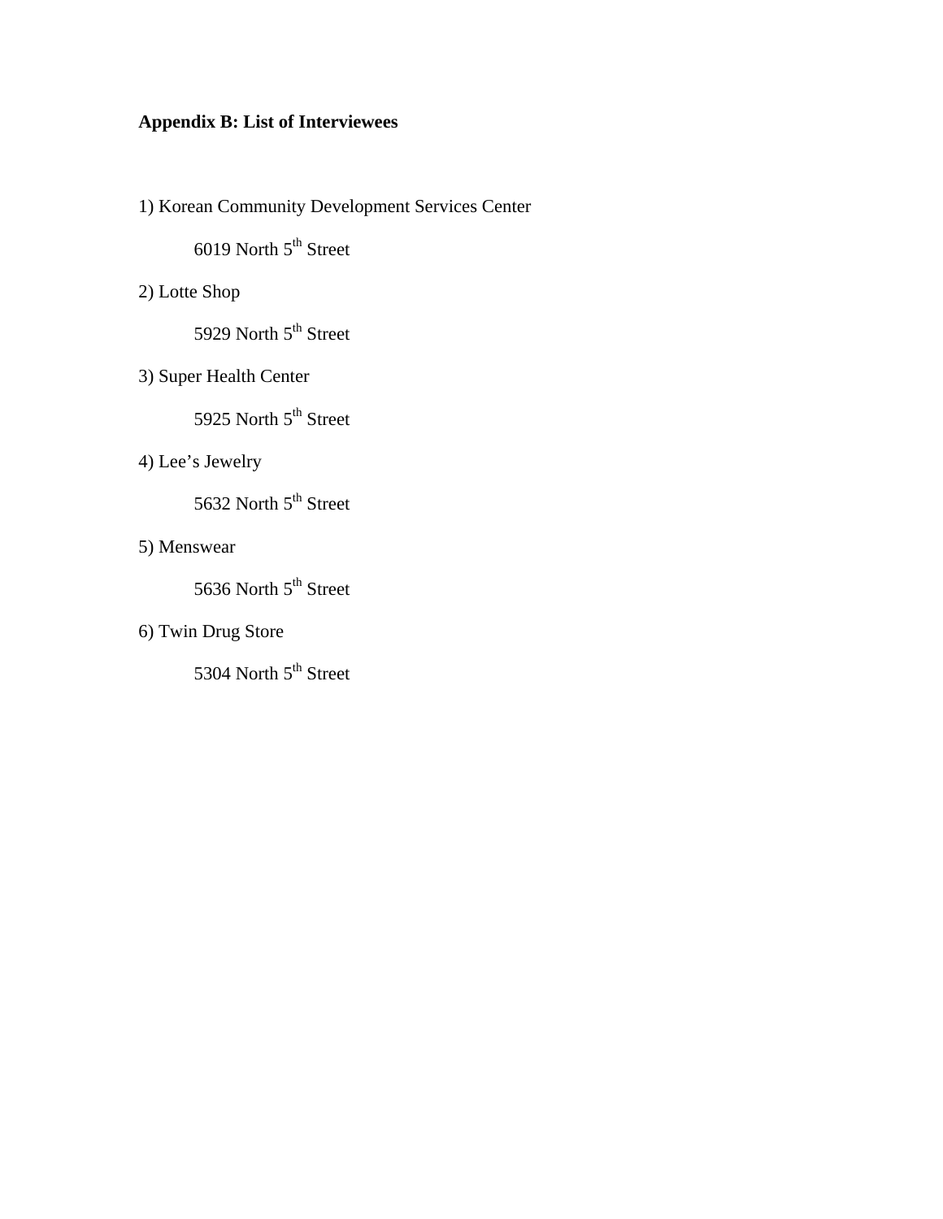**Appendix B: List of Interviewees**

1) Korean Community Development Services Center

    6019 North 5th Street

2) Lotte Shop

    5929 North 5th Street

3) Super Health Center

    5925 North 5th Street

4) Lee's Jewelry

    5632 North 5th Street

5) Menswear

    5636 North 5th Street

6) Twin Drug Store

    5304 North 5th Street